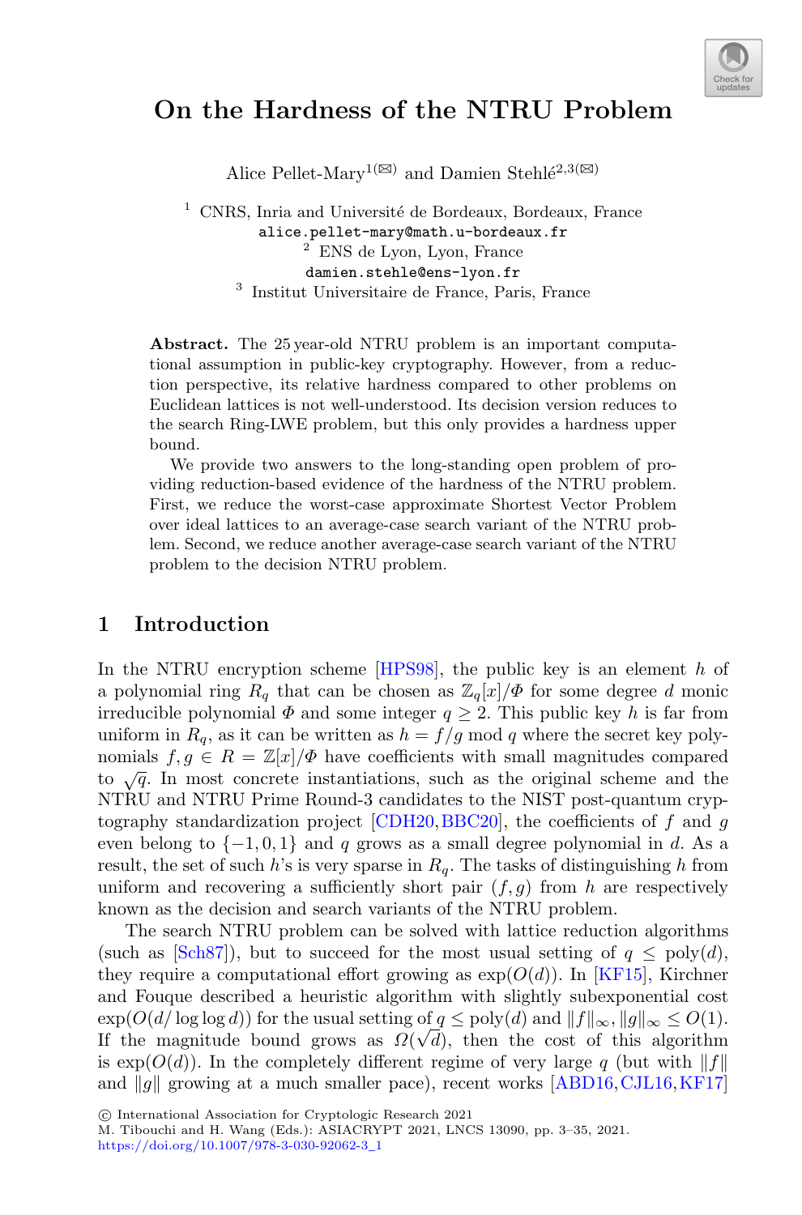# On the Hardness of the NTRU Problem

Alice Pellet-Mary[1](✉) and Damien Stehlé[2,3](✉)

[1] CNRS, Inria and Université de Bordeaux, Bordeaux, France
alice.pellet-mary@math.u-bordeaux.fr
[2] ENS de Lyon, Lyon, France
damien.stehle@ens-lyon.fr
[3] Institut Universitaire de France, Paris, France

**Abstract.** The 25 year-old NTRU problem is an important computational assumption in public-key cryptography. However, from a reduction perspective, its relative hardness compared to other problems on Euclidean lattices is not well-understood. Its decision version reduces to the search Ring-LWE problem, but this only provides a hardness upper bound.

We provide two answers to the long-standing open problem of providing reduction-based evidence of the hardness of the NTRU problem. First, we reduce the worst-case approximate Shortest Vector Problem over ideal lattices to an average-case search variant of the NTRU problem. Second, we reduce another average-case search variant of the NTRU problem to the decision NTRU problem.

## 1 Introduction

In the NTRU encryption scheme [HPS98], the public key is an element $h$ of a polynomial ring $R_q$ that can be chosen as $\mathbb{Z}_q[x]/\Phi$ for some degree $d$ monic irreducible polynomial $\Phi$ and some integer $q \geq 2$. This public key $h$ is far from uniform in $R_q$, as it can be written as $h = f/g \bmod q$ where the secret key polynomials $f, g \in R = \mathbb{Z}[x]/\Phi$ have coefficients with small magnitudes compared to $\sqrt{q}$. In most concrete instantiations, such as the original scheme and the NTRU and NTRU Prime Round-3 candidates to the NIST post-quantum cryptography standardization project [CDH20,BBC20], the coefficients of $f$ and $g$ even belong to $\{-1, 0, 1\}$ and $q$ grows as a small degree polynomial in $d$. As a result, the set of such $h$'s is very sparse in $R_q$. The tasks of distinguishing $h$ from uniform and recovering a sufficiently short pair $(f, g)$ from $h$ are respectively known as the decision and search variants of the NTRU problem.

The search NTRU problem can be solved with lattice reduction algorithms (such as [Sch87]), but to succeed for the most usual setting of $q \leq \text{poly}(d)$, they require a computational effort growing as $\exp(O(d))$. In [KF15], Kirchner and Fouque described a heuristic algorithm with slightly subexponential cost $\exp(O(d/\log\log d))$ for the usual setting of $q \leq \text{poly}(d)$ and $\|f\|_\infty, \|g\|_\infty \leq O(1)$. If the magnitude bound grows as $\Omega(\sqrt{d})$, then the cost of this algorithm is $\exp(O(d))$. In the completely different regime of very large $q$ (but with $\|f\|$ and $\|g\|$ growing at a much smaller pace), recent works [ABD16,CJL16,KF17]

© International Association for Cryptologic Research 2021
M. Tibouchi and H. Wang (Eds.): ASIACRYPT 2021, LNCS 13090, pp. 3–35, 2021.
https://doi.org/10.1007/978-3-030-92062-3_1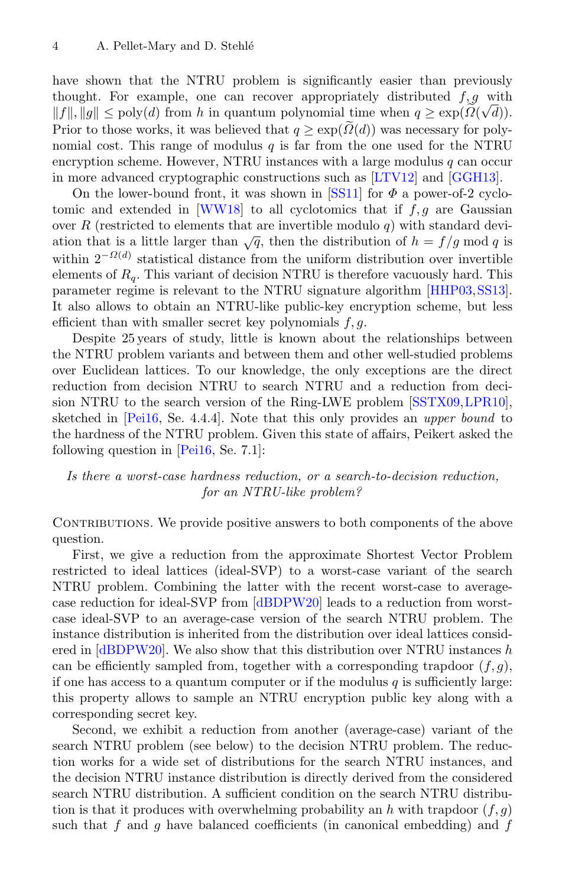have shown that the NTRU problem is significantly easier than previously thought. For example, one can recover appropriately distributed $f, g$ with $\|f\|, \|g\| \leq \text{poly}(d)$ from $h$ in quantum polynomial time when $q \geq \exp(\widetilde{\Omega}(\sqrt{d}))$. Prior to those works, it was believed that $q \geq \exp(\widetilde{\Omega}(d))$ was necessary for polynomial cost. This range of modulus $q$ is far from the one used for the NTRU encryption scheme. However, NTRU instances with a large modulus $q$ can occur in more advanced cryptographic constructions such as [LTV12] and [GGH13].

On the lower-bound front, it was shown in [SS11] for $\Phi$ a power-of-2 cyclotomic and extended in [WW18] to all cyclotomics that if $f, g$ are Gaussian over $R$ (restricted to elements that are invertible modulo $q$) with standard deviation that is a little larger than $\sqrt{q}$, then the distribution of $h = f/g \bmod q$ is within $2^{-\Omega(d)}$ statistical distance from the uniform distribution over invertible elements of $R_q$. This variant of decision NTRU is therefore vacuously hard. This parameter regime is relevant to the NTRU signature algorithm [HHP03, SS13]. It also allows to obtain an NTRU-like public-key encryption scheme, but less efficient than with smaller secret key polynomials $f, g$.

Despite 25 years of study, little is known about the relationships between the NTRU problem variants and between them and other well-studied problems over Euclidean lattices. To our knowledge, the only exceptions are the direct reduction from decision NTRU to search NTRU and a reduction from decision NTRU to the search version of the Ring-LWE problem [SSTX09, LPR10], sketched in [Pei16, Se. 4.4.4]. Note that this only provides an *upper bound* to the hardness of the NTRU problem. Given this state of affairs, Peikert asked the following question in [Pei16, Se. 7.1]:

*Is there a worst-case hardness reduction, or a search-to-decision reduction, for an NTRU-like problem?*

Contributions. We provide positive answers to both components of the above question.

First, we give a reduction from the approximate Shortest Vector Problem restricted to ideal lattices (ideal-SVP) to a worst-case variant of the search NTRU problem. Combining the latter with the recent worst-case to average-case reduction for ideal-SVP from [dBDPW20] leads to a reduction from worst-case ideal-SVP to an average-case version of the search NTRU problem. The instance distribution is inherited from the distribution over ideal lattices considered in [dBDPW20]. We also show that this distribution over NTRU instances $h$ can be efficiently sampled from, together with a corresponding trapdoor $(f, g)$, if one has access to a quantum computer or if the modulus $q$ is sufficiently large: this property allows to sample an NTRU encryption public key along with a corresponding secret key.

Second, we exhibit a reduction from another (average-case) variant of the search NTRU problem (see below) to the decision NTRU problem. The reduction works for a wide set of distributions for the search NTRU instances, and the decision NTRU instance distribution is directly derived from the considered search NTRU distribution. A sufficient condition on the search NTRU distribution is that it produces with overwhelming probability an $h$ with trapdoor $(f, g)$ such that $f$ and $g$ have balanced coefficients (in canonical embedding) and $f$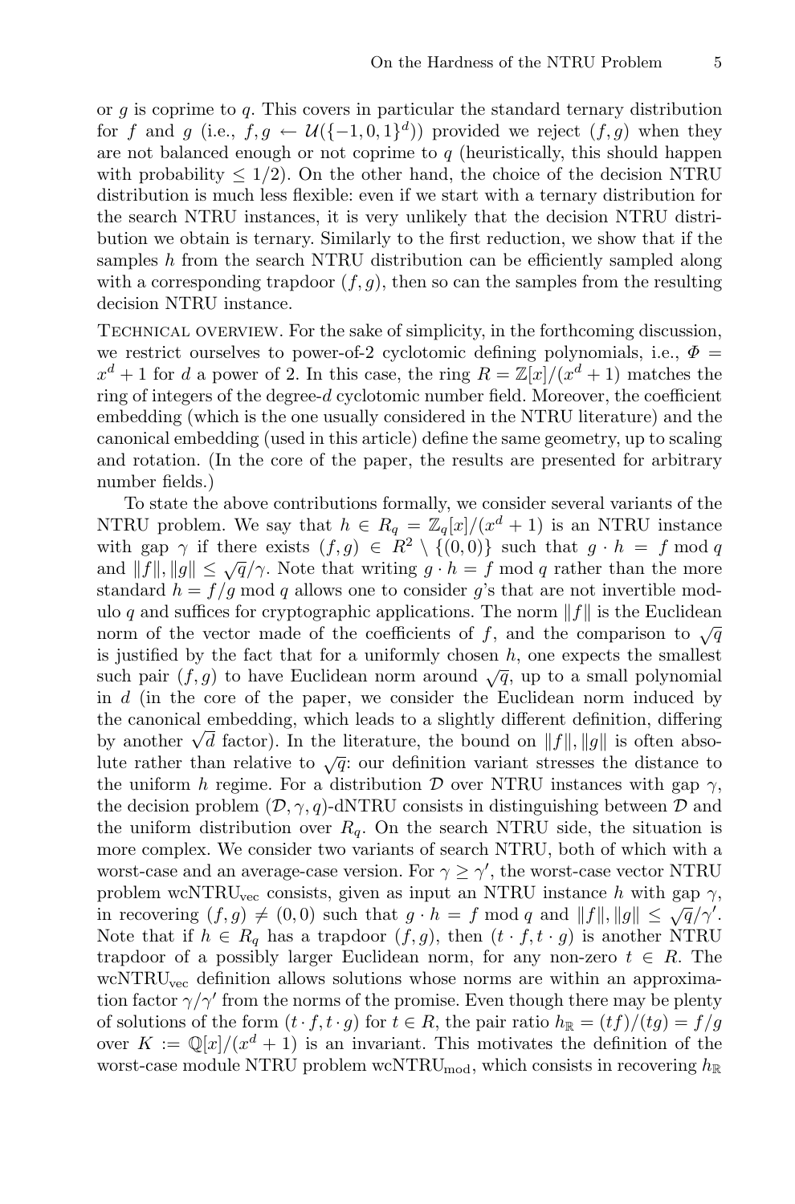or $g$ is coprime to $q$. This covers in particular the standard ternary distribution for $f$ and $g$ (i.e., $f, g \leftarrow \mathcal{U}(\{-1, 0, 1\}^d)$) provided we reject $(f, g)$ when they are not balanced enough or not coprime to $q$ (heuristically, this should happen with probability $\leq 1/2$). On the other hand, the choice of the decision NTRU distribution is much less flexible: even if we start with a ternary distribution for the search NTRU instances, it is very unlikely that the decision NTRU distribution we obtain is ternary. Similarly to the first reduction, we show that if the samples $h$ from the search NTRU distribution can be efficiently sampled along with a corresponding trapdoor $(f, g)$, then so can the samples from the resulting decision NTRU instance.

Technical overview. For the sake of simplicity, in the forthcoming discussion, we restrict ourselves to power-of-2 cyclotomic defining polynomials, i.e., $\Phi = x^d + 1$ for $d$ a power of 2. In this case, the ring $R = \mathbb{Z}[x]/(x^d + 1)$ matches the ring of integers of the degree-$d$ cyclotomic number field. Moreover, the coefficient embedding (which is the one usually considered in the NTRU literature) and the canonical embedding (used in this article) define the same geometry, up to scaling and rotation. (In the core of the paper, the results are presented for arbitrary number fields.)

To state the above contributions formally, we consider several variants of the NTRU problem. We say that $h \in R_q = \mathbb{Z}_q[x]/(x^d + 1)$ is an NTRU instance with gap $\gamma$ if there exists $(f, g) \in R^2 \setminus \{(0, 0)\}$ such that $g \cdot h = f \bmod q$ and $\|f\|, \|g\| \leq \sqrt{q}/\gamma$. Note that writing $g \cdot h = f \bmod q$ rather than the more standard $h = f/g \bmod q$ allows one to consider $g$'s that are not invertible modulo $q$ and suffices for cryptographic applications. The norm $\|f\|$ is the Euclidean norm of the vector made of the coefficients of $f$, and the comparison to $\sqrt{q}$ is justified by the fact that for a uniformly chosen $h$, one expects the smallest such pair $(f, g)$ to have Euclidean norm around $\sqrt{q}$, up to a small polynomial in $d$ (in the core of the paper, we consider the Euclidean norm induced by the canonical embedding, which leads to a slightly different definition, differing by another $\sqrt{d}$ factor). In the literature, the bound on $\|f\|, \|g\|$ is often absolute rather than relative to $\sqrt{q}$: our definition variant stresses the distance to the uniform $h$ regime. For a distribution $\mathcal{D}$ over NTRU instances with gap $\gamma$, the decision problem $(\mathcal{D}, \gamma, q)$-dNTRU consists in distinguishing between $\mathcal{D}$ and the uniform distribution over $R_q$. On the search NTRU side, the situation is more complex. We consider two variants of search NTRU, both of which with a worst-case and an average-case version. For $\gamma \geq \gamma'$, the worst-case vector NTRU problem $\text{wcNTRU}_{\text{vec}}$ consists, given as input an NTRU instance $h$ with gap $\gamma$, in recovering $(f, g) \neq (0, 0)$ such that $g \cdot h = f \bmod q$ and $\|f\|, \|g\| \leq \sqrt{q}/\gamma'$. Note that if $h \in R_q$ has a trapdoor $(f, g)$, then $(t \cdot f, t \cdot g)$ is another NTRU trapdoor of a possibly larger Euclidean norm, for any non-zero $t \in R$. The $\text{wcNTRU}_{\text{vec}}$ definition allows solutions whose norms are within an approximation factor $\gamma/\gamma'$ from the norms of the promise. Even though there may be plenty of solutions of the form $(t \cdot f, t \cdot g)$ for $t \in R$, the pair ratio $h_{\mathbb{R}} = (tf)/(tg) = f/g$ over $K := \mathbb{Q}[x]/(x^d + 1)$ is an invariant. This motivates the definition of the worst-case module NTRU problem $\text{wcNTRU}_{\text{mod}}$, which consists in recovering $h_{\mathbb{R}}$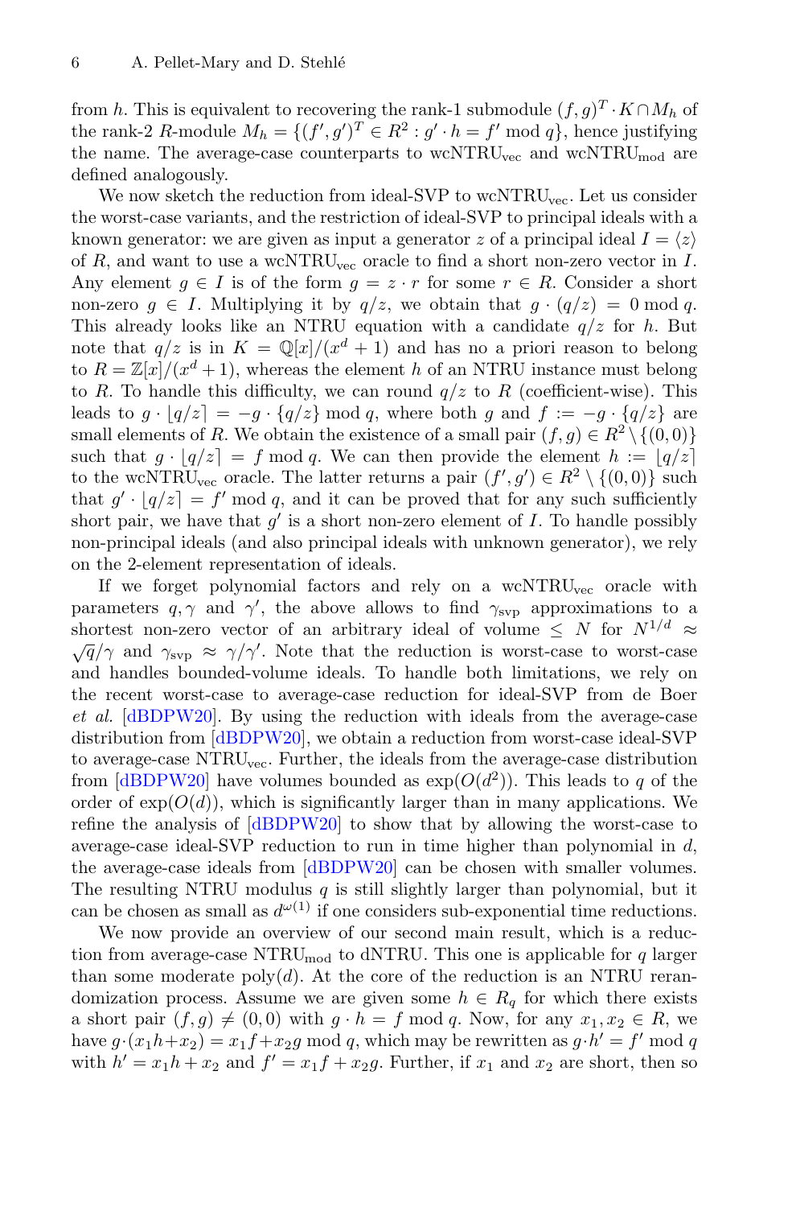from $h$. This is equivalent to recovering the rank-1 submodule $(f, g)^T \cdot K \cap M_h$ of the rank-2 $R$-module $M_h = \{(f', g')^T \in R^2 : g' \cdot h = f' \bmod q\}$, hence justifying the name. The average-case counterparts to $\text{wcNTRU}_{\text{vec}}$ and $\text{wcNTRU}_{\text{mod}}$ are defined analogously.

We now sketch the reduction from ideal-SVP to $\text{wcNTRU}_{\text{vec}}$. Let us consider the worst-case variants, and the restriction of ideal-SVP to principal ideals with a known generator: we are given as input a generator $z$ of a principal ideal $I = \langle z \rangle$ of $R$, and want to use a $\text{wcNTRU}_{\text{vec}}$ oracle to find a short non-zero vector in $I$. Any element $g \in I$ is of the form $g = z \cdot r$ for some $r \in R$. Consider a short non-zero $g \in I$. Multiplying it by $q/z$, we obtain that $g \cdot (q/z) = 0 \bmod q$. This already looks like an NTRU equation with a candidate $q/z$ for $h$. But note that $q/z$ is in $K = \mathbb{Q}[x]/(x^d + 1)$ and has no a priori reason to belong to $R = \mathbb{Z}[x]/(x^d + 1)$, whereas the element $h$ of an NTRU instance must belong to $R$. To handle this difficulty, we can round $q/z$ to $R$ (coefficient-wise). This leads to $g \cdot \lfloor q/z \rceil = -g \cdot \{q/z\} \bmod q$, where both $g$ and $f := -g \cdot \{q/z\}$ are small elements of $R$. We obtain the existence of a small pair $(f, g) \in R^2 \setminus \{(0, 0)\}$ such that $g \cdot \lfloor q/z \rceil = f \bmod q$. We can then provide the element $h := \lfloor q/z \rceil$ to the $\text{wcNTRU}_{\text{vec}}$ oracle. The latter returns a pair $(f', g') \in R^2 \setminus \{(0, 0)\}$ such that $g' \cdot \lfloor q/z \rceil = f' \bmod q$, and it can be proved that for any such sufficiently short pair, we have that $g'$ is a short non-zero element of $I$. To handle possibly non-principal ideals (and also principal ideals with unknown generator), we rely on the 2-element representation of ideals.

If we forget polynomial factors and rely on a $\text{wcNTRU}_{\text{vec}}$ oracle with parameters $q, \gamma$ and $\gamma'$, the above allows to find $\gamma_{\text{svp}}$ approximations to a shortest non-zero vector of an arbitrary ideal of volume $\leq N$ for $N^{1/d} \approx \sqrt{q}/\gamma$ and $\gamma_{\text{svp}} \approx \gamma/\gamma'$. Note that the reduction is worst-case to worst-case and handles bounded-volume ideals. To handle both limitations, we rely on the recent worst-case to average-case reduction for ideal-SVP from de Boer *et al.* [dBDPW20]. By using the reduction with ideals from the average-case distribution from [dBDPW20], we obtain a reduction from worst-case ideal-SVP to average-case $\text{NTRU}_{\text{vec}}$. Further, the ideals from the average-case distribution from [dBDPW20] have volumes bounded as $\exp(O(d^2))$. This leads to $q$ of the order of $\exp(O(d))$, which is significantly larger than in many applications. We refine the analysis of [dBDPW20] to show that by allowing the worst-case to average-case ideal-SVP reduction to run in time higher than polynomial in $d$, the average-case ideals from [dBDPW20] can be chosen with smaller volumes. The resulting NTRU modulus $q$ is still slightly larger than polynomial, but it can be chosen as small as $d^{\omega(1)}$ if one considers sub-exponential time reductions.

We now provide an overview of our second main result, which is a reduction from average-case $\text{NTRU}_{\text{mod}}$ to dNTRU. This one is applicable for $q$ larger than some moderate $\text{poly}(d)$. At the core of the reduction is an NTRU rerandomization process. Assume we are given some $h \in R_q$ for which there exists a short pair $(f, g) \neq (0, 0)$ with $g \cdot h = f \bmod q$. Now, for any $x_1, x_2 \in R$, we have $g \cdot (x_1 h + x_2) = x_1 f + x_2 g \bmod q$, which may be rewritten as $g \cdot h' = f' \bmod q$ with $h' = x_1 h + x_2$ and $f' = x_1 f + x_2 g$. Further, if $x_1$ and $x_2$ are short, then so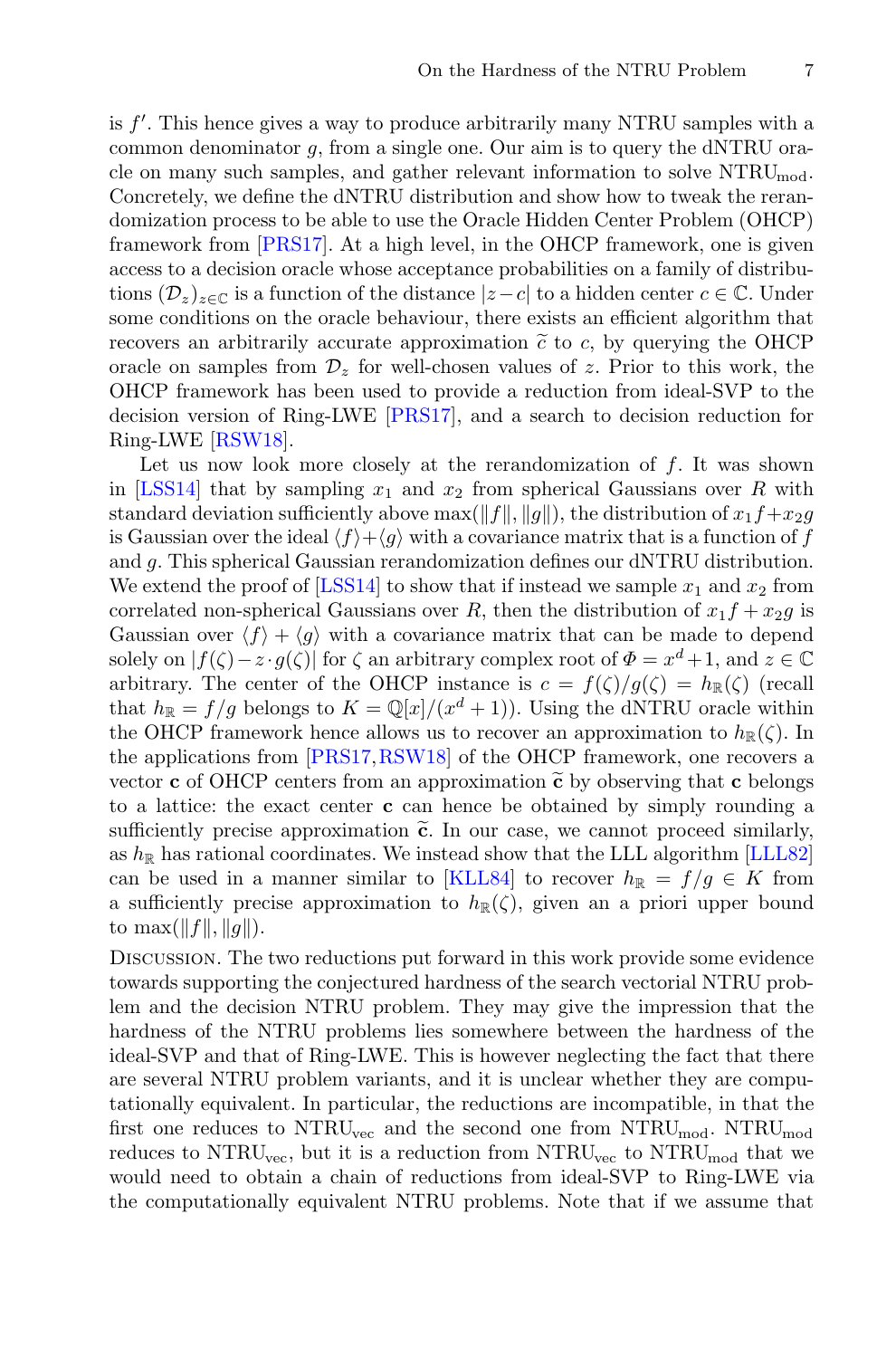is $f'$. This hence gives a way to produce arbitrarily many NTRU samples with a common denominator $g$, from a single one. Our aim is to query the dNTRU oracle on many such samples, and gather relevant information to solve $\text{NTRU}_{\text{mod}}$. Concretely, we define the dNTRU distribution and show how to tweak the rerandomization process to be able to use the Oracle Hidden Center Problem (OHCP) framework from [PRS17]. At a high level, in the OHCP framework, one is given access to a decision oracle whose acceptance probabilities on a family of distributions $(\mathcal{D}_z)_{z\in\mathbb{C}}$ is a function of the distance $|z-c|$ to a hidden center $c \in \mathbb{C}$. Under some conditions on the oracle behaviour, there exists an efficient algorithm that recovers an arbitrarily accurate approximation $\widetilde{c}$ to $c$, by querying the OHCP oracle on samples from $\mathcal{D}_z$ for well-chosen values of $z$. Prior to this work, the OHCP framework has been used to provide a reduction from ideal-SVP to the decision version of Ring-LWE [PRS17], and a search to decision reduction for Ring-LWE [RSW18].

Let us now look more closely at the rerandomization of $f$. It was shown in [LSS14] that by sampling $x_1$ and $x_2$ from spherical Gaussians over $R$ with standard deviation sufficiently above $\max(\|f\|, \|g\|)$, the distribution of $x_1 f + x_2 g$ is Gaussian over the ideal $\langle f\rangle + \langle g\rangle$ with a covariance matrix that is a function of $f$ and $g$. This spherical Gaussian rerandomization defines our dNTRU distribution. We extend the proof of [LSS14] to show that if instead we sample $x_1$ and $x_2$ from correlated non-spherical Gaussians over $R$, then the distribution of $x_1 f + x_2 g$ is Gaussian over $\langle f\rangle + \langle g\rangle$ with a covariance matrix that can be made to depend solely on $|f(\zeta) - z\cdot g(\zeta)|$ for $\zeta$ an arbitrary complex root of $\Phi = x^d + 1$, and $z \in \mathbb{C}$ arbitrary. The center of the OHCP instance is $c = f(\zeta)/g(\zeta) = h_{\mathbb{R}}(\zeta)$ (recall that $h_{\mathbb{R}} = f/g$ belongs to $K = \mathbb{Q}[x]/(x^d+1)$). Using the dNTRU oracle within the OHCP framework hence allows us to recover an approximation to $h_{\mathbb{R}}(\zeta)$. In the applications from [PRS17,RSW18] of the OHCP framework, one recovers a vector $\mathbf{c}$ of OHCP centers from an approximation $\widetilde{\mathbf{c}}$ by observing that $\mathbf{c}$ belongs to a lattice: the exact center $\mathbf{c}$ can hence be obtained by simply rounding a sufficiently precise approximation $\widetilde{\mathbf{c}}$. In our case, we cannot proceed similarly, as $h_{\mathbb{R}}$ has rational coordinates. We instead show that the LLL algorithm [LLL82] can be used in a manner similar to [KLL84] to recover $h_{\mathbb{R}} = f/g \in K$ from a sufficiently precise approximation to $h_{\mathbb{R}}(\zeta)$, given an a priori upper bound to $\max(\|f\|, \|g\|)$.

Discussion. The two reductions put forward in this work provide some evidence towards supporting the conjectured hardness of the search vectorial NTRU problem and the decision NTRU problem. They may give the impression that the hardness of the NTRU problems lies somewhere between the hardness of the ideal-SVP and that of Ring-LWE. This is however neglecting the fact that there are several NTRU problem variants, and it is unclear whether they are computationally equivalent. In particular, the reductions are incompatible, in that the first one reduces to $\text{NTRU}_{\text{vec}}$ and the second one from $\text{NTRU}_{\text{mod}}$. $\text{NTRU}_{\text{mod}}$ reduces to $\text{NTRU}_{\text{vec}}$, but it is a reduction from $\text{NTRU}_{\text{vec}}$ to $\text{NTRU}_{\text{mod}}$ that we would need to obtain a chain of reductions from ideal-SVP to Ring-LWE via the computationally equivalent NTRU problems. Note that if we assume that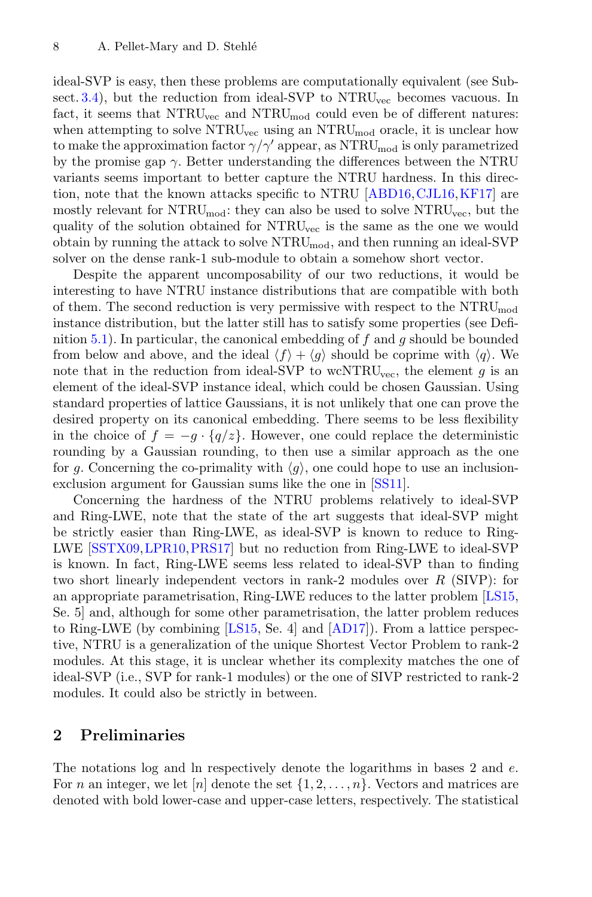ideal-SVP is easy, then these problems are computationally equivalent (see Subsect. 3.4), but the reduction from ideal-SVP to $\mathrm{NTRU}_{\mathrm{vec}}$ becomes vacuous. In fact, it seems that $\mathrm{NTRU}_{\mathrm{vec}}$ and $\mathrm{NTRU}_{\mathrm{mod}}$ could even be of different natures: when attempting to solve $\mathrm{NTRU}_{\mathrm{vec}}$ using an $\mathrm{NTRU}_{\mathrm{mod}}$ oracle, it is unclear how to make the approximation factor $\gamma/\gamma'$ appear, as $\mathrm{NTRU}_{\mathrm{mod}}$ is only parametrized by the promise gap $\gamma$. Better understanding the differences between the NTRU variants seems important to better capture the NTRU hardness. In this direction, note that the known attacks specific to NTRU [ABD16,CJL16,KF17] are mostly relevant for $\mathrm{NTRU}_{\mathrm{mod}}$: they can also be used to solve $\mathrm{NTRU}_{\mathrm{vec}}$, but the quality of the solution obtained for $\mathrm{NTRU}_{\mathrm{vec}}$ is the same as the one we would obtain by running the attack to solve $\mathrm{NTRU}_{\mathrm{mod}}$, and then running an ideal-SVP solver on the dense rank-1 sub-module to obtain a somehow short vector.

Despite the apparent uncomposability of our two reductions, it would be interesting to have NTRU instance distributions that are compatible with both of them. The second reduction is very permissive with respect to the $\mathrm{NTRU}_{\mathrm{mod}}$ instance distribution, but the latter still has to satisfy some properties (see Definition 5.1). In particular, the canonical embedding of $f$ and $g$ should be bounded from below and above, and the ideal $\langle f \rangle + \langle g \rangle$ should be coprime with $\langle q \rangle$. We note that in the reduction from ideal-SVP to $\mathrm{wcNTRU}_{\mathrm{vec}}$, the element $g$ is an element of the ideal-SVP instance ideal, which could be chosen Gaussian. Using standard properties of lattice Gaussians, it is not unlikely that one can prove the desired property on its canonical embedding. There seems to be less flexibility in the choice of $f = -g \cdot \{q/z\}$. However, one could replace the deterministic rounding by a Gaussian rounding, to then use a similar approach as the one for $g$. Concerning the co-primality with $\langle g \rangle$, one could hope to use an inclusion-exclusion argument for Gaussian sums like the one in [SS11].

Concerning the hardness of the NTRU problems relatively to ideal-SVP and Ring-LWE, note that the state of the art suggests that ideal-SVP might be strictly easier than Ring-LWE, as ideal-SVP is known to reduce to Ring-LWE [SSTX09,LPR10,PRS17] but no reduction from Ring-LWE to ideal-SVP is known. In fact, Ring-LWE seems less related to ideal-SVP than to finding two short linearly independent vectors in rank-2 modules over $R$ (SIVP): for an appropriate parametrisation, Ring-LWE reduces to the latter problem [LS15, Se. 5] and, although for some other parametrisation, the latter problem reduces to Ring-LWE (by combining [LS15, Se. 4] and [AD17]). From a lattice perspective, NTRU is a generalization of the unique Shortest Vector Problem to rank-2 modules. At this stage, it is unclear whether its complexity matches the one of ideal-SVP (i.e., SVP for rank-1 modules) or the one of SIVP restricted to rank-2 modules. It could also be strictly in between.

## 2 Preliminaries

The notations log and ln respectively denote the logarithms in bases 2 and $e$. For $n$ an integer, we let $[n]$ denote the set $\{1, 2, \ldots, n\}$. Vectors and matrices are denoted with bold lower-case and upper-case letters, respectively. The statistical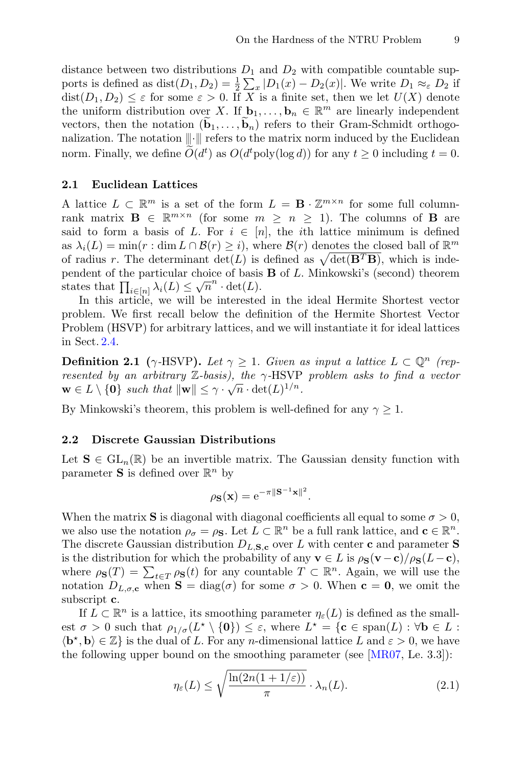distance between two distributions $D_1$ and $D_2$ with compatible countable supports is defined as $\mathrm{dist}(D_1, D_2) = \frac{1}{2}\sum_x |D_1(x) - D_2(x)|$. We write $D_1 \approx_\varepsilon D_2$ if $\mathrm{dist}(D_1, D_2) \leq \varepsilon$ for some $\varepsilon > 0$. If $X$ is a finite set, then we let $U(X)$ denote the uniform distribution over $X$. If $\mathbf{b}_1, \dots, \mathbf{b}_n \in \mathbb{R}^m$ are linearly independent vectors, then the notation $(\widetilde{\mathbf{b}}_1, \dots, \widetilde{\mathbf{b}}_n)$ refers to their Gram-Schmidt orthogonalization. The notation $|\!|\!|\cdot|\!|\!|$ refers to the matrix norm induced by the Euclidean norm. Finally, we define $\widetilde{O}(d^t)$ as $O(d^t \mathrm{poly}(\log d))$ for any $t \geq 0$ including $t = 0$.

### 2.1 Euclidean Lattices

A lattice $L \subset \mathbb{R}^m$ is a set of the form $L = \mathbf{B} \cdot \mathbb{Z}^{m \times n}$ for some full column-rank matrix $\mathbf{B} \in \mathbb{R}^{m \times n}$ (for some $m \geq n \geq 1$). The columns of $\mathbf{B}$ are said to form a basis of $L$. For $i \in [n]$, the $i$th lattice minimum is defined as $\lambda_i(L) = \min(r : \dim L \cap \mathcal{B}(r) \geq i)$, where $\mathcal{B}(r)$ denotes the closed ball of $\mathbb{R}^m$ of radius $r$. The determinant $\det(L)$ is defined as $\sqrt{\det(\mathbf{B}^T\mathbf{B})}$, which is independent of the particular choice of basis $\mathbf{B}$ of $L$. Minkowski's (second) theorem states that $\prod_{i \in [n]} \lambda_i(L) \leq \sqrt{n}^n \cdot \det(L)$.

In this article, we will be interested in the ideal Hermite Shortest vector problem. We first recall below the definition of the Hermite Shortest Vector Problem (HSVP) for arbitrary lattices, and we will instantiate it for ideal lattices in Sect. 2.4.

**Definition 2.1** **($\gamma$-HSVP).** *Let $\gamma \geq 1$. Given as input a lattice $L \subset \mathbb{Q}^n$ (represented by an arbitrary $\mathbb{Z}$-basis), the $\gamma$-HSVP problem asks to find a vector $\mathbf{w} \in L \setminus \{\mathbf{0}\}$ such that $\|\mathbf{w}\| \leq \gamma \cdot \sqrt{n} \cdot \det(L)^{1/n}$.*

By Minkowski's theorem, this problem is well-defined for any $\gamma \geq 1$.

### 2.2 Discrete Gaussian Distributions

Let $\mathbf{S} \in \mathrm{GL}_n(\mathbb{R})$ be an invertible matrix. The Gaussian density function with parameter $\mathbf{S}$ is defined over $\mathbb{R}^n$ by

$$\rho_{\mathbf{S}}(\mathbf{x}) = \mathrm{e}^{-\pi\|\mathbf{S}^{-1}\mathbf{x}\|^2}.$$

When the matrix $\mathbf{S}$ is diagonal with diagonal coefficients all equal to some $\sigma > 0$, we also use the notation $\rho_\sigma = \rho_{\mathbf{S}}$. Let $L \subset \mathbb{R}^n$ be a full rank lattice, and $\mathbf{c} \in \mathbb{R}^n$. The discrete Gaussian distribution $D_{L,\mathbf{S},\mathbf{c}}$ over $L$ with center $\mathbf{c}$ and parameter $\mathbf{S}$ is the distribution for which the probability of any $\mathbf{v} \in L$ is $\rho_{\mathbf{S}}(\mathbf{v} - \mathbf{c})/\rho_{\mathbf{S}}(L - \mathbf{c})$, where $\rho_{\mathbf{S}}(T) = \sum_{t \in T} \rho_{\mathbf{S}}(t)$ for any countable $T \subset \mathbb{R}^n$. Again, we will use the notation $D_{L,\sigma,\mathbf{c}}$ when $\mathbf{S} = \mathrm{diag}(\sigma)$ for some $\sigma > 0$. When $\mathbf{c} = \mathbf{0}$, we omit the subscript $\mathbf{c}$.

If $L \subset \mathbb{R}^n$ is a lattice, its smoothing parameter $\eta_\varepsilon(L)$ is defined as the smallest $\sigma > 0$ such that $\rho_{1/\sigma}(L^\star \setminus \{\mathbf{0}\}) \leq \varepsilon$, where $L^\star = \{\mathbf{c} \in \mathrm{span}(L) : \forall \mathbf{b} \in L : \langle \mathbf{b}^\star, \mathbf{b} \rangle \in \mathbb{Z}\}$ is the dual of $L$. For any $n$-dimensional lattice $L$ and $\varepsilon > 0$, we have the following upper bound on the smoothing parameter (see [MR07, Le. 3.3]):

$$\eta_\varepsilon(L) \leq \sqrt{\frac{\ln(2n(1 + 1/\varepsilon))}{\pi}} \cdot \lambda_n(L). \tag{2.1}$$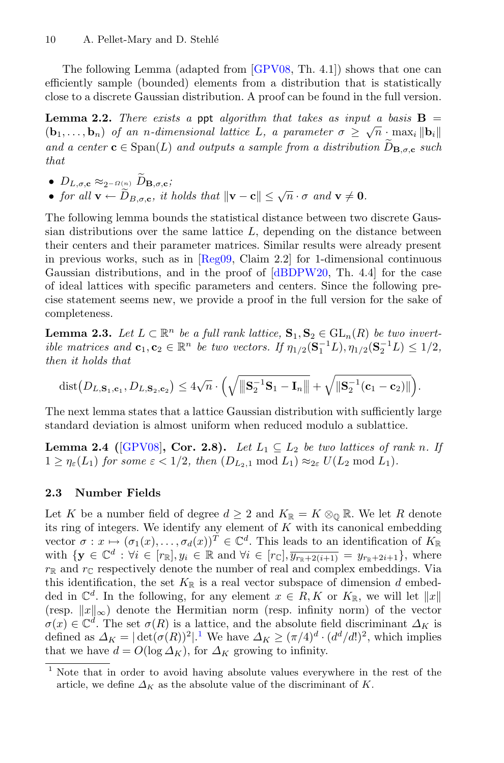The following Lemma (adapted from [GPV08, Th. 4.1]) shows that one can efficiently sample (bounded) elements from a distribution that is statistically close to a discrete Gaussian distribution. A proof can be found in the full version.

**Lemma 2.2.** *There exists a* ppt *algorithm that takes as input a basis* $\mathbf{B} = (\mathbf{b}_1, \ldots, \mathbf{b}_n)$ *of an* $n$*-dimensional lattice* $L$*, a parameter* $\sigma \geq \sqrt{n} \cdot \max_i \|\mathbf{b}_i\|$ *and a center* $\mathbf{c} \in \mathrm{Span}(L)$ *and outputs a sample from a distribution* $\widetilde{D}_{\mathbf{B},\sigma,\mathbf{c}}$ *such that*

- $D_{L,\sigma,\mathbf{c}} \approx_{2^{-\Omega(n)}} \widetilde{D}_{\mathbf{B},\sigma,\mathbf{c}}$*;*
- *for all* $\mathbf{v} \leftarrow \widetilde{D}_{B,\sigma,\mathbf{c}}$*, it holds that* $\|\mathbf{v} - \mathbf{c}\| \leq \sqrt{n} \cdot \sigma$ *and* $\mathbf{v} \neq \mathbf{0}$*.*

The following lemma bounds the statistical distance between two discrete Gaussian distributions over the same lattice $L$, depending on the distance between their centers and their parameter matrices. Similar results were already present in previous works, such as in [Reg09, Claim 2.2] for 1-dimensional continuous Gaussian distributions, and in the proof of [dBDPW20, Th. 4.4] for the case of ideal lattices with specific parameters and centers. Since the following precise statement seems new, we provide a proof in the full version for the sake of completeness.

**Lemma 2.3.** *Let* $L \subset \mathbb{R}^n$ *be a full rank lattice,* $\mathbf{S}_1, \mathbf{S}_2 \in \mathrm{GL}_n(R)$ *be two invertible matrices and* $\mathbf{c}_1, \mathbf{c}_2 \in \mathbb{R}^n$ *be two vectors. If* $\eta_{1/2}(\mathbf{S}_1^{-1}L), \eta_{1/2}(\mathbf{S}_2^{-1}L) \leq 1/2$*, then it holds that*

$$\mathrm{dist}\big(D_{L,\mathbf{S}_1,\mathbf{c}_1}, D_{L,\mathbf{S}_2,\mathbf{c}_2}\big) \leq 4\sqrt{n} \cdot \left(\sqrt{\|\mathbf{S}_2^{-1}\mathbf{S}_1 - \mathbf{I}_n\|} + \sqrt{\|\mathbf{S}_2^{-1}(\mathbf{c}_1 - \mathbf{c}_2)\|}\right).$$

The next lemma states that a lattice Gaussian distribution with sufficiently large standard deviation is almost uniform when reduced modulo a sublattice.

**Lemma 2.4 ([GPV08], Cor. 2.8).** *Let* $L_1 \subseteq L_2$ *be two lattices of rank* $n$*. If* $1 \geq \eta_\varepsilon(L_1)$ *for some* $\varepsilon < 1/2$*, then* $(D_{L_2,1} \bmod L_1) \approx_{2\varepsilon} U(L_2 \bmod L_1)$*.*

### 2.3 Number Fields

Let $K$ be a number field of degree $d \geq 2$ and $K_\mathbb{R} = K \otimes_\mathbb{Q} \mathbb{R}$. We let $R$ denote its ring of integers. We identify any element of $K$ with its canonical embedding vector $\sigma : x \mapsto (\sigma_1(x), \ldots, \sigma_d(x))^T \in \mathbb{C}^d$. This leads to an identification of $K_\mathbb{R}$ with $\{\mathbf{y} \in \mathbb{C}^d : \forall i \in [r_\mathbb{R}], y_i \in \mathbb{R} \text{ and } \forall i \in [r_\mathbb{C}], \overline{y_{r_\mathbb{R}+2(i+1)}} = y_{r_\mathbb{R}+2i+1}\}$, where $r_\mathbb{R}$ and $r_\mathbb{C}$ respectively denote the number of real and complex embeddings. Via this identification, the set $K_\mathbb{R}$ is a real vector subspace of dimension $d$ embedded in $\mathbb{C}^d$. In the following, for any element $x \in R, K$ or $K_\mathbb{R}$, we will let $\|x\|$ (resp. $\|x\|_\infty$) denote the Hermitian norm (resp. infinity norm) of the vector $\sigma(x) \in \mathbb{C}^d$. The set $\sigma(R)$ is a lattice, and the absolute field discriminant $\Delta_K$ is defined as $\Delta_K = |\det(\sigma(R))^2|$.[1] We have $\Delta_K \geq (\pi/4)^d \cdot (d^d/d!)^2$, which implies that we have $d = O(\log \Delta_K)$, for $\Delta_K$ growing to infinity.

[1] Note that in order to avoid having absolute values everywhere in the rest of the article, we define $\Delta_K$ as the absolute value of the discriminant of $K$.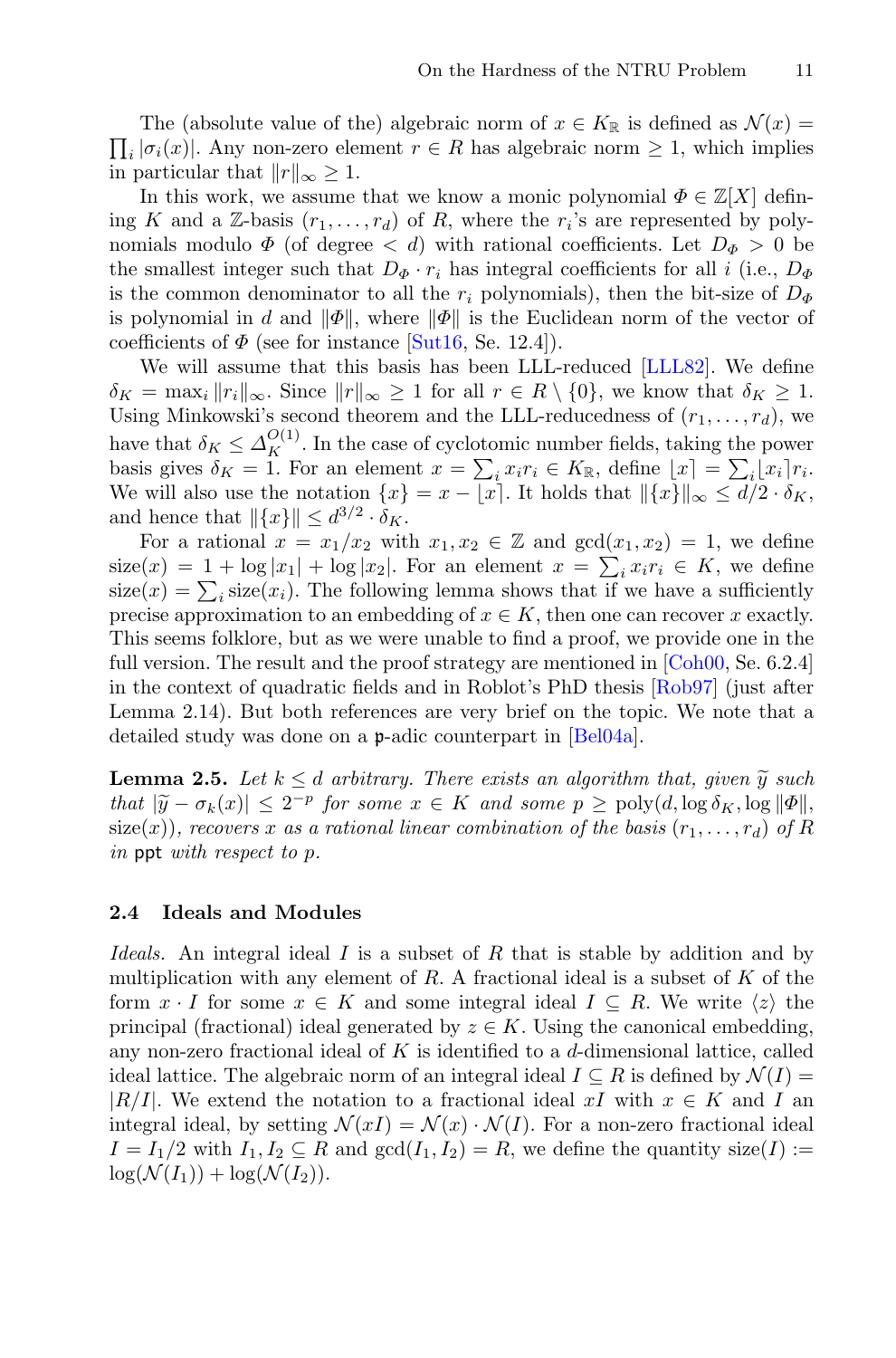The (absolute value of the) algebraic norm of $x \in K_{\mathbb{R}}$ is defined as $\mathcal{N}(x) = \prod_i |\sigma_i(x)|$. Any non-zero element $r \in R$ has algebraic norm $\geq 1$, which implies in particular that $\|r\|_\infty \geq 1$.

In this work, we assume that we know a monic polynomial $\Phi \in \mathbb{Z}[X]$ defining $K$ and a $\mathbb{Z}$-basis $(r_1, \ldots, r_d)$ of $R$, where the $r_i$'s are represented by polynomials modulo $\Phi$ (of degree $< d$) with rational coefficients. Let $D_\Phi > 0$ be the smallest integer such that $D_\Phi \cdot r_i$ has integral coefficients for all $i$ (i.e., $D_\Phi$ is the common denominator to all the $r_i$ polynomials), then the bit-size of $D_\Phi$ is polynomial in $d$ and $\|\Phi\|$, where $\|\Phi\|$ is the Euclidean norm of the vector of coefficients of $\Phi$ (see for instance [Sut16, Se. 12.4]).

We will assume that this basis has been LLL-reduced [LLL82]. We define $\delta_K = \max_i \|r_i\|_\infty$. Since $\|r\|_\infty \geq 1$ for all $r \in R \setminus \{0\}$, we know that $\delta_K \geq 1$. Using Minkowski's second theorem and the LLL-reducedness of $(r_1, \ldots, r_d)$, we have that $\delta_K \leq \Delta_K^{O(1)}$. In the case of cyclotomic number fields, taking the power basis gives $\delta_K = 1$. For an element $x = \sum_i x_i r_i \in K_{\mathbb{R}}$, define $\lfloor x \rceil = \sum_i \lfloor x_i \rceil r_i$. We will also use the notation $\{x\} = x - \lfloor x \rceil$. It holds that $\|\{x\}\|_\infty \leq d/2 \cdot \delta_K$, and hence that $\|\{x\}\| \leq d^{3/2} \cdot \delta_K$.

For a rational $x = x_1/x_2$ with $x_1, x_2 \in \mathbb{Z}$ and $\gcd(x_1, x_2) = 1$, we define $\text{size}(x) = 1 + \log|x_1| + \log|x_2|$. For an element $x = \sum_i x_i r_i \in K$, we define $\text{size}(x) = \sum_i \text{size}(x_i)$. The following lemma shows that if we have a sufficiently precise approximation to an embedding of $x \in K$, then one can recover $x$ exactly. This seems folklore, but as we were unable to find a proof, we provide one in the full version. The result and the proof strategy are mentioned in [Coh00, Se. 6.2.4] in the context of quadratic fields and in Roblot's PhD thesis [Rob97] (just after Lemma 2.14). But both references are very brief on the topic. We note that a detailed study was done on a $\mathfrak{p}$-adic counterpart in [Bel04a].

**Lemma 2.5.** *Let $k \leq d$ arbitrary. There exists an algorithm that, given $\widetilde{y}$ such that $|\widetilde{y} - \sigma_k(x)| \leq 2^{-p}$ for some $x \in K$ and some $p \geq \text{poly}(d, \log \delta_K, \log \|\Phi\|, \text{size}(x))$, recovers $x$ as a rational linear combination of the basis $(r_1, \ldots, r_d)$ of $R$ in* ppt *with respect to $p$.*

### 2.4 Ideals and Modules

*Ideals.* An integral ideal $I$ is a subset of $R$ that is stable by addition and by multiplication with any element of $R$. A fractional ideal is a subset of $K$ of the form $x \cdot I$ for some $x \in K$ and some integral ideal $I \subseteq R$. We write $\langle z \rangle$ the principal (fractional) ideal generated by $z \in K$. Using the canonical embedding, any non-zero fractional ideal of $K$ is identified to a $d$-dimensional lattice, called ideal lattice. The algebraic norm of an integral ideal $I \subseteq R$ is defined by $\mathcal{N}(I) = |R/I|$. We extend the notation to a fractional ideal $xI$ with $x \in K$ and $I$ an integral ideal, by setting $\mathcal{N}(xI) = \mathcal{N}(x) \cdot \mathcal{N}(I)$. For a non-zero fractional ideal $I = I_1/2$ with $I_1, I_2 \subseteq R$ and $\gcd(I_1, I_2) = R$, we define the quantity $\text{size}(I) := \log(\mathcal{N}(I_1)) + \log(\mathcal{N}(I_2))$.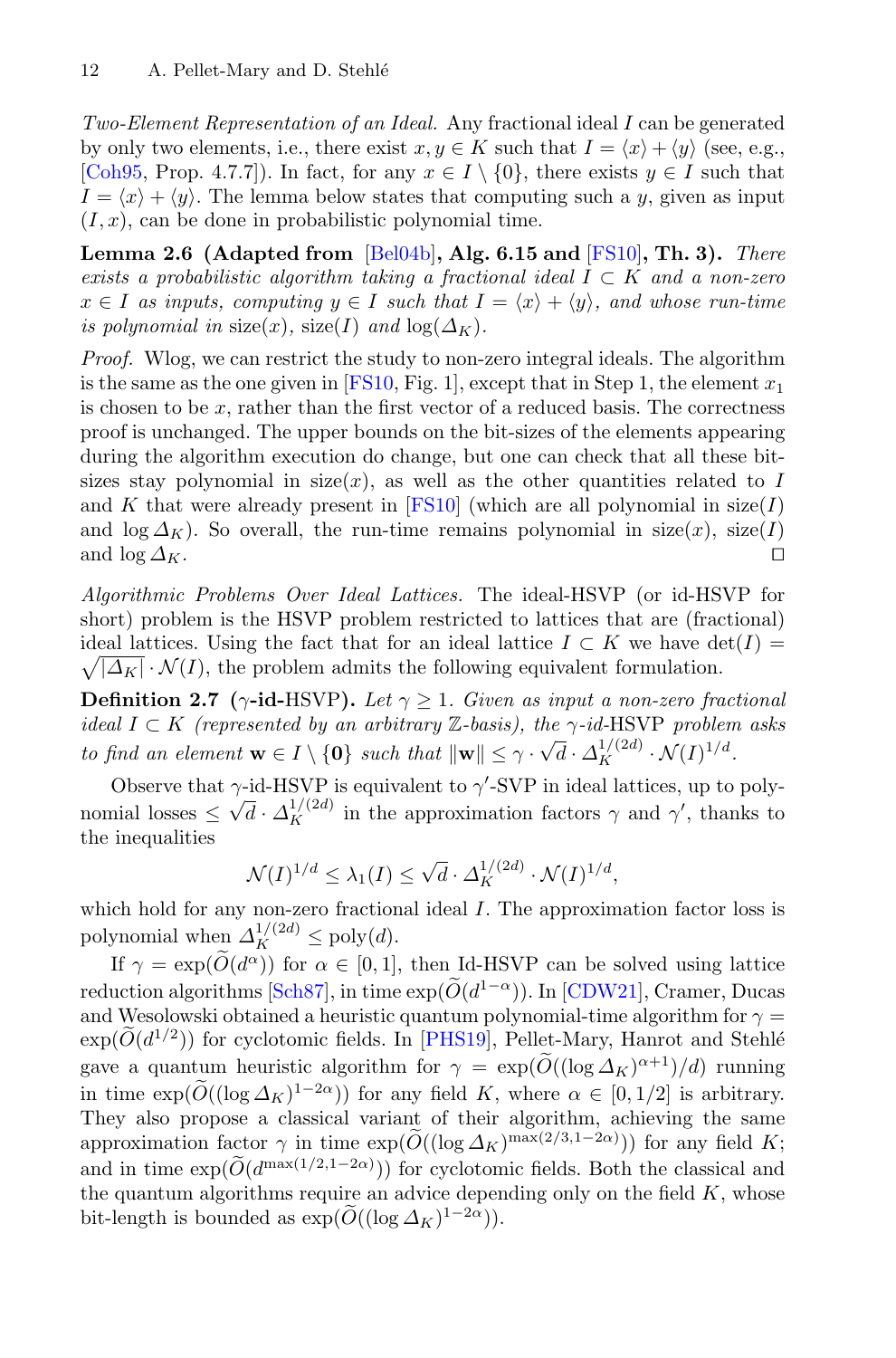*Two-Element Representation of an Ideal.* Any fractional ideal $I$ can be generated by only two elements, i.e., there exist $x, y \in K$ such that $I = \langle x \rangle + \langle y \rangle$ (see, e.g., [Coh95, Prop. 4.7.7]). In fact, for any $x \in I \setminus \{0\}$, there exists $y \in I$ such that $I = \langle x \rangle + \langle y \rangle$. The lemma below states that computing such a $y$, given as input $(I, x)$, can be done in probabilistic polynomial time.

**Lemma 2.6 (Adapted from [Bel04b], Alg. 6.15 and [FS10], Th. 3).** *There exists a probabilistic algorithm taking a fractional ideal $I \subset K$ and a non-zero $x \in I$ as inputs, computing $y \in I$ such that $I = \langle x \rangle + \langle y \rangle$, and whose run-time is polynomial in* size$(x)$, size$(I)$ *and* $\log(\Delta_K)$.

*Proof.* Wlog, we can restrict the study to non-zero integral ideals. The algorithm is the same as the one given in [FS10, Fig. 1], except that in Step 1, the element $x_1$ is chosen to be $x$, rather than the first vector of a reduced basis. The correctness proof is unchanged. The upper bounds on the bit-sizes of the elements appearing during the algorithm execution do change, but one can check that all these bit-sizes stay polynomial in size$(x)$, as well as the other quantities related to $I$ and $K$ that were already present in [FS10] (which are all polynomial in size$(I)$ and $\log \Delta_K$). So overall, the run-time remains polynomial in size$(x)$, size$(I)$ and $\log \Delta_K$. □

*Algorithmic Problems Over Ideal Lattices.* The ideal-HSVP (or id-HSVP for short) problem is the HSVP problem restricted to lattices that are (fractional) ideal lattices. Using the fact that for an ideal lattice $I \subset K$ we have $\det(I) = \sqrt{|\Delta_K|} \cdot \mathcal{N}(I)$, the problem admits the following equivalent formulation.

**Definition 2.7 ($\gamma$-id-HSVP).** *Let $\gamma \geq 1$. Given as input a non-zero fractional ideal $I \subset K$ (represented by an arbitrary $\mathbb{Z}$-basis), the $\gamma$-id-*HSVP *problem asks to find an element $\mathbf{w} \in I \setminus \{\mathbf{0}\}$ such that $\|\mathbf{w}\| \leq \gamma \cdot \sqrt{d} \cdot \Delta_K^{1/(2d)} \cdot \mathcal{N}(I)^{1/d}$.*

Observe that $\gamma$-id-HSVP is equivalent to $\gamma'$-SVP in ideal lattices, up to polynomial losses $\leq \sqrt{d} \cdot \Delta_K^{1/(2d)}$ in the approximation factors $\gamma$ and $\gamma'$, thanks to the inequalities

$$\mathcal{N}(I)^{1/d} \leq \lambda_1(I) \leq \sqrt{d} \cdot \Delta_K^{1/(2d)} \cdot \mathcal{N}(I)^{1/d},$$

which hold for any non-zero fractional ideal $I$. The approximation factor loss is polynomial when $\Delta_K^{1/(2d)} \leq \mathrm{poly}(d)$.

If $\gamma = \exp(\widetilde{O}(d^\alpha))$ for $\alpha \in [0, 1]$, then Id-HSVP can be solved using lattice reduction algorithms [Sch87], in time $\exp(\widetilde{O}(d^{1-\alpha}))$. In [CDW21], Cramer, Ducas and Wesolowski obtained a heuristic quantum polynomial-time algorithm for $\gamma = \exp(\widetilde{O}(d^{1/2}))$ for cyclotomic fields. In [PHS19], Pellet-Mary, Hanrot and Stehlé gave a quantum heuristic algorithm for $\gamma = \exp(\widetilde{O}((\log \Delta_K)^{\alpha+1})/d)$ running in time $\exp(\widetilde{O}((\log \Delta_K)^{1-2\alpha}))$ for any field $K$, where $\alpha \in [0, 1/2]$ is arbitrary. They also propose a classical variant of their algorithm, achieving the same approximation factor $\gamma$ in time $\exp(\widetilde{O}((\log \Delta_K)^{\max(2/3, 1-2\alpha)}))$ for any field $K$; and in time $\exp(\widetilde{O}(d^{\max(1/2, 1-2\alpha)}))$ for cyclotomic fields. Both the classical and the quantum algorithms require an advice depending only on the field $K$, whose bit-length is bounded as $\exp(\widetilde{O}((\log \Delta_K)^{1-2\alpha}))$.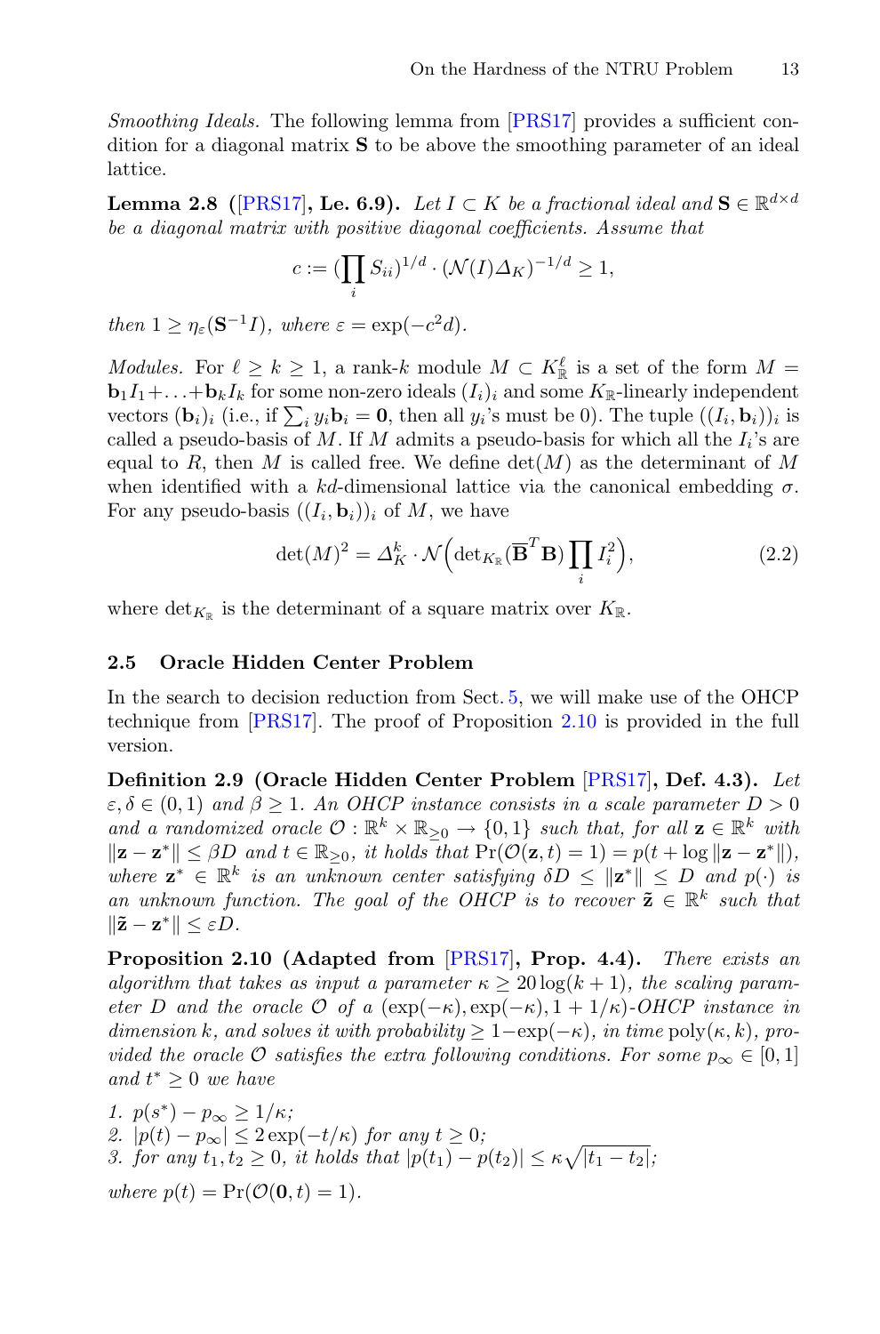*Smoothing Ideals.* The following lemma from [PRS17] provides a sufficient condition for a diagonal matrix $\mathbf{S}$ to be above the smoothing parameter of an ideal lattice.

**Lemma 2.8 ([PRS17], Le. 6.9).** *Let $I \subset K$ be a fractional ideal and $\mathbf{S} \in \mathbb{R}^{d\times d}$ be a diagonal matrix with positive diagonal coefficients. Assume that*

$$c := (\prod_i S_{ii})^{1/d} \cdot (\mathcal{N}(I)\Delta_K)^{-1/d} \geq 1,$$

*then $1 \geq \eta_\varepsilon(\mathbf{S}^{-1}I)$, where $\varepsilon = \exp(-c^2 d)$.*

*Modules.* For $\ell \geq k \geq 1$, a rank-$k$ module $M \subset K_{\mathbb{R}}^\ell$ is a set of the form $M = \mathbf{b}_1 I_1 + \ldots + \mathbf{b}_k I_k$ for some non-zero ideals $(I_i)_i$ and some $K_{\mathbb{R}}$-linearly independent vectors $(\mathbf{b}_i)_i$ (i.e., if $\sum_i y_i \mathbf{b}_i = \mathbf{0}$, then all $y_i$'s must be 0). The tuple $((I_i, \mathbf{b}_i))_i$ is called a pseudo-basis of $M$. If $M$ admits a pseudo-basis for which all the $I_i$'s are equal to $R$, then $M$ is called free. We define $\det(M)$ as the determinant of $M$ when identified with a $kd$-dimensional lattice via the canonical embedding $\sigma$. For any pseudo-basis $((I_i, \mathbf{b}_i))_i$ of $M$, we have

$$\det(M)^2 = \Delta_K^k \cdot \mathcal{N}\Big(\det_{K_{\mathbb{R}}}(\overline{\mathbf{B}}^T\mathbf{B}) \prod_i I_i^2\Big), \tag{2.2}$$

where $\det_{K_{\mathbb{R}}}$ is the determinant of a square matrix over $K_{\mathbb{R}}$.

### 2.5 Oracle Hidden Center Problem

In the search to decision reduction from Sect. 5, we will make use of the OHCP technique from [PRS17]. The proof of Proposition 2.10 is provided in the full version.

**Definition 2.9 (Oracle Hidden Center Problem [PRS17], Def. 4.3).** *Let $\varepsilon, \delta \in (0,1)$ and $\beta \geq 1$. An OHCP instance consists in a scale parameter $D > 0$ and a randomized oracle $\mathcal{O} : \mathbb{R}^k \times \mathbb{R}_{\geq 0} \to \{0,1\}$ such that, for all $\mathbf{z} \in \mathbb{R}^k$ with $\|\mathbf{z} - \mathbf{z}^*\| \leq \beta D$ and $t \in \mathbb{R}_{\geq 0}$, it holds that $\Pr(\mathcal{O}(\mathbf{z}, t) = 1) = p(t + \log\|\mathbf{z} - \mathbf{z}^*\|)$, where $\mathbf{z}^* \in \mathbb{R}^k$ is an unknown center satisfying $\delta D \leq \|\mathbf{z}^*\| \leq D$ and $p(\cdot)$ is an unknown function. The goal of the OHCP is to recover $\tilde{\mathbf{z}} \in \mathbb{R}^k$ such that $\|\tilde{\mathbf{z}} - \mathbf{z}^*\| \leq \varepsilon D$.*

**Proposition 2.10 (Adapted from [PRS17], Prop. 4.4).** *There exists an algorithm that takes as input a parameter $\kappa \geq 20\log(k+1)$, the scaling parameter $D$ and the oracle $\mathcal{O}$ of a $(\exp(-\kappa), \exp(-\kappa), 1 + 1/\kappa)$-OHCP instance in dimension $k$, and solves it with probability $\geq 1 - \exp(-\kappa)$, in time $\mathrm{poly}(\kappa, k)$, provided the oracle $\mathcal{O}$ satisfies the extra following conditions. For some $p_\infty \in [0,1]$ and $t^* \geq 0$ we have*

1. *$p(s^*) - p_\infty \geq 1/\kappa$;*
2. *$|p(t) - p_\infty| \leq 2\exp(-t/\kappa)$ for any $t \geq 0$;*
3. *for any $t_1, t_2 \geq 0$, it holds that $|p(t_1) - p(t_2)| \leq \kappa\sqrt{|t_1 - t_2|}$;*

*where $p(t) = \Pr(\mathcal{O}(\mathbf{0}, t) = 1)$.*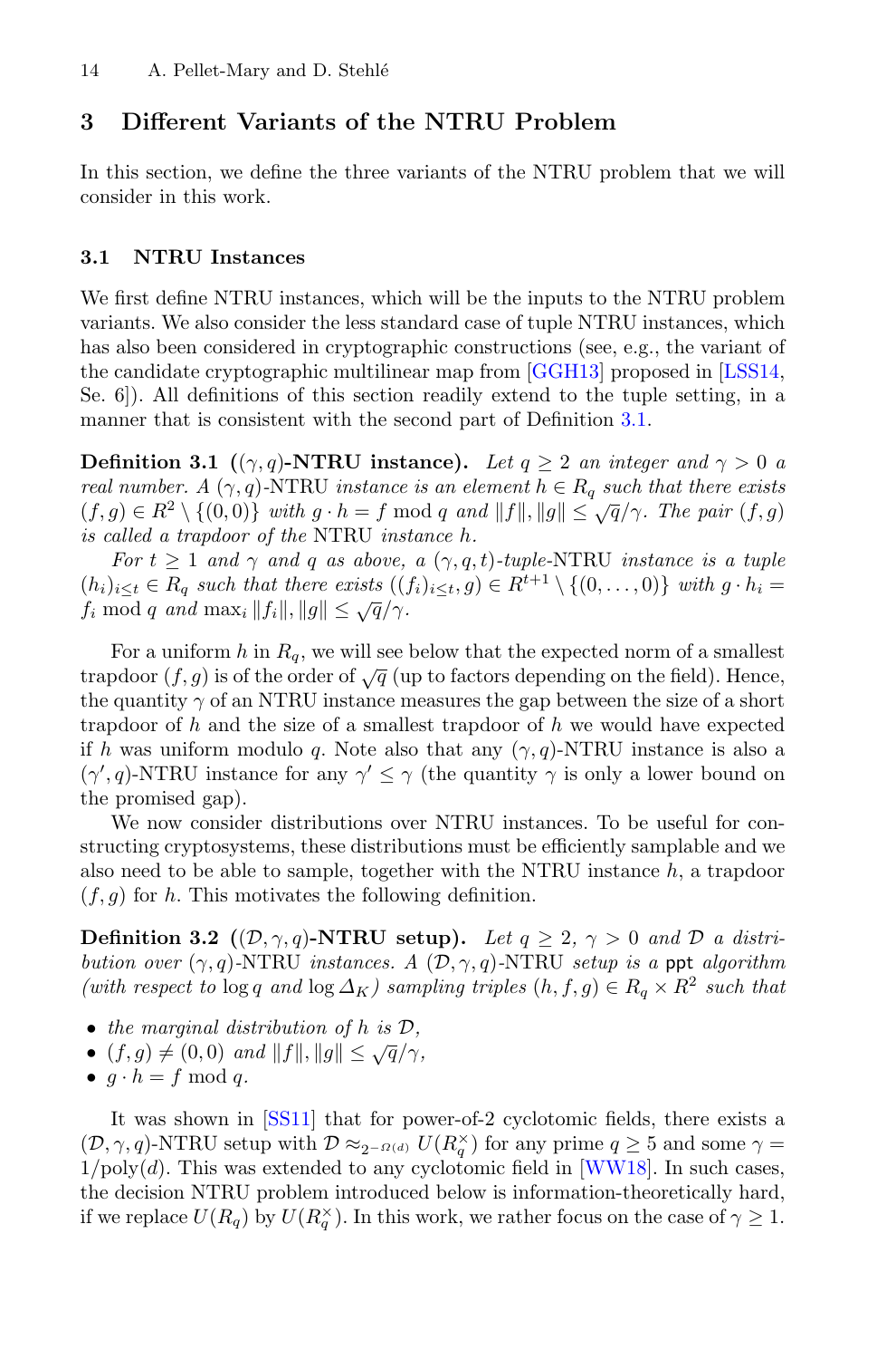## 3 Different Variants of the NTRU Problem

In this section, we define the three variants of the NTRU problem that we will consider in this work.

### 3.1 NTRU Instances

We first define NTRU instances, which will be the inputs to the NTRU problem variants. We also consider the less standard case of tuple NTRU instances, which has also been considered in cryptographic constructions (see, e.g., the variant of the candidate cryptographic multilinear map from [GGH13] proposed in [LSS14, Se. 6]). All definitions of this section readily extend to the tuple setting, in a manner that is consistent with the second part of Definition 3.1.

**Definition 3.1 ($(\gamma, q)$-NTRU instance).** *Let $q \geq 2$ an integer and $\gamma > 0$ a real number. A $(\gamma, q)$-NTRU instance is an element $h \in R_q$ such that there exists $(f, g) \in R^2 \setminus \{(0, 0)\}$ with $g \cdot h = f \bmod q$ and $\|f\|, \|g\| \leq \sqrt{q}/\gamma$. The pair $(f, g)$ is called a trapdoor of the NTRU instance $h$.*

*For $t \geq 1$ and $\gamma$ and $q$ as above, a $(\gamma, q, t)$-tuple-NTRU instance is a tuple $(h_i)_{i \leq t} \in R_q$ such that there exists $((f_i)_{i \leq t}, g) \in R^{t+1} \setminus \{(0, \dots, 0)\}$ with $g \cdot h_i = f_i \bmod q$ and $\max_i \|f_i\|, \|g\| \leq \sqrt{q}/\gamma$.*

For a uniform $h$ in $R_q$, we will see below that the expected norm of a smallest trapdoor $(f, g)$ is of the order of $\sqrt{q}$ (up to factors depending on the field). Hence, the quantity $\gamma$ of an NTRU instance measures the gap between the size of a short trapdoor of $h$ and the size of a smallest trapdoor of $h$ we would have expected if $h$ was uniform modulo $q$. Note also that any $(\gamma, q)$-NTRU instance is also a $(\gamma', q)$-NTRU instance for any $\gamma' \leq \gamma$ (the quantity $\gamma$ is only a lower bound on the promised gap).

We now consider distributions over NTRU instances. To be useful for constructing cryptosystems, these distributions must be efficiently samplable and we also need to be able to sample, together with the NTRU instance $h$, a trapdoor $(f, g)$ for $h$. This motivates the following definition.

**Definition 3.2 ($(\mathcal{D}, \gamma, q)$-NTRU setup).** *Let $q \geq 2$, $\gamma > 0$ and $\mathcal{D}$ a distribution over $(\gamma, q)$-NTRU instances. A $(\mathcal{D}, \gamma, q)$-NTRU setup is a* ppt *algorithm (with respect to $\log q$ and $\log \Delta_K$) sampling triples $(h, f, g) \in R_q \times R^2$ such that*

- *the marginal distribution of $h$ is $\mathcal{D}$,*
- *$(f, g) \neq (0, 0)$ and $\|f\|, \|g\| \leq \sqrt{q}/\gamma$,*
- *$g \cdot h = f \bmod q$.*

It was shown in [SS11] that for power-of-2 cyclotomic fields, there exists a $(\mathcal{D}, \gamma, q)$-NTRU setup with $\mathcal{D} \approx_{2^{-\Omega(d)}} U(R_q^\times)$ for any prime $q \geq 5$ and some $\gamma = 1/\mathrm{poly}(d)$. This was extended to any cyclotomic field in [WW18]. In such cases, the decision NTRU problem introduced below is information-theoretically hard, if we replace $U(R_q)$ by $U(R_q^\times)$. In this work, we rather focus on the case of $\gamma \geq 1$.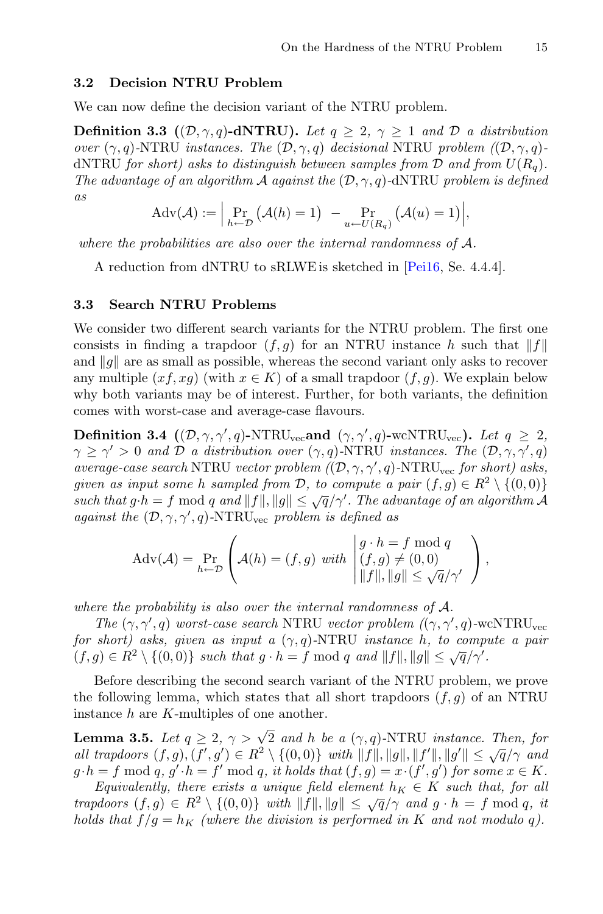### 3.2 Decision NTRU Problem

We can now define the decision variant of the NTRU problem.

**Definition 3.3** (**$(\mathcal{D}, \gamma, q)$-dNTRU**). *Let $q \geq 2$, $\gamma \geq 1$ and $\mathcal{D}$ a distribution over $(\gamma, q)$-NTRU instances. The $(\mathcal{D}, \gamma, q)$ decisional NTRU problem ($(\mathcal{D}, \gamma, q)$-dNTRU for short) asks to distinguish between samples from $\mathcal{D}$ and from $U(R_q)$. The advantage of an algorithm $\mathcal{A}$ against the $(\mathcal{D}, \gamma, q)$-dNTRU problem is defined as*

$$\mathrm{Adv}(\mathcal{A}) := \Big| \Pr_{h \leftarrow \mathcal{D}} \big(\mathcal{A}(h) = 1\big) \;-\; \Pr_{u \leftarrow U(R_q)} \big(\mathcal{A}(u) = 1\big) \Big|,$$

*where the probabilities are also over the internal randomness of $\mathcal{A}$.*

A reduction from dNTRU to sRLWE is sketched in [Pei16, Se. 4.4.4].

### 3.3 Search NTRU Problems

We consider two different search variants for the NTRU problem. The first one consists in finding a trapdoor $(f, g)$ for an NTRU instance $h$ such that $\|f\|$ and $\|g\|$ are as small as possible, whereas the second variant only asks to recover any multiple $(xf, xg)$ (with $x \in K$) of a small trapdoor $(f, g)$. We explain below why both variants may be of interest. Further, for both variants, the definition comes with worst-case and average-case flavours.

**Definition 3.4** (**$(\mathcal{D}, \gamma, \gamma', q)$-NTRU$_{\mathrm{vec}}$and $(\gamma, \gamma', q)$-wcNTRU$_{\mathrm{vec}}$**). *Let $q \geq 2$, $\gamma \geq \gamma' > 0$ and $\mathcal{D}$ a distribution over $(\gamma, q)$-NTRU instances. The $(\mathcal{D}, \gamma, \gamma', q)$ average-case search NTRU vector problem ($(\mathcal{D}, \gamma, \gamma', q)$-NTRU$_{\mathrm{vec}}$ for short) asks, given as input some $h$ sampled from $\mathcal{D}$, to compute a pair $(f, g) \in R^2 \setminus \{(0, 0)\}$ such that $g \cdot h = f \bmod q$ and $\|f\|, \|g\| \leq \sqrt{q}/\gamma'$. The advantage of an algorithm $\mathcal{A}$ against the $(\mathcal{D}, \gamma, \gamma', q)$-NTRU$_{\mathrm{vec}}$ problem is defined as*

$$\mathrm{Adv}(\mathcal{A}) = \Pr_{h \leftarrow \mathcal{D}} \left( \mathcal{A}(h) = (f, g) \text{ with } \left| \begin{array}{l} g \cdot h = f \bmod q \\ (f, g) \neq (0, 0) \\ \|f\|, \|g\| \leq \sqrt{q}/\gamma' \end{array} \right. \right),$$

*where the probability is also over the internal randomness of $\mathcal{A}$.*

*The $(\gamma, \gamma', q)$ worst-case search NTRU vector problem ($(\gamma, \gamma', q)$-wcNTRU$_{\mathrm{vec}}$ for short) asks, given as input a $(\gamma, q)$-NTRU instance $h$, to compute a pair $(f, g) \in R^2 \setminus \{(0, 0)\}$ such that $g \cdot h = f \bmod q$ and $\|f\|, \|g\| \leq \sqrt{q}/\gamma'$.*

Before describing the second search variant of the NTRU problem, we prove the following lemma, which states that all short trapdoors $(f, g)$ of an NTRU instance $h$ are $K$-multiples of one another.

**Lemma 3.5.** *Let $q \geq 2$, $\gamma > \sqrt{2}$ and $h$ be a $(\gamma, q)$-NTRU instance. Then, for all trapdoors $(f, g), (f', g') \in R^2 \setminus \{(0, 0)\}$ with $\|f\|, \|g\|, \|f'\|, \|g'\| \leq \sqrt{q}/\gamma$ and $g \cdot h = f \bmod q$, $g' \cdot h = f' \bmod q$, it holds that $(f, g) = x \cdot (f', g')$ for some $x \in K$.*

*Equivalently, there exists a unique field element $h_K \in K$ such that, for all trapdoors $(f, g) \in R^2 \setminus \{(0, 0)\}$ with $\|f\|, \|g\| \leq \sqrt{q}/\gamma$ and $g \cdot h = f \bmod q$, it holds that $f/g = h_K$ (where the division is performed in $K$ and not modulo $q$).*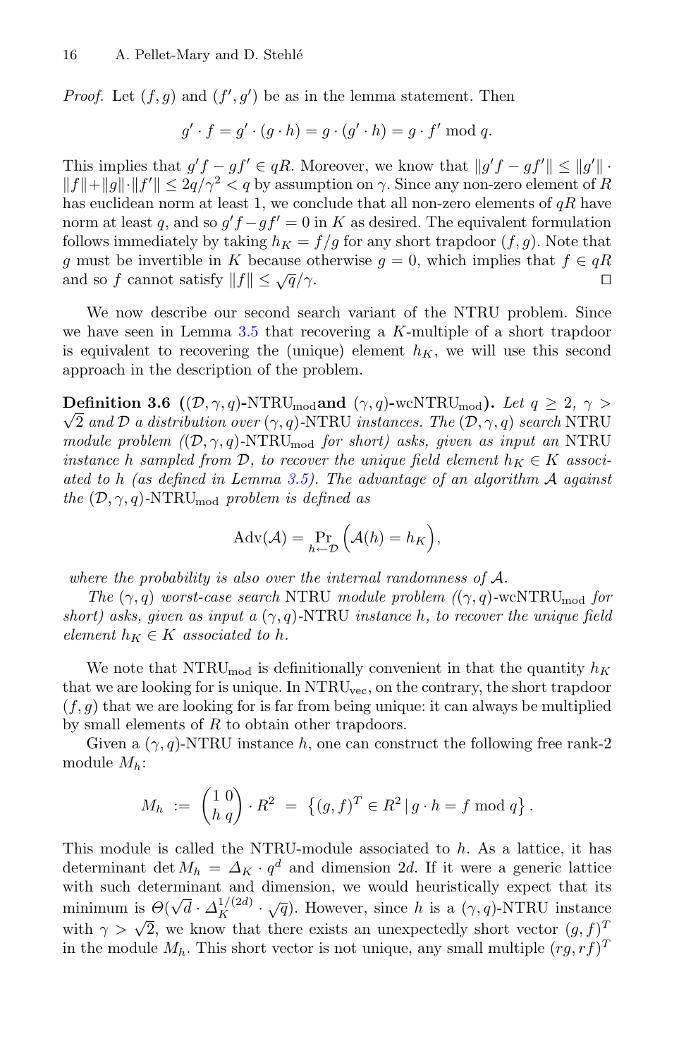*Proof.* Let $(f, g)$ and $(f', g')$ be as in the lemma statement. Then

$$g' \cdot f = g' \cdot (g \cdot h) = g \cdot (g' \cdot h) = g \cdot f' \bmod q.$$

This implies that $g'f - gf' \in qR$. Moreover, we know that $\|g'f - gf'\| \leq \|g'\| \cdot \|f\| + \|g\| \cdot \|f'\| \leq 2q/\gamma^2 < q$ by assumption on $\gamma$. Since any non-zero element of $R$ has euclidean norm at least 1, we conclude that all non-zero elements of $qR$ have norm at least $q$, and so $g'f - gf' = 0$ in $K$ as desired. The equivalent formulation follows immediately by taking $h_K = f/g$ for any short trapdoor $(f, g)$. Note that $g$ must be invertible in $K$ because otherwise $g = 0$, which implies that $f \in qR$ and so $f$ cannot satisfy $\|f\| \leq \sqrt{q}/\gamma$. $\square$

We now describe our second search variant of the NTRU problem. Since we have seen in Lemma 3.5 that recovering a $K$-multiple of a short trapdoor is equivalent to recovering the (unique) element $h_K$, we will use this second approach in the description of the problem.

**Definition 3.6 ($(\mathcal{D}, \gamma, q)$-$\mathrm{NTRU}_{\mathrm{mod}}$ and $(\gamma, q)$-$\mathrm{wcNTRU}_{\mathrm{mod}}$).** *Let $q \geq 2$, $\gamma > \sqrt{2}$ and $\mathcal{D}$ a distribution over $(\gamma, q)$-NTRU instances. The $(\mathcal{D}, \gamma, q)$ search NTRU module problem ($(\mathcal{D}, \gamma, q)$-$\mathrm{NTRU}_{\mathrm{mod}}$ for short) asks, given as input an NTRU instance $h$ sampled from $\mathcal{D}$, to recover the unique field element $h_K \in K$ associated to $h$ (as defined in Lemma 3.5). The advantage of an algorithm $\mathcal{A}$ against the $(\mathcal{D}, \gamma, q)$-$\mathrm{NTRU}_{\mathrm{mod}}$ problem is defined as*

$$\mathrm{Adv}(\mathcal{A}) = \Pr_{h \leftarrow \mathcal{D}} \Big( \mathcal{A}(h) = h_K \Big),$$

*where the probability is also over the internal randomness of $\mathcal{A}$.*

*The $(\gamma, q)$ worst-case search NTRU module problem ($(\gamma, q)$-$\mathrm{wcNTRU}_{\mathrm{mod}}$ for short) asks, given as input a $(\gamma, q)$-NTRU instance $h$, to recover the unique field element $h_K \in K$ associated to $h$.*

We note that $\mathrm{NTRU}_{\mathrm{mod}}$ is definitionally convenient in that the quantity $h_K$ that we are looking for is unique. In $\mathrm{NTRU}_{\mathrm{vec}}$, on the contrary, the short trapdoor $(f, g)$ that we are looking for is far from being unique: it can always be multiplied by small elements of $R$ to obtain other trapdoors.

Given a $(\gamma, q)$-NTRU instance $h$, one can construct the following free rank-2 module $M_h$:

$$M_h \ := \ \begin{pmatrix} 1 & 0 \\ h & q \end{pmatrix} \cdot R^2 \ = \ \left\{ (g, f)^T \in R^2 \,|\, g \cdot h = f \bmod q \right\}.$$

This module is called the NTRU-module associated to $h$. As a lattice, it has determinant $\det M_h = \Delta_K \cdot q^d$ and dimension $2d$. If it were a generic lattice with such determinant and dimension, we would heuristically expect that its minimum is $\Theta(\sqrt{d} \cdot \Delta_K^{1/(2d)} \cdot \sqrt{q})$. However, since $h$ is a $(\gamma, q)$-NTRU instance with $\gamma > \sqrt{2}$, we know that there exists an unexpectedly short vector $(g, f)^T$ in the module $M_h$. This short vector is not unique, any small multiple $(rg, rf)^T$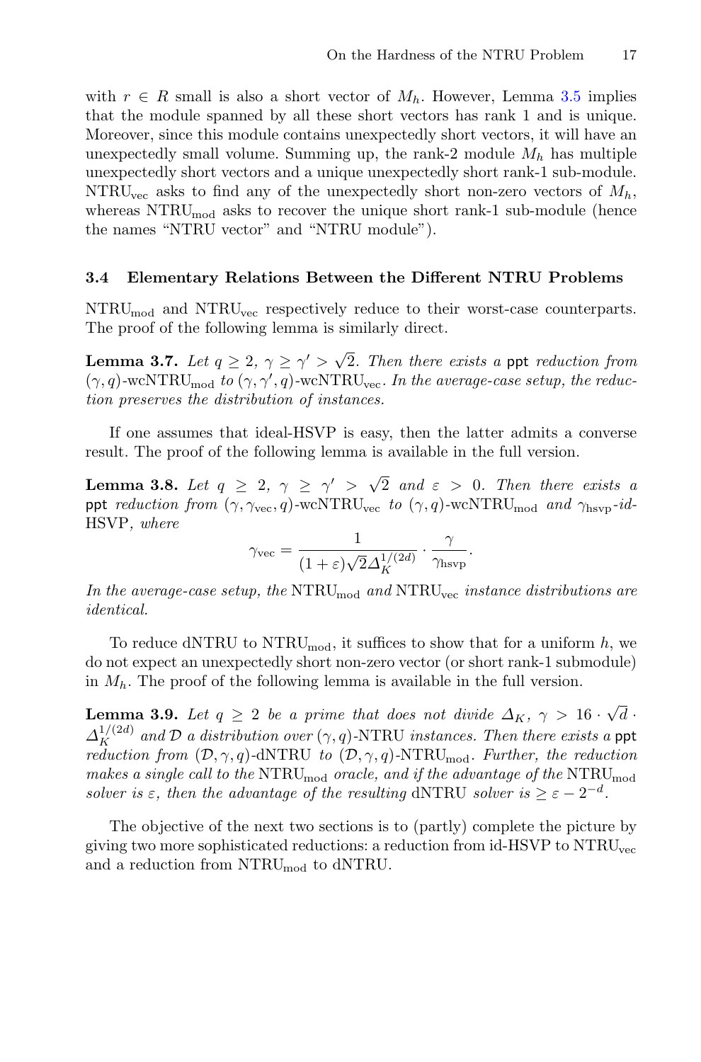with $r \in R$ small is also a short vector of $M_h$. However, Lemma 3.5 implies that the module spanned by all these short vectors has rank 1 and is unique. Moreover, since this module contains unexpectedly short vectors, it will have an unexpectedly small volume. Summing up, the rank-2 module $M_h$ has multiple unexpectedly short vectors and a unique unexpectedly short rank-1 sub-module. $\mathrm{NTRU}_{\mathrm{vec}}$ asks to find any of the unexpectedly short non-zero vectors of $M_h$, whereas $\mathrm{NTRU}_{\mathrm{mod}}$ asks to recover the unique short rank-1 sub-module (hence the names "NTRU vector" and "NTRU module").

### 3.4 Elementary Relations Between the Different NTRU Problems

$\mathrm{NTRU}_{\mathrm{mod}}$ and $\mathrm{NTRU}_{\mathrm{vec}}$ respectively reduce to their worst-case counterparts. The proof of the following lemma is similarly direct.

**Lemma 3.7.** *Let $q \geq 2$, $\gamma \geq \gamma' > \sqrt{2}$. Then there exists a* ppt *reduction from $(\gamma, q)$-wc$\mathrm{NTRU}_{\mathrm{mod}}$ to $(\gamma, \gamma', q)$-wc$\mathrm{NTRU}_{\mathrm{vec}}$. In the average-case setup, the reduction preserves the distribution of instances.*

If one assumes that ideal-HSVP is easy, then the latter admits a converse result. The proof of the following lemma is available in the full version.

**Lemma 3.8.** *Let $q \geq 2$, $\gamma \geq \gamma' > \sqrt{2}$ and $\varepsilon > 0$. Then there exists a* ppt *reduction from $(\gamma, \gamma_{\mathrm{vec}}, q)$-wc$\mathrm{NTRU}_{\mathrm{vec}}$ to $(\gamma, q)$-wc$\mathrm{NTRU}_{\mathrm{mod}}$ and $\gamma_{\mathrm{hsvp}}$-id-HSVP, where*

$$\gamma_{\mathrm{vec}} = \frac{1}{(1+\varepsilon)\sqrt{2}\Delta_K^{1/(2d)}} \cdot \frac{\gamma}{\gamma_{\mathrm{hsvp}}}.$$

*In the average-case setup, the $\mathrm{NTRU}_{\mathrm{mod}}$ and $\mathrm{NTRU}_{\mathrm{vec}}$ instance distributions are identical.*

To reduce dNTRU to $\mathrm{NTRU}_{\mathrm{mod}}$, it suffices to show that for a uniform $h$, we do not expect an unexpectedly short non-zero vector (or short rank-1 submodule) in $M_h$. The proof of the following lemma is available in the full version.

**Lemma 3.9.** *Let $q \geq 2$ be a prime that does not divide $\Delta_K$, $\gamma > 16 \cdot \sqrt{d} \cdot \Delta_K^{1/(2d)}$ and $\mathcal{D}$ a distribution over $(\gamma, q)$-NTRU instances. Then there exists a* ppt *reduction from $(\mathcal{D}, \gamma, q)$-dNTRU to $(\mathcal{D}, \gamma, q)$-$\mathrm{NTRU}_{\mathrm{mod}}$. Further, the reduction makes a single call to the $\mathrm{NTRU}_{\mathrm{mod}}$ oracle, and if the advantage of the $\mathrm{NTRU}_{\mathrm{mod}}$ solver is $\varepsilon$, then the advantage of the resulting dNTRU solver is $\geq \varepsilon - 2^{-d}$.*

The objective of the next two sections is to (partly) complete the picture by giving two more sophisticated reductions: a reduction from id-HSVP to $\mathrm{NTRU}_{\mathrm{vec}}$ and a reduction from $\mathrm{NTRU}_{\mathrm{mod}}$ to dNTRU.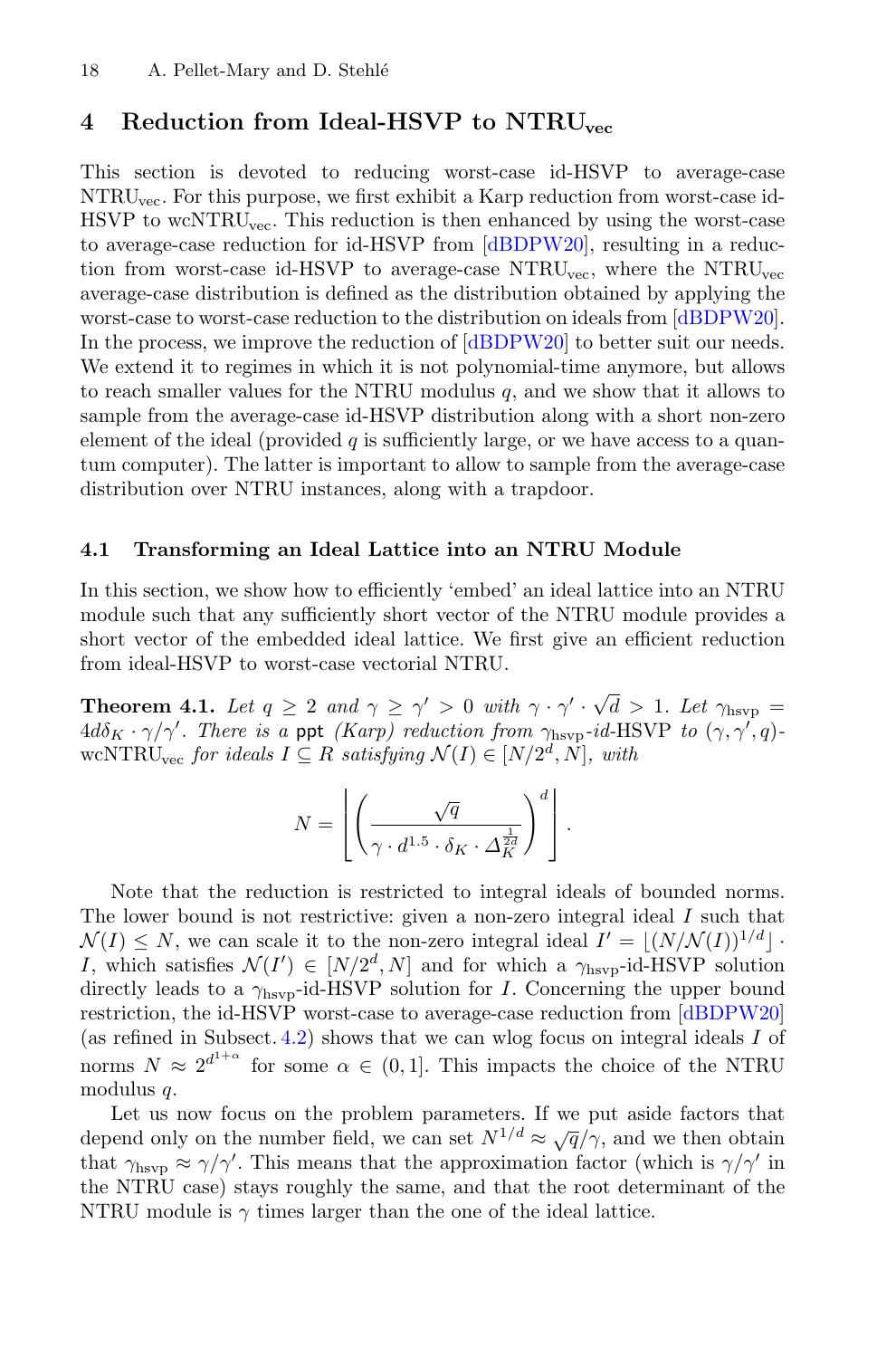## 4 Reduction from Ideal-HSVP to $\mathrm{NTRU_{vec}}$

This section is devoted to reducing worst-case id-HSVP to average-case $\mathrm{NTRU_{vec}}$. For this purpose, we first exhibit a Karp reduction from worst-case id-HSVP to $\mathrm{wcNTRU_{vec}}$. This reduction is then enhanced by using the worst-case to average-case reduction for id-HSVP from [dBDPW20], resulting in a reduction from worst-case id-HSVP to average-case $\mathrm{NTRU_{vec}}$, where the $\mathrm{NTRU_{vec}}$ average-case distribution is defined as the distribution obtained by applying the worst-case to worst-case reduction to the distribution on ideals from [dBDPW20]. In the process, we improve the reduction of [dBDPW20] to better suit our needs. We extend it to regimes in which it is not polynomial-time anymore, but allows to reach smaller values for the NTRU modulus $q$, and we show that it allows to sample from the average-case id-HSVP distribution along with a short non-zero element of the ideal (provided $q$ is sufficiently large, or we have access to a quantum computer). The latter is important to allow to sample from the average-case distribution over NTRU instances, along with a trapdoor.

### 4.1 Transforming an Ideal Lattice into an NTRU Module

In this section, we show how to efficiently 'embed' an ideal lattice into an NTRU module such that any sufficiently short vector of the NTRU module provides a short vector of the embedded ideal lattice. We first give an efficient reduction from ideal-HSVP to worst-case vectorial NTRU.

**Theorem 4.1.** *Let $q \geq 2$ and $\gamma \geq \gamma' > 0$ with $\gamma \cdot \gamma' \cdot \sqrt{d} > 1$. Let $\gamma_{\mathrm{hsvp}} = 4d\delta_K \cdot \gamma/\gamma'$. There is a* ppt *(Karp) reduction from $\gamma_{\mathrm{hsvp}}$-id-HSVP to $(\gamma, \gamma', q)$-$\mathrm{wcNTRU_{vec}}$ for ideals $I \subseteq R$ satisfying $\mathcal{N}(I) \in [N/2^d, N]$, with*

$$N = \left\lfloor \left( \frac{\sqrt{q}}{\gamma \cdot d^{1.5} \cdot \delta_K \cdot \Delta_K^{\frac{1}{2d}}} \right)^d \right\rfloor.$$

Note that the reduction is restricted to integral ideals of bounded norms. The lower bound is not restrictive: given a non-zero integral ideal $I$ such that $\mathcal{N}(I) \leq N$, we can scale it to the non-zero integral ideal $I' = \lfloor (N/\mathcal{N}(I))^{1/d} \rfloor \cdot I$, which satisfies $\mathcal{N}(I') \in [N/2^d, N]$ and for which a $\gamma_{\mathrm{hsvp}}$-id-HSVP solution directly leads to a $\gamma_{\mathrm{hsvp}}$-id-HSVP solution for $I$. Concerning the upper bound restriction, the id-HSVP worst-case to average-case reduction from [dBDPW20] (as refined in Subsect. 4.2) shows that we can wlog focus on integral ideals $I$ of norms $N \approx 2^{d^{1+\alpha}}$ for some $\alpha \in (0, 1]$. This impacts the choice of the NTRU modulus $q$.

Let us now focus on the problem parameters. If we put aside factors that depend only on the number field, we can set $N^{1/d} \approx \sqrt{q}/\gamma$, and we then obtain that $\gamma_{\mathrm{hsvp}} \approx \gamma/\gamma'$. This means that the approximation factor (which is $\gamma/\gamma'$ in the NTRU case) stays roughly the same, and that the root determinant of the NTRU module is $\gamma$ times larger than the one of the ideal lattice.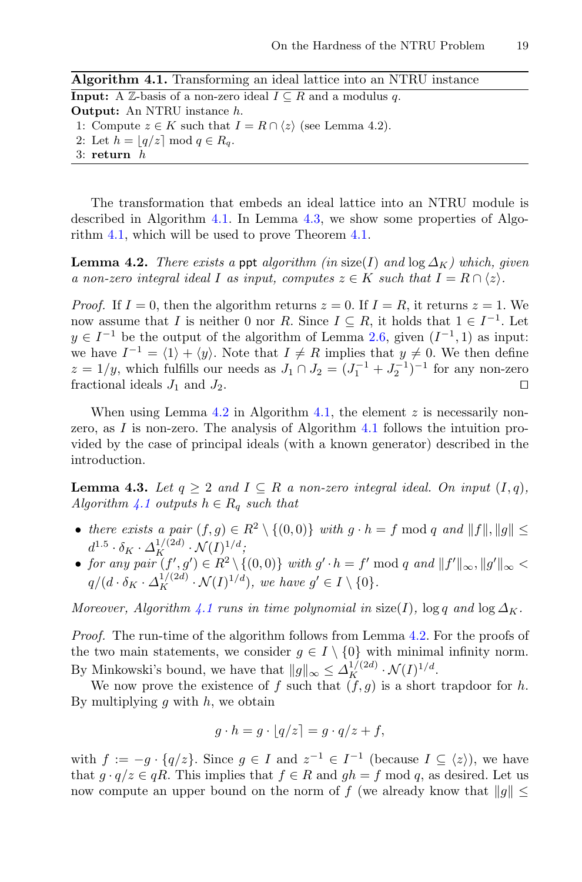**Algorithm 4.1.** Transforming an ideal lattice into an NTRU instance

**Input:** A $\mathbb{Z}$-basis of a non-zero ideal $I \subseteq R$ and a modulus $q$.
**Output:** An NTRU instance $h$.

1: Compute $z \in K$ such that $I = R \cap \langle z \rangle$ (see Lemma 4.2).
2: Let $h = \lfloor q/z \rceil \bmod q \in R_q$.
3: **return** $h$

The transformation that embeds an ideal lattice into an NTRU module is described in Algorithm 4.1. In Lemma 4.3, we show some properties of Algorithm 4.1, which will be used to prove Theorem 4.1.

**Lemma 4.2.** *There exists a* ppt *algorithm (in* $\text{size}(I)$ *and* $\log \Delta_K$*) which, given a non-zero integral ideal* $I$ *as input, computes* $z \in K$ *such that* $I = R \cap \langle z \rangle$*.*

*Proof.* If $I = 0$, then the algorithm returns $z = 0$. If $I = R$, it returns $z = 1$. We now assume that $I$ is neither 0 nor $R$. Since $I \subseteq R$, it holds that $1 \in I^{-1}$. Let $y \in I^{-1}$ be the output of the algorithm of Lemma 2.6, given $(I^{-1}, 1)$ as input: we have $I^{-1} = \langle 1 \rangle + \langle y \rangle$. Note that $I \neq R$ implies that $y \neq 0$. We then define $z = 1/y$, which fulfills our needs as $J_1 \cap J_2 = (J_1^{-1} + J_2^{-1})^{-1}$ for any non-zero fractional ideals $J_1$ and $J_2$. ◻

When using Lemma 4.2 in Algorithm 4.1, the element $z$ is necessarily non-zero, as $I$ is non-zero. The analysis of Algorithm 4.1 follows the intuition provided by the case of principal ideals (with a known generator) described in the introduction.

**Lemma 4.3.** *Let* $q \geq 2$ *and* $I \subseteq R$ *a non-zero integral ideal. On input* $(I, q)$*, Algorithm 4.1 outputs* $h \in R_q$ *such that*

- *there exists a pair* $(f, g) \in R^2 \setminus \{(0, 0)\}$ *with* $g \cdot h = f \bmod q$ *and* $\|f\|, \|g\| \leq d^{1.5} \cdot \delta_K \cdot \Delta_K^{1/(2d)} \cdot \mathcal{N}(I)^{1/d}$*;*
- *for any pair* $(f', g') \in R^2 \setminus \{(0, 0)\}$ *with* $g' \cdot h = f' \bmod q$ *and* $\|f'\|_\infty, \|g'\|_\infty < q/(d \cdot \delta_K \cdot \Delta_K^{1/(2d)} \cdot \mathcal{N}(I)^{1/d})$*, we have* $g' \in I \setminus \{0\}$*.*

*Moreover, Algorithm 4.1 runs in time polynomial in* $\text{size}(I)$*,* $\log q$ *and* $\log \Delta_K$*.*

*Proof.* The run-time of the algorithm follows from Lemma 4.2. For the proofs of the two main statements, we consider $g \in I \setminus \{0\}$ with minimal infinity norm. By Minkowski's bound, we have that $\|g\|_\infty \leq \Delta_K^{1/(2d)} \cdot \mathcal{N}(I)^{1/d}$.

We now prove the existence of $f$ such that $(f, g)$ is a short trapdoor for $h$. By multiplying $g$ with $h$, we obtain

$$g \cdot h = g \cdot \lfloor q/z \rceil = g \cdot q/z + f,$$

with $f := -g \cdot \{q/z\}$. Since $g \in I$ and $z^{-1} \in I^{-1}$ (because $I \subseteq \langle z \rangle$), we have that $g \cdot q/z \in qR$. This implies that $f \in R$ and $gh = f \bmod q$, as desired. Let us now compute an upper bound on the norm of $f$ (we already know that $\|g\| \leq$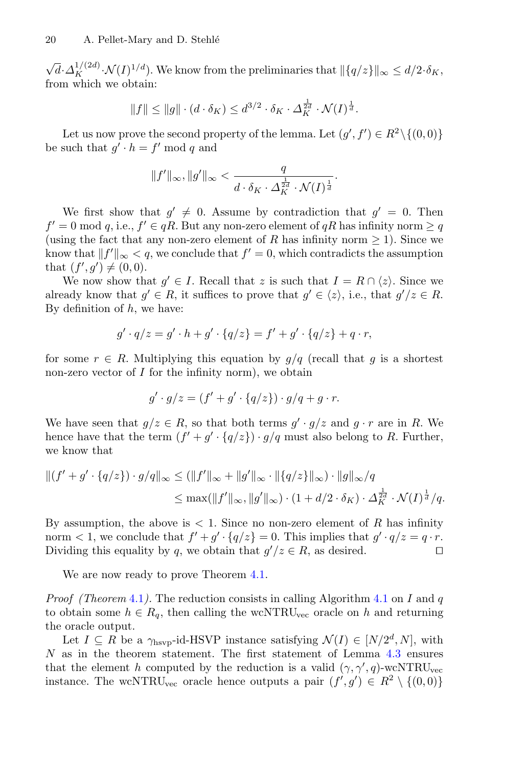$\sqrt{d} \cdot \Delta_K^{1/(2d)} \cdot \mathcal{N}(I)^{1/d}$). We know from the preliminaries that $\|\{q/z\}\|_\infty \leq d/2 \cdot \delta_K$, from which we obtain:

$$\|f\| \leq \|g\| \cdot (d \cdot \delta_K) \leq d^{3/2} \cdot \delta_K \cdot \Delta_K^{\frac{1}{2d}} \cdot \mathcal{N}(I)^{\frac{1}{d}}.$$

Let us now prove the second property of the lemma. Let $(g', f') \in R^2 \backslash \{(0, 0)\}$ be such that $g' \cdot h = f' \bmod q$ and

$$\|f'\|_\infty, \|g'\|_\infty < \frac{q}{d \cdot \delta_K \cdot \Delta_K^{\frac{1}{2d}} \cdot \mathcal{N}(I)^{\frac{1}{d}}}.$$

We first show that $g' \neq 0$. Assume by contradiction that $g' = 0$. Then $f' = 0 \bmod q$, i.e., $f' \in qR$. But any non-zero element of $qR$ has infinity norm $\geq q$ (using the fact that any non-zero element of $R$ has infinity norm $\geq 1$). Since we know that $\|f'\|_\infty < q$, we conclude that $f' = 0$, which contradicts the assumption that $(f', g') \neq (0, 0)$.

We now show that $g' \in I$. Recall that $z$ is such that $I = R \cap \langle z \rangle$. Since we already know that $g' \in R$, it suffices to prove that $g' \in \langle z \rangle$, i.e., that $g'/z \in R$. By definition of $h$, we have:

$$g' \cdot q/z = g' \cdot h + g' \cdot \{q/z\} = f' + g' \cdot \{q/z\} + q \cdot r,$$

for some $r \in R$. Multiplying this equation by $g/q$ (recall that $g$ is a shortest non-zero vector of $I$ for the infinity norm), we obtain

$$g' \cdot g/z = (f' + g' \cdot \{q/z\}) \cdot g/q + g \cdot r.$$

We have seen that $g/z \in R$, so that both terms $g' \cdot g/z$ and $g \cdot r$ are in $R$. We hence have that the term $(f' + g' \cdot \{q/z\}) \cdot g/q$ must also belong to $R$. Further, we know that

$$\begin{aligned}
\|(f' + g' \cdot \{q/z\}) \cdot g/q\|_\infty &\leq (\|f'\|_\infty + \|g'\|_\infty \cdot \|\{q/z\}\|_\infty) \cdot \|g\|_\infty/q \\
&\leq \max(\|f'\|_\infty, \|g'\|_\infty) \cdot (1 + d/2 \cdot \delta_K) \cdot \Delta_K^{\frac{1}{2d}} \cdot \mathcal{N}(I)^{\frac{1}{d}}/q.
\end{aligned}$$

By assumption, the above is $< 1$. Since no non-zero element of $R$ has infinity norm $< 1$, we conclude that $f' + g' \cdot \{q/z\} = 0$. This implies that $g' \cdot q/z = q \cdot r$. Dividing this equality by $q$, we obtain that $g'/z \in R$, as desired. $\square$

We are now ready to prove Theorem 4.1.

*Proof (Theorem 4.1).* The reduction consists in calling Algorithm 4.1 on $I$ and $q$ to obtain some $h \in R_q$, then calling the wcNTRU$_{\text{vec}}$ oracle on $h$ and returning the oracle output.

Let $I \subseteq R$ be a $\gamma_{\text{hsvp}}$-id-HSVP instance satisfying $\mathcal{N}(I) \in [N/2^d, N]$, with $N$ as in the theorem statement. The first statement of Lemma 4.3 ensures that the element $h$ computed by the reduction is a valid $(\gamma, \gamma', q)$-wcNTRU$_{\text{vec}}$ instance. The wcNTRU$_{\text{vec}}$ oracle hence outputs a pair $(f', g') \in R^2 \setminus \{(0, 0)\}$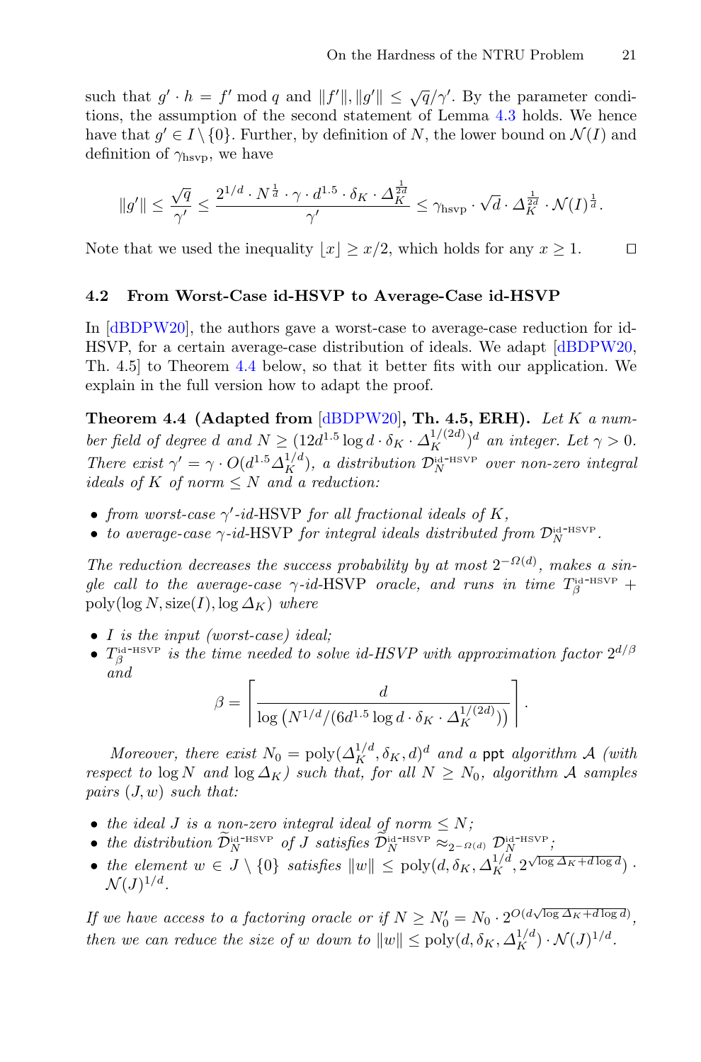such that $g' \cdot h = f' \bmod q$ and $\|f'\|, \|g'\| \leq \sqrt{q}/\gamma'$. By the parameter conditions, the assumption of the second statement of Lemma 4.3 holds. We hence have that $g' \in I \setminus \{0\}$. Further, by definition of $N$, the lower bound on $\mathcal{N}(I)$ and definition of $\gamma_{\text{hsvp}}$, we have

$$\|g'\| \leq \frac{\sqrt{q}}{\gamma'} \leq \frac{2^{1/d} \cdot N^{\frac{1}{d}} \cdot \gamma \cdot d^{1.5} \cdot \delta_K \cdot \Delta_K^{\frac{1}{2d}}}{\gamma'} \leq \gamma_{\text{hsvp}} \cdot \sqrt{d} \cdot \Delta_K^{\frac{1}{2d}} \cdot \mathcal{N}(I)^{\frac{1}{d}}.$$

Note that we used the inequality $\lfloor x \rfloor \geq x/2$, which holds for any $x \geq 1$. $\square$

### 4.2 From Worst-Case id-HSVP to Average-Case id-HSVP

In [dBDPW20], the authors gave a worst-case to average-case reduction for id-HSVP, for a certain average-case distribution of ideals. We adapt [dBDPW20, Th. 4.5] to Theorem 4.4 below, so that it better fits with our application. We explain in the full version how to adapt the proof.

**Theorem 4.4 (Adapted from [dBDPW20], Th. 4.5, ERH).** *Let $K$ a number field of degree $d$ and $N \geq (12d^{1.5} \log d \cdot \delta_K \cdot \Delta_K^{1/(2d)})^d$ an integer. Let $\gamma > 0$. There exist $\gamma' = \gamma \cdot O(d^{1.5} \Delta_K^{1/d})$, a distribution $\mathcal{D}_N^{\text{id-HSVP}}$ over non-zero integral ideals of $K$ of norm $\leq N$ and a reduction:*

- *from worst-case $\gamma'$-id-HSVP for all fractional ideals of $K$,*
- *to average-case $\gamma$-id-HSVP for integral ideals distributed from $\mathcal{D}_N^{\text{id-HSVP}}$.*

*The reduction decreases the success probability by at most $2^{-\Omega(d)}$, makes a single call to the average-case $\gamma$-id-HSVP oracle, and runs in time $T_\beta^{\text{id-HSVP}} + \text{poly}(\log N, \text{size}(I), \log \Delta_K)$ where*

- *$I$ is the input (worst-case) ideal;*
- *$T_\beta^{\text{id-HSVP}}$ is the time needed to solve id-HSVP with approximation factor $2^{d/\beta}$ and*

$$\beta = \left\lceil \frac{d}{\log\left(N^{1/d}/(6d^{1.5} \log d \cdot \delta_K \cdot \Delta_K^{1/(2d)})\right)} \right\rceil.$$

*Moreover, there exist $N_0 = \text{poly}(\Delta_K^{1/d}, \delta_K, d)^d$ and a* ppt *algorithm $\mathcal{A}$ (with respect to $\log N$ and $\log \Delta_K$) such that, for all $N \geq N_0$, algorithm $\mathcal{A}$ samples pairs $(J, w)$ such that:*

- *the ideal $J$ is a non-zero integral ideal of norm $\leq N$;*
- *the distribution $\widetilde{\mathcal{D}}_N^{\text{id-HSVP}}$ of $J$ satisfies $\widetilde{\mathcal{D}}_N^{\text{id-HSVP}} \approx_{2^{-\Omega(d)}} \mathcal{D}_N^{\text{id-HSVP}}$;*
- *the element $w \in J \setminus \{0\}$ satisfies $\|w\| \leq \text{poly}(d, \delta_K, \Delta_K^{1/d}, 2^{\sqrt{\log \Delta_K + d \log d}}) \cdot \mathcal{N}(J)^{1/d}$.*

*If we have access to a factoring oracle or if $N \geq N_0' = N_0 \cdot 2^{O(d\sqrt{\log \Delta_K + d \log d})}$, then we can reduce the size of $w$ down to $\|w\| \leq \text{poly}(d, \delta_K, \Delta_K^{1/d}) \cdot \mathcal{N}(J)^{1/d}$.*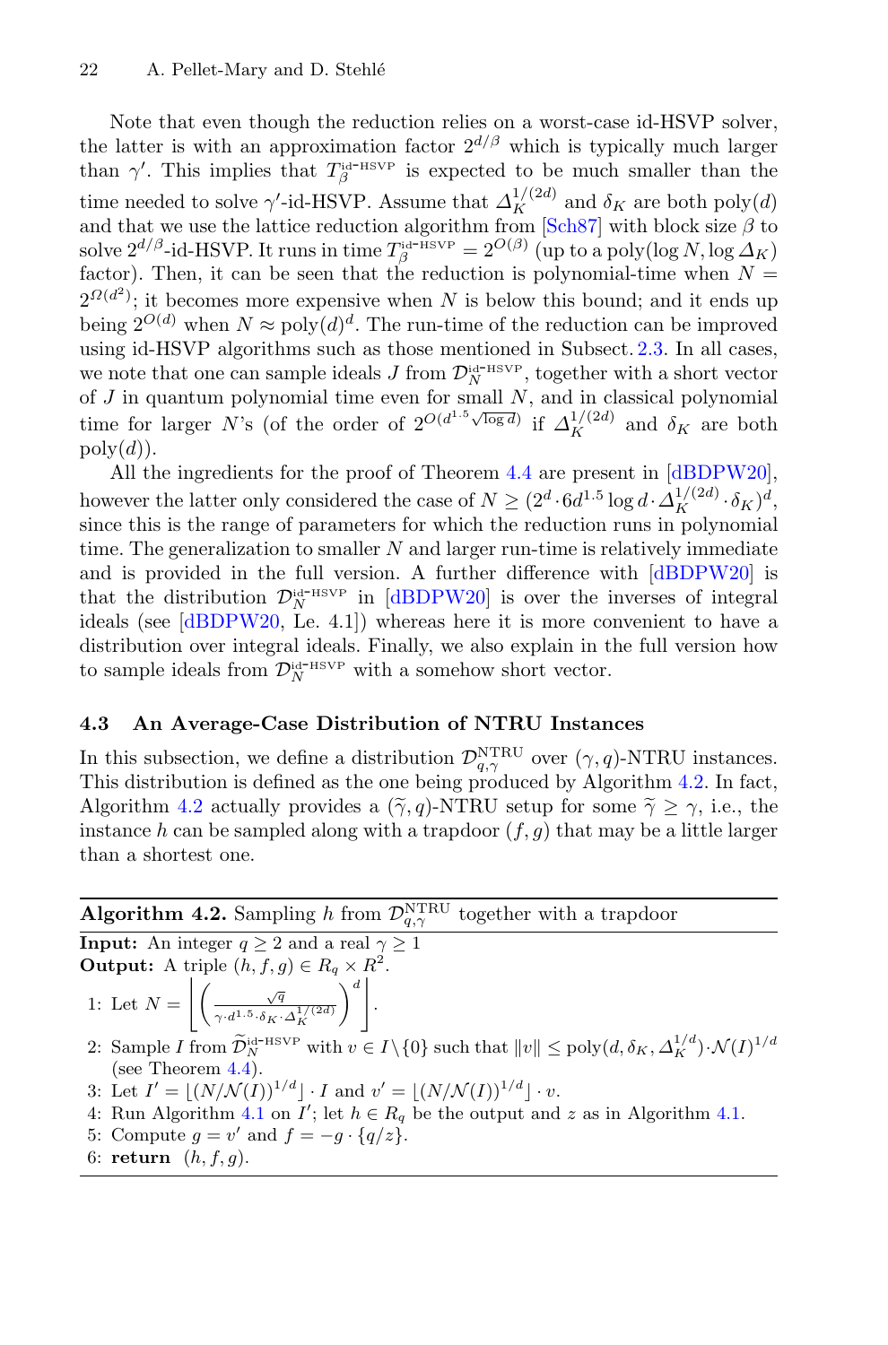Note that even though the reduction relies on a worst-case id-HSVP solver, the latter is with an approximation factor $2^{d/\beta}$ which is typically much larger than $\gamma'$. This implies that $T_\beta^{\text{id-HSVP}}$ is expected to be much smaller than the time needed to solve $\gamma'$-id-HSVP. Assume that $\Delta_K^{1/(2d)}$ and $\delta_K$ are both $\text{poly}(d)$ and that we use the lattice reduction algorithm from [Sch87] with block size $\beta$ to solve $2^{d/\beta}$-id-HSVP. It runs in time $T_\beta^{\text{id-HSVP}} = 2^{O(\beta)}$ (up to a $\text{poly}(\log N, \log \Delta_K)$ factor). Then, it can be seen that the reduction is polynomial-time when $N = 2^{\Omega(d^2)}$; it becomes more expensive when $N$ is below this bound; and it ends up being $2^{O(d)}$ when $N \approx \text{poly}(d)^d$. The run-time of the reduction can be improved using id-HSVP algorithms such as those mentioned in Subsect. 2.3. In all cases, we note that one can sample ideals $J$ from $\mathcal{D}_N^{\text{id-HSVP}}$, together with a short vector of $J$ in quantum polynomial time even for small $N$, and in classical polynomial time for larger $N$'s (of the order of $2^{O(d^{1.5}\sqrt{\log d})}$ if $\Delta_K^{1/(2d)}$ and $\delta_K$ are both $\text{poly}(d)$).

All the ingredients for the proof of Theorem 4.4 are present in [dBDPW20], however the latter only considered the case of $N \geq (2^d \cdot 6d^{1.5} \log d \cdot \Delta_K^{1/(2d)} \cdot \delta_K)^d$, since this is the range of parameters for which the reduction runs in polynomial time. The generalization to smaller $N$ and larger run-time is relatively immediate and is provided in the full version. A further difference with [dBDPW20] is that the distribution $\mathcal{D}_N^{\text{id-HSVP}}$ in [dBDPW20] is over the inverses of integral ideals (see [dBDPW20, Le. 4.1]) whereas here it is more convenient to have a distribution over integral ideals. Finally, we also explain in the full version how to sample ideals from $\mathcal{D}_N^{\text{id-HSVP}}$ with a somehow short vector.

### 4.3 An Average-Case Distribution of NTRU Instances

In this subsection, we define a distribution $\mathcal{D}_{q,\gamma}^{\text{NTRU}}$ over $(\gamma, q)$-NTRU instances. This distribution is defined as the one being produced by Algorithm 4.2. In fact, Algorithm 4.2 actually provides a $(\widetilde{\gamma}, q)$-NTRU setup for some $\widetilde{\gamma} \geq \gamma$, i.e., the instance $h$ can be sampled along with a trapdoor $(f, g)$ that may be a little larger than a shortest one.

---

**Algorithm 4.2.** Sampling $h$ from $\mathcal{D}_{q,\gamma}^{\text{NTRU}}$ together with a trapdoor

---

**Input:** An integer $q \geq 2$ and a real $\gamma \geq 1$
**Output:** A triple $(h, f, g) \in R_q \times R^2$.

1: Let $N = \left\lfloor \left( \frac{\sqrt{q}}{\gamma \cdot d^{1.5} \cdot \delta_K \cdot \Delta_K^{1/(2d)}} \right)^d \right\rfloor$.
2: Sample $I$ from $\widetilde{\mathcal{D}}_N^{\text{id-HSVP}}$ with $v \in I \backslash \{0\}$ such that $\|v\| \leq \text{poly}(d, \delta_K, \Delta_K^{1/d}) \cdot \mathcal{N}(I)^{1/d}$ (see Theorem 4.4).
3: Let $I' = \lfloor (N/\mathcal{N}(I))^{1/d} \rfloor \cdot I$ and $v' = \lfloor (N/\mathcal{N}(I))^{1/d} \rfloor \cdot v$.
4: Run Algorithm 4.1 on $I'$; let $h \in R_q$ be the output and $z$ as in Algorithm 4.1.
5: Compute $g = v'$ and $f = -g \cdot \{q/z\}$.
6: **return** $(h, f, g)$.

---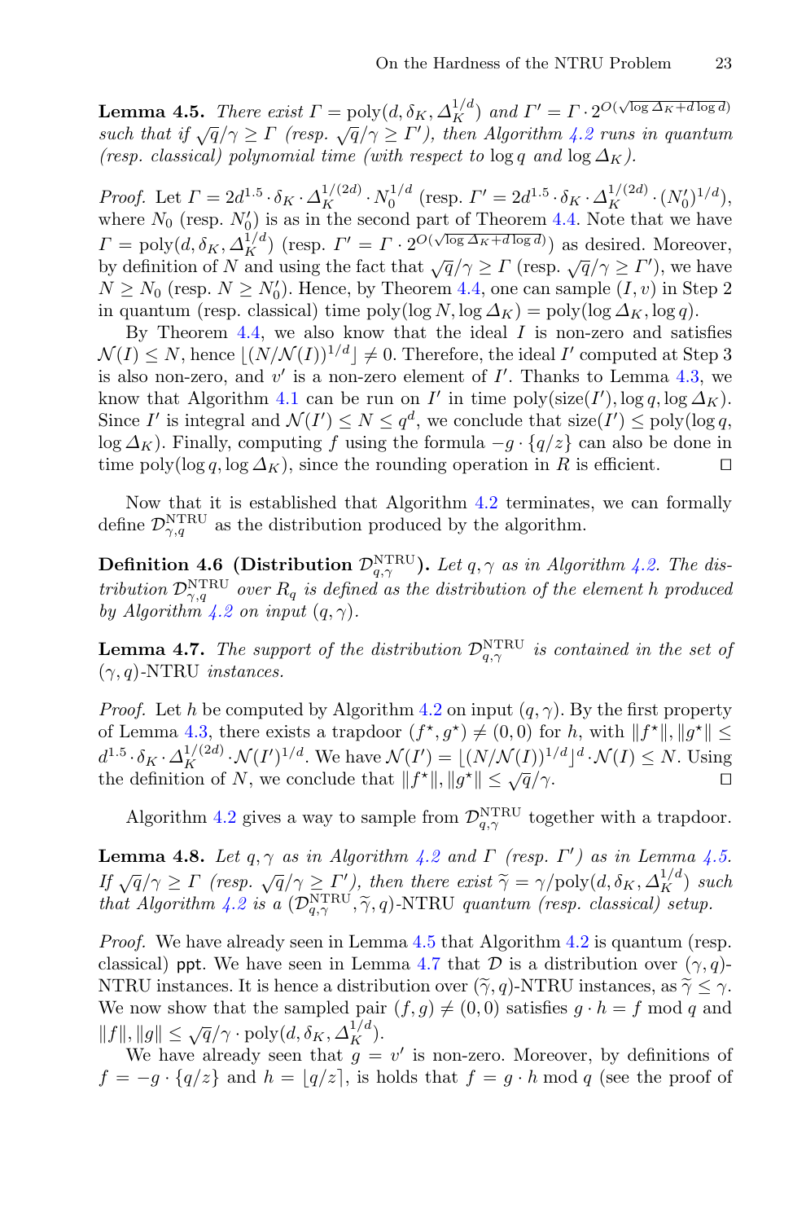**Lemma 4.5.** *There exist $\Gamma = \mathrm{poly}(d, \delta_K, \Delta_K^{1/d})$ and $\Gamma' = \Gamma \cdot 2^{O(\sqrt{\log \Delta_K + d \log d})}$ such that if $\sqrt{q}/\gamma \geq \Gamma$ (resp. $\sqrt{q}/\gamma \geq \Gamma'$), then Algorithm 4.2 runs in quantum (resp. classical) polynomial time (with respect to $\log q$ and $\log \Delta_K$).*

*Proof.* Let $\Gamma = 2d^{1.5} \cdot \delta_K \cdot \Delta_K^{1/(2d)} \cdot N_0^{1/d}$ (resp. $\Gamma' = 2d^{1.5} \cdot \delta_K \cdot \Delta_K^{1/(2d)} \cdot (N_0')^{1/d}$), where $N_0$ (resp. $N_0'$) is as in the second part of Theorem 4.4. Note that we have $\Gamma = \mathrm{poly}(d, \delta_K, \Delta_K^{1/d})$ (resp. $\Gamma' = \Gamma \cdot 2^{O(\sqrt{\log \Delta_K + d \log d})}$) as desired. Moreover, by definition of $N$ and using the fact that $\sqrt{q}/\gamma \geq \Gamma$ (resp. $\sqrt{q}/\gamma \geq \Gamma'$), we have $N \geq N_0$ (resp. $N \geq N_0'$). Hence, by Theorem 4.4, one can sample $(I, v)$ in Step 2 in quantum (resp. classical) time $\mathrm{poly}(\log N, \log \Delta_K) = \mathrm{poly}(\log \Delta_K, \log q)$.

By Theorem 4.4, we also know that the ideal $I$ is non-zero and satisfies $\mathcal{N}(I) \leq N$, hence $\lfloor (N/\mathcal{N}(I))^{1/d} \rfloor \neq 0$. Therefore, the ideal $I'$ computed at Step 3 is also non-zero, and $v'$ is a non-zero element of $I'$. Thanks to Lemma 4.3, we know that Algorithm 4.1 can be run on $I'$ in time $\mathrm{poly}(\mathrm{size}(I'), \log q, \log \Delta_K)$. Since $I'$ is integral and $\mathcal{N}(I') \leq N \leq q^d$, we conclude that $\mathrm{size}(I') \leq \mathrm{poly}(\log q, \log \Delta_K)$. Finally, computing $f$ using the formula $-g \cdot \{q/z\}$ can also be done in time $\mathrm{poly}(\log q, \log \Delta_K)$, since the rounding operation in $R$ is efficient. $\square$

Now that it is established that Algorithm 4.2 terminates, we can formally define $\mathcal{D}_{\gamma,q}^{\mathrm{NTRU}}$ as the distribution produced by the algorithm.

**Definition 4.6 (Distribution $\mathcal{D}_{q,\gamma}^{\mathrm{NTRU}}$).** *Let $q, \gamma$ as in Algorithm 4.2. The distribution $\mathcal{D}_{\gamma,q}^{\mathrm{NTRU}}$ over $R_q$ is defined as the distribution of the element $h$ produced by Algorithm 4.2 on input $(q, \gamma)$.*

**Lemma 4.7.** *The support of the distribution $\mathcal{D}_{q,\gamma}^{\mathrm{NTRU}}$ is contained in the set of $(\gamma, q)$-NTRU instances.*

*Proof.* Let $h$ be computed by Algorithm 4.2 on input $(q, \gamma)$. By the first property of Lemma 4.3, there exists a trapdoor $(f^\star, g^\star) \neq (0, 0)$ for $h$, with $\|f^\star\|, \|g^\star\| \leq d^{1.5} \cdot \delta_K \cdot \Delta_K^{1/(2d)} \cdot \mathcal{N}(I')^{1/d}$. We have $\mathcal{N}(I') = \lfloor (N/\mathcal{N}(I))^{1/d} \rfloor^d \cdot \mathcal{N}(I) \leq N$. Using the definition of $N$, we conclude that $\|f^\star\|, \|g^\star\| \leq \sqrt{q}/\gamma$. $\square$

Algorithm 4.2 gives a way to sample from $\mathcal{D}_{q,\gamma}^{\mathrm{NTRU}}$ together with a trapdoor.

**Lemma 4.8.** *Let $q, \gamma$ as in Algorithm 4.2 and $\Gamma$ (resp. $\Gamma'$) as in Lemma 4.5. If $\sqrt{q}/\gamma \geq \Gamma$ (resp. $\sqrt{q}/\gamma \geq \Gamma'$), then there exist $\widetilde{\gamma} = \gamma/\mathrm{poly}(d, \delta_K, \Delta_K^{1/d})$ such that Algorithm 4.2 is a $(\mathcal{D}_{q,\gamma}^{\mathrm{NTRU}}, \widetilde{\gamma}, q)$-NTRU quantum (resp. classical) setup.*

*Proof.* We have already seen in Lemma 4.5 that Algorithm 4.2 is quantum (resp. classical) ppt. We have seen in Lemma 4.7 that $\mathcal{D}$ is a distribution over $(\gamma, q)$-NTRU instances. It is hence a distribution over $(\widetilde{\gamma}, q)$-NTRU instances, as $\widetilde{\gamma} \leq \gamma$. We now show that the sampled pair $(f, g) \neq (0, 0)$ satisfies $g \cdot h = f \bmod q$ and $\|f\|, \|g\| \leq \sqrt{q}/\gamma \cdot \mathrm{poly}(d, \delta_K, \Delta_K^{1/d})$.

We have already seen that $g = v'$ is non-zero. Moreover, by definitions of $f = -g \cdot \{q/z\}$ and $h = \lfloor q/z \rceil$, is holds that $f = g \cdot h \bmod q$ (see the proof of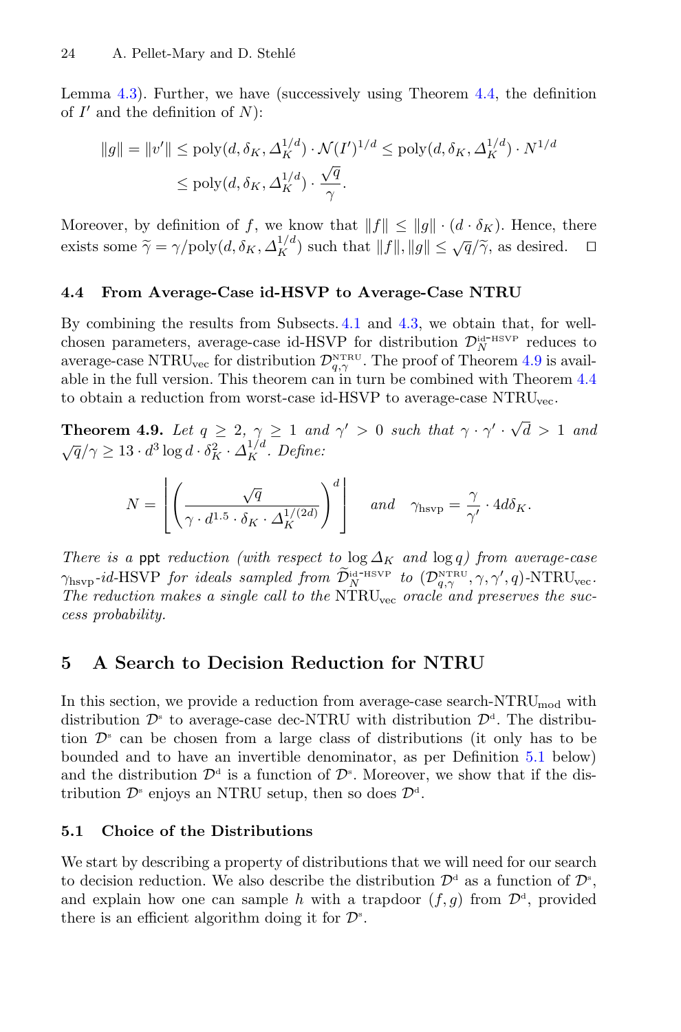Lemma 4.3). Further, we have (successively using Theorem 4.4, the definition of $I'$ and the definition of $N$):

$$\|g\| = \|v'\| \leq \mathrm{poly}(d, \delta_K, \Delta_K^{1/d}) \cdot \mathcal{N}(I')^{1/d} \leq \mathrm{poly}(d, \delta_K, \Delta_K^{1/d}) \cdot N^{1/d}$$
$$\leq \mathrm{poly}(d, \delta_K, \Delta_K^{1/d}) \cdot \frac{\sqrt{q}}{\gamma}.$$

Moreover, by definition of $f$, we know that $\|f\| \leq \|g\| \cdot (d \cdot \delta_K)$. Hence, there exists some $\widetilde{\gamma} = \gamma / \mathrm{poly}(d, \delta_K, \Delta_K^{1/d})$ such that $\|f\|, \|g\| \leq \sqrt{q}/\widetilde{\gamma}$, as desired. $\square$

### 4.4 From Average-Case id-HSVP to Average-Case NTRU

By combining the results from Subsects. 4.1 and 4.3, we obtain that, for well-chosen parameters, average-case id-HSVP for distribution $\mathcal{D}_N^{\text{id-HSVP}}$ reduces to average-case $\text{NTRU}_{\text{vec}}$ for distribution $\mathcal{D}_{q,\gamma}^{\text{NTRU}}$. The proof of Theorem 4.9 is available in the full version. This theorem can in turn be combined with Theorem 4.4 to obtain a reduction from worst-case id-HSVP to average-case $\text{NTRU}_{\text{vec}}$.

**Theorem 4.9.** *Let $q \geq 2$, $\gamma \geq 1$ and $\gamma' > 0$ such that $\gamma \cdot \gamma' \cdot \sqrt{d} > 1$ and $\sqrt{q}/\gamma \geq 13 \cdot d^3 \log d \cdot \delta_K^2 \cdot \Delta_K^{1/d}$. Define:*

$$N = \left\lfloor \left( \frac{\sqrt{q}}{\gamma \cdot d^{1.5} \cdot \delta_K \cdot \Delta_K^{1/(2d)}} \right)^d \right\rfloor \quad \text{and} \quad \gamma_{\text{hsvp}} = \frac{\gamma}{\gamma'} \cdot 4d\delta_K.$$

*There is a* ppt *reduction (with respect to $\log \Delta_K$ and $\log q$) from average-case $\gamma_{\text{hsvp}}$-id-HSVP for ideals sampled from $\widetilde{\mathcal{D}}_N^{\text{id-HSVP}}$ to $(\mathcal{D}_{q,\gamma}^{\text{NTRU}}, \gamma, \gamma', q)$-$\text{NTRU}_{\text{vec}}$. The reduction makes a single call to the $\text{NTRU}_{\text{vec}}$ oracle and preserves the success probability.*

## 5 A Search to Decision Reduction for NTRU

In this section, we provide a reduction from average-case search-$\text{NTRU}_{\text{mod}}$ with distribution $\mathcal{D}^{\text{s}}$ to average-case dec-NTRU with distribution $\mathcal{D}^{\text{d}}$. The distribution $\mathcal{D}^{\text{s}}$ can be chosen from a large class of distributions (it only has to be bounded and to have an invertible denominator, as per Definition 5.1 below) and the distribution $\mathcal{D}^{\text{d}}$ is a function of $\mathcal{D}^{\text{s}}$. Moreover, we show that if the distribution $\mathcal{D}^{\text{s}}$ enjoys an NTRU setup, then so does $\mathcal{D}^{\text{d}}$.

### 5.1 Choice of the Distributions

We start by describing a property of distributions that we will need for our search to decision reduction. We also describe the distribution $\mathcal{D}^{\text{d}}$ as a function of $\mathcal{D}^{\text{s}}$, and explain how one can sample $h$ with a trapdoor $(f, g)$ from $\mathcal{D}^{\text{d}}$, provided there is an efficient algorithm doing it for $\mathcal{D}^{\text{s}}$.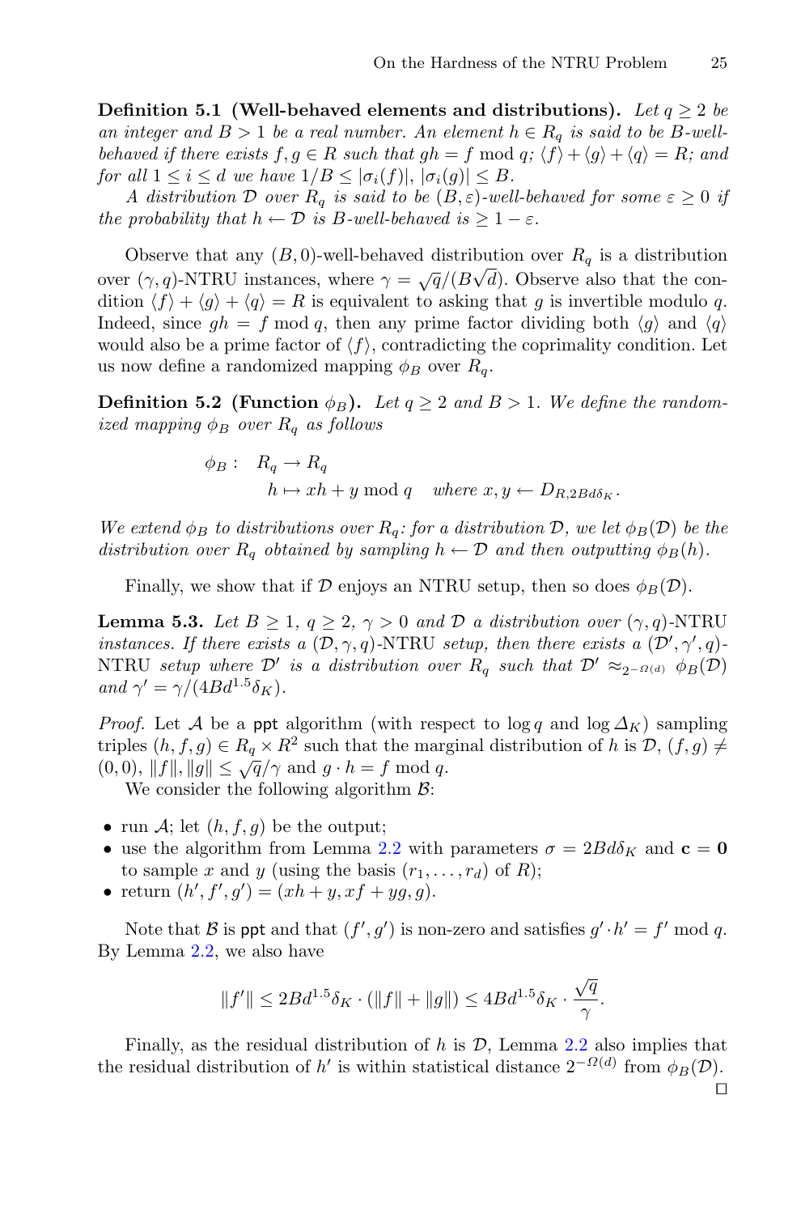**Definition 5.1 (Well-behaved elements and distributions).** *Let $q \geq 2$ be an integer and $B > 1$ be a real number. An element $h \in R_q$ is said to be $B$-well-behaved if there exists $f, g \in R$ such that $gh = f \bmod q$; $\langle f \rangle + \langle g \rangle + \langle q \rangle = R$; and for all $1 \leq i \leq d$ we have $1/B \leq |\sigma_i(f)|, |\sigma_i(g)| \leq B$.*

*A distribution $\mathcal{D}$ over $R_q$ is said to be $(B, \varepsilon)$-well-behaved for some $\varepsilon \geq 0$ if the probability that $h \leftarrow \mathcal{D}$ is $B$-well-behaved is $\geq 1 - \varepsilon$.*

Observe that any $(B, 0)$-well-behaved distribution over $R_q$ is a distribution over $(\gamma, q)$-NTRU instances, where $\gamma = \sqrt{q}/(B\sqrt{d})$. Observe also that the condition $\langle f \rangle + \langle g \rangle + \langle q \rangle = R$ is equivalent to asking that $g$ is invertible modulo $q$. Indeed, since $gh = f \bmod q$, then any prime factor dividing both $\langle g \rangle$ and $\langle q \rangle$ would also be a prime factor of $\langle f \rangle$, contradicting the coprimality condition. Let us now define a randomized mapping $\phi_B$ over $R_q$.

**Definition 5.2 (Function $\phi_B$).** *Let $q \geq 2$ and $B > 1$. We define the randomized mapping $\phi_B$ over $R_q$ as follows*

$$\begin{aligned} \phi_B : \quad & R_q \to R_q \\ & h \mapsto xh + y \bmod q \quad \textit{where } x, y \leftarrow D_{R, 2Bd\delta_K}. \end{aligned}$$

*We extend $\phi_B$ to distributions over $R_q$: for a distribution $\mathcal{D}$, we let $\phi_B(\mathcal{D})$ be the distribution over $R_q$ obtained by sampling $h \leftarrow \mathcal{D}$ and then outputting $\phi_B(h)$.*

Finally, we show that if $\mathcal{D}$ enjoys an NTRU setup, then so does $\phi_B(\mathcal{D})$.

**Lemma 5.3.** *Let $B \geq 1$, $q \geq 2$, $\gamma > 0$ and $\mathcal{D}$ a distribution over $(\gamma, q)$-NTRU instances. If there exists a $(\mathcal{D}, \gamma, q)$-NTRU setup, then there exists a $(\mathcal{D}', \gamma', q)$-NTRU setup where $\mathcal{D}'$ is a distribution over $R_q$ such that $\mathcal{D}' \approx_{2^{-\Omega(d)}} \phi_B(\mathcal{D})$ and $\gamma' = \gamma/(4Bd^{1.5}\delta_K)$.*

*Proof.* Let $\mathcal{A}$ be a ppt algorithm (with respect to $\log q$ and $\log \Delta_K$) sampling triples $(h, f, g) \in R_q \times R^2$ such that the marginal distribution of $h$ is $\mathcal{D}$, $(f, g) \neq (0, 0)$, $\|f\|, \|g\| \leq \sqrt{q}/\gamma$ and $g \cdot h = f \bmod q$.

We consider the following algorithm $\mathcal{B}$:

- run $\mathcal{A}$; let $(h, f, g)$ be the output;
- use the algorithm from Lemma 2.2 with parameters $\sigma = 2Bd\delta_K$ and $\mathbf{c} = \mathbf{0}$ to sample $x$ and $y$ (using the basis $(r_1, \ldots, r_d)$ of $R$);
- return $(h', f', g') = (xh + y, xf + yg, g)$.

Note that $\mathcal{B}$ is ppt and that $(f', g')$ is non-zero and satisfies $g' \cdot h' = f' \bmod q$. By Lemma 2.2, we also have

$$\|f'\| \leq 2Bd^{1.5}\delta_K \cdot (\|f\| + \|g\|) \leq 4Bd^{1.5}\delta_K \cdot \frac{\sqrt{q}}{\gamma}.$$

Finally, as the residual distribution of $h$ is $\mathcal{D}$, Lemma 2.2 also implies that the residual distribution of $h'$ is within statistical distance $2^{-\Omega(d)}$ from $\phi_B(\mathcal{D})$. $\square$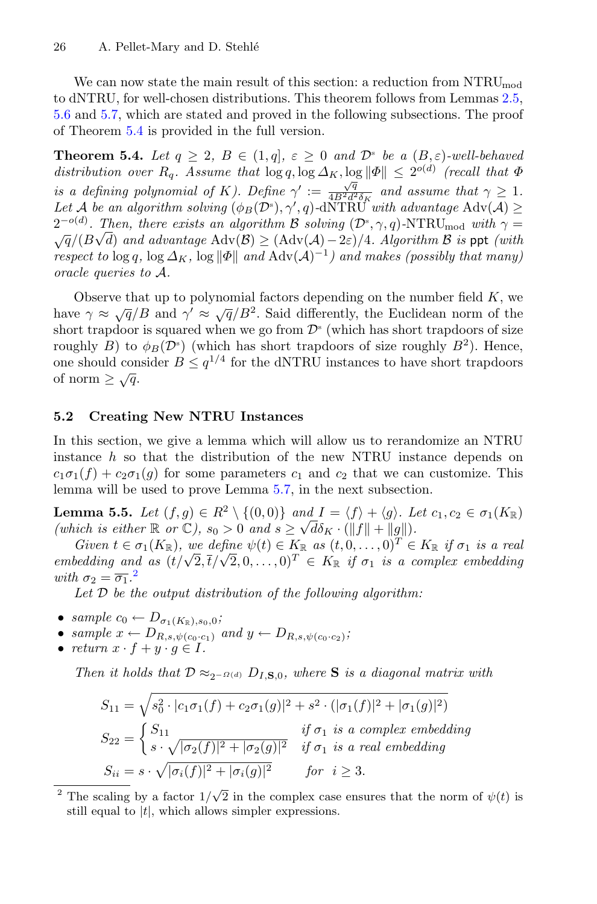We can now state the main result of this section: a reduction from $\mathrm{NTRU}_{\mathrm{mod}}$ to dNTRU, for well-chosen distributions. This theorem follows from Lemmas 2.5, 5.6 and 5.7, which are stated and proved in the following subsections. The proof of Theorem 5.4 is provided in the full version.

**Theorem 5.4.** *Let $q \geq 2$, $B \in (1, q]$, $\varepsilon \geq 0$ and $\mathcal{D}^{\mathrm{s}}$ be a $(B, \varepsilon)$-well-behaved distribution over $R_q$. Assume that $\log q, \log \Delta_K, \log \|\Phi\| \leq 2^{o(d)}$ (recall that $\Phi$ is a defining polynomial of $K$). Define $\gamma' := \frac{\sqrt{q}}{4B^2 d^2 \delta_K}$ and assume that $\gamma \geq 1$. Let $\mathcal{A}$ be an algorithm solving $(\phi_B(\mathcal{D}^{\mathrm{s}}), \gamma', q)$-dNTRU with advantage $\mathrm{Adv}(\mathcal{A}) \geq 2^{-o(d)}$. Then, there exists an algorithm $\mathcal{B}$ solving $(\mathcal{D}^{\mathrm{s}}, \gamma, q)$-$\mathrm{NTRU}_{\mathrm{mod}}$ with $\gamma = \sqrt{q}/(B\sqrt{d})$ and advantage $\mathrm{Adv}(\mathcal{B}) \geq (\mathrm{Adv}(\mathcal{A}) - 2\varepsilon)/4$. Algorithm $\mathcal{B}$ is* ppt *(with respect to $\log q$, $\log \Delta_K$, $\log \|\Phi\|$ and $\mathrm{Adv}(\mathcal{A})^{-1}$) and makes (possibly that many) oracle queries to $\mathcal{A}$.*

Observe that up to polynomial factors depending on the number field $K$, we have $\gamma \approx \sqrt{q}/B$ and $\gamma' \approx \sqrt{q}/B^2$. Said differently, the Euclidean norm of the short trapdoor is squared when we go from $\mathcal{D}^{\mathrm{s}}$ (which has short trapdoors of size roughly $B$) to $\phi_B(\mathcal{D}^{\mathrm{s}})$ (which has short trapdoors of size roughly $B^2$). Hence, one should consider $B \leq q^{1/4}$ for the dNTRU instances to have short trapdoors of norm $\geq \sqrt{q}$.

### 5.2 Creating New NTRU Instances

In this section, we give a lemma which will allow us to rerandomize an NTRU instance $h$ so that the distribution of the new NTRU instance depends on $c_1\sigma_1(f) + c_2\sigma_1(g)$ for some parameters $c_1$ and $c_2$ that we can customize. This lemma will be used to prove Lemma 5.7, in the next subsection.

**Lemma 5.5.** *Let $(f, g) \in R^2 \setminus \{(0, 0)\}$ and $I = \langle f \rangle + \langle g \rangle$. Let $c_1, c_2 \in \sigma_1(K_{\mathbb{R}})$ (which is either $\mathbb{R}$ or $\mathbb{C}$), $s_0 > 0$ and $s \geq \sqrt{d}\delta_K \cdot (\|f\| + \|g\|)$.*

*Given $t \in \sigma_1(K_{\mathbb{R}})$, we define $\psi(t) \in K_{\mathbb{R}}$ as $(t, 0, \ldots, 0)^T \in K_{\mathbb{R}}$ if $\sigma_1$ is a real embedding and as $(t/\sqrt{2}, \overline{t}/\sqrt{2}, 0, \ldots, 0)^T \in K_{\mathbb{R}}$ if $\sigma_1$ is a complex embedding with $\sigma_2 = \overline{\sigma_1}$.*[2]

*Let $\mathcal{D}$ be the output distribution of the following algorithm:*

- *sample $c_0 \leftarrow D_{\sigma_1(K_{\mathbb{R}}), s_0, 0}$;*
- *sample $x \leftarrow D_{R, s, \psi(c_0 \cdot c_1)}$ and $y \leftarrow D_{R, s, \psi(c_0 \cdot c_2)}$;*
- *return $x \cdot f + y \cdot g \in I$.*

*Then it holds that $\mathcal{D} \approx_{2^{-\Omega(d)}} D_{I, \mathbf{S}, 0}$, where $\mathbf{S}$ is a diagonal matrix with*

$$S_{11} = \sqrt{s_0^2 \cdot |c_1\sigma_1(f) + c_2\sigma_1(g)|^2 + s^2 \cdot (|\sigma_1(f)|^2 + |\sigma_1(g)|^2)}$$

$$S_{22} = \begin{cases} S_{11} & \text{if } \sigma_1 \text{ is a complex embedding} \\ s \cdot \sqrt{|\sigma_2(f)|^2 + |\sigma_2(g)|^2} & \text{if } \sigma_1 \text{ is a real embedding} \end{cases}$$

$$S_{ii} = s \cdot \sqrt{|\sigma_i(f)|^2 + |\sigma_i(g)|^2} \qquad \text{for } \; i \geq 3.$$

[2] The scaling by a factor $1/\sqrt{2}$ in the complex case ensures that the norm of $\psi(t)$ is still equal to $|t|$, which allows simpler expressions.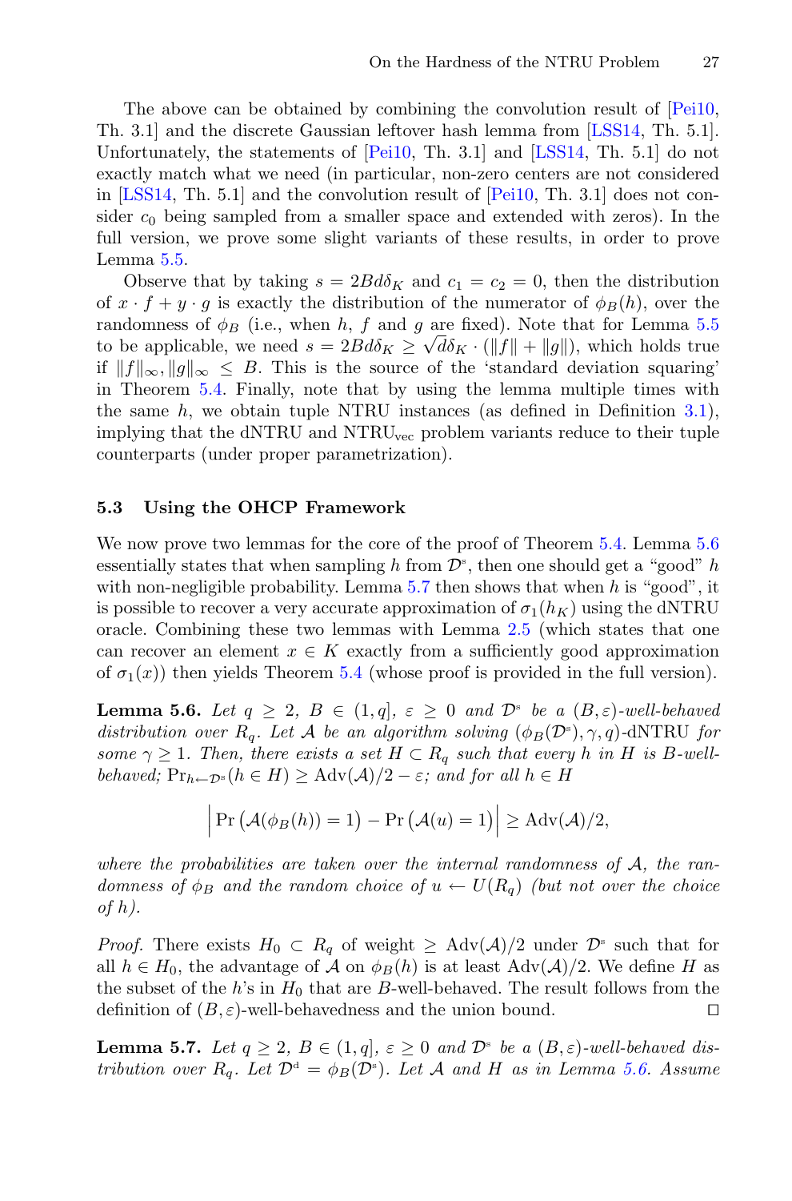The above can be obtained by combining the convolution result of [Pei10, Th. 3.1] and the discrete Gaussian leftover hash lemma from [LSS14, Th. 5.1]. Unfortunately, the statements of [Pei10, Th. 3.1] and [LSS14, Th. 5.1] do not exactly match what we need (in particular, non-zero centers are not considered in [LSS14, Th. 5.1] and the convolution result of [Pei10, Th. 3.1] does not consider $c_0$ being sampled from a smaller space and extended with zeros). In the full version, we prove some slight variants of these results, in order to prove Lemma 5.5.

Observe that by taking $s = 2Bd\delta_K$ and $c_1 = c_2 = 0$, then the distribution of $x \cdot f + y \cdot g$ is exactly the distribution of the numerator of $\phi_B(h)$, over the randomness of $\phi_B$ (i.e., when $h$, $f$ and $g$ are fixed). Note that for Lemma 5.5 to be applicable, we need $s = 2Bd\delta_K \geq \sqrt{d}\delta_K \cdot (\|f\| + \|g\|)$, which holds true if $\|f\|_\infty, \|g\|_\infty \leq B$. This is the source of the 'standard deviation squaring' in Theorem 5.4. Finally, note that by using the lemma multiple times with the same $h$, we obtain tuple NTRU instances (as defined in Definition 3.1), implying that the dNTRU and $\text{NTRU}_{\text{vec}}$ problem variants reduce to their tuple counterparts (under proper parametrization).

### 5.3 Using the OHCP Framework

We now prove two lemmas for the core of the proof of Theorem 5.4. Lemma 5.6 essentially states that when sampling $h$ from $\mathcal{D}^{\text{s}}$, then one should get a "good" $h$ with non-negligible probability. Lemma 5.7 then shows that when $h$ is "good", it is possible to recover a very accurate approximation of $\sigma_1(h_K)$ using the dNTRU oracle. Combining these two lemmas with Lemma 2.5 (which states that one can recover an element $x \in K$ exactly from a sufficiently good approximation of $\sigma_1(x)$) then yields Theorem 5.4 (whose proof is provided in the full version).

**Lemma 5.6.** *Let $q \geq 2$, $B \in (1, q]$, $\varepsilon \geq 0$ and $\mathcal{D}^{\text{s}}$ be a $(B, \varepsilon)$-well-behaved distribution over $R_q$. Let $\mathcal{A}$ be an algorithm solving $(\phi_B(\mathcal{D}^{\text{s}}), \gamma, q)$-dNTRU for some $\gamma \geq 1$. Then, there exists a set $H \subset R_q$ such that every $h$ in $H$ is $B$-well-behaved; $\Pr_{h \leftarrow \mathcal{D}^{\text{s}}}(h \in H) \geq \text{Adv}(\mathcal{A})/2 - \varepsilon$; and for all $h \in H$*

$$\left| \Pr\left(\mathcal{A}(\phi_B(h)) = 1\right) - \Pr\left(\mathcal{A}(u) = 1\right) \right| \geq \text{Adv}(\mathcal{A})/2,$$

*where the probabilities are taken over the internal randomness of $\mathcal{A}$, the randomness of $\phi_B$ and the random choice of $u \leftarrow U(R_q)$ (but not over the choice of $h$).*

*Proof.* There exists $H_0 \subset R_q$ of weight $\geq \text{Adv}(\mathcal{A})/2$ under $\mathcal{D}^{\text{s}}$ such that for all $h \in H_0$, the advantage of $\mathcal{A}$ on $\phi_B(h)$ is at least $\text{Adv}(\mathcal{A})/2$. We define $H$ as the subset of the $h$'s in $H_0$ that are $B$-well-behaved. The result follows from the definition of $(B, \varepsilon)$-well-behavedness and the union bound. $\square$

**Lemma 5.7.** *Let $q \geq 2$, $B \in (1, q]$, $\varepsilon \geq 0$ and $\mathcal{D}^{\text{s}}$ be a $(B, \varepsilon)$-well-behaved distribution over $R_q$. Let $\mathcal{D}^{\text{d}} = \phi_B(\mathcal{D}^{\text{s}})$. Let $\mathcal{A}$ and $H$ as in Lemma 5.6. Assume*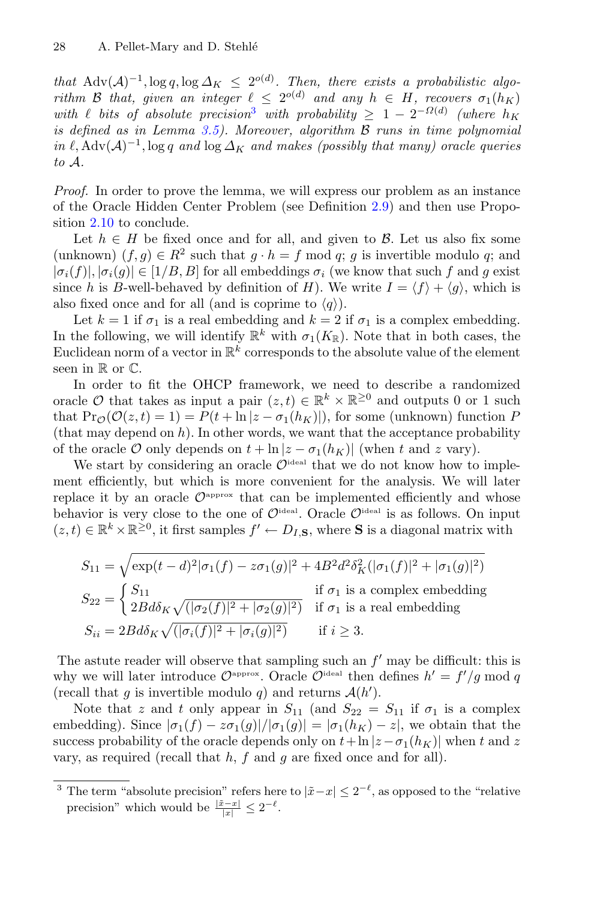*that* $\mathrm{Adv}(\mathcal{A})^{-1}, \log q, \log \Delta_K \leq 2^{o(d)}$*. Then, there exists a probabilistic algorithm* $\mathcal{B}$ *that, given an integer* $\ell \leq 2^{o(d)}$ *and any* $h \in H$*, recovers* $\sigma_1(h_K)$ *with* $\ell$ *bits of absolute precision*[3] *with probability* $\geq 1 - 2^{-\Omega(d)}$ *(where* $h_K$ *is defined as in Lemma 3.5). Moreover, algorithm* $\mathcal{B}$ *runs in time polynomial in* $\ell, \mathrm{Adv}(\mathcal{A})^{-1}, \log q$ *and* $\log \Delta_K$ *and makes (possibly that many) oracle queries to* $\mathcal{A}$*.*

*Proof.* In order to prove the lemma, we will express our problem as an instance of the Oracle Hidden Center Problem (see Definition 2.9) and then use Proposition 2.10 to conclude.

Let $h \in H$ be fixed once and for all, and given to $\mathcal{B}$. Let us also fix some (unknown) $(f, g) \in R^2$ such that $g \cdot h = f \bmod q$; $g$ is invertible modulo $q$; and $|\sigma_i(f)|, |\sigma_i(g)| \in [1/B, B]$ for all embeddings $\sigma_i$ (we know that such $f$ and $g$ exist since $h$ is $B$-well-behaved by definition of $H$). We write $I = \langle f \rangle + \langle g \rangle$, which is also fixed once and for all (and is coprime to $\langle q \rangle$).

Let $k = 1$ if $\sigma_1$ is a real embedding and $k = 2$ if $\sigma_1$ is a complex embedding. In the following, we will identify $\mathbb{R}^k$ with $\sigma_1(K_\mathbb{R})$. Note that in both cases, the Euclidean norm of a vector in $\mathbb{R}^k$ corresponds to the absolute value of the element seen in $\mathbb{R}$ or $\mathbb{C}$.

In order to fit the OHCP framework, we need to describe a randomized oracle $\mathcal{O}$ that takes as input a pair $(z, t) \in \mathbb{R}^k \times \mathbb{R}^{\geq 0}$ and outputs 0 or 1 such that $\Pr_\mathcal{O}(\mathcal{O}(z, t) = 1) = P(t + \ln |z - \sigma_1(h_K)|)$, for some (unknown) function $P$ (that may depend on $h$). In other words, we want that the acceptance probability of the oracle $\mathcal{O}$ only depends on $t + \ln |z - \sigma_1(h_K)|$ (when $t$ and $z$ vary).

We start by considering an oracle $\mathcal{O}^{\text{ideal}}$ that we do not know how to implement efficiently, but which is more convenient for the analysis. We will later replace it by an oracle $\mathcal{O}^{\text{approx}}$ that can be implemented efficiently and whose behavior is very close to the one of $\mathcal{O}^{\text{ideal}}$. Oracle $\mathcal{O}^{\text{ideal}}$ is as follows. On input $(z, t) \in \mathbb{R}^k \times \mathbb{R}^{\geq 0}$, it first samples $f' \leftarrow D_{I, \mathbf{S}}$, where $\mathbf{S}$ is a diagonal matrix with

$$
\begin{aligned}
S_{11} &= \sqrt{\exp(t-d)^2 |\sigma_1(f) - z\sigma_1(g)|^2 + 4B^2 d^2 \delta_K^2 (|\sigma_1(f)|^2 + |\sigma_1(g)|^2)} \\
S_{22} &= \begin{cases} S_{11} & \text{if } \sigma_1 \text{ is a complex embedding} \\ 2Bd\delta_K \sqrt{(|\sigma_2(f)|^2 + |\sigma_2(g)|^2)} & \text{if } \sigma_1 \text{ is a real embedding} \end{cases} \\
S_{ii} &= 2Bd\delta_K \sqrt{(|\sigma_i(f)|^2 + |\sigma_i(g)|^2)} \qquad \text{if } i \geq 3.
\end{aligned}
$$

The astute reader will observe that sampling such an $f'$ may be difficult: this is why we will later introduce $\mathcal{O}^{\text{approx}}$. Oracle $\mathcal{O}^{\text{ideal}}$ then defines $h' = f'/g \bmod q$ (recall that $g$ is invertible modulo $q$) and returns $\mathcal{A}(h')$.

Note that $z$ and $t$ only appear in $S_{11}$ (and $S_{22} = S_{11}$ if $\sigma_1$ is a complex embedding). Since $|\sigma_1(f) - z\sigma_1(g)|/|\sigma_1(g)| = |\sigma_1(h_K) - z|$, we obtain that the success probability of the oracle depends only on $t + \ln |z - \sigma_1(h_K)|$ when $t$ and $z$ vary, as required (recall that $h$, $f$ and $g$ are fixed once and for all).

---

[3] The term "absolute precision" refers here to $|\tilde{x} - x| \leq 2^{-\ell}$, as opposed to the "relative precision" which would be $\frac{|\tilde{x} - x|}{|x|} \leq 2^{-\ell}$.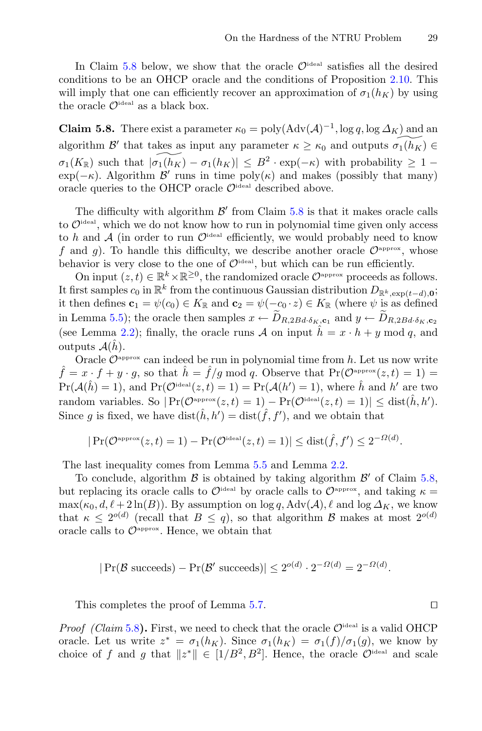In Claim 5.8 below, we show that the oracle $\mathcal{O}^{\text{ideal}}$ satisfies all the desired conditions to be an OHCP oracle and the conditions of Proposition 2.10. This will imply that one can efficiently recover an approximation of $\sigma_1(h_K)$ by using the oracle $\mathcal{O}^{\text{ideal}}$ as a black box.

**Claim 5.8.** There exist a parameter $\kappa_0 = \text{poly}(\text{Adv}(\mathcal{A})^{-1}, \log q, \log \Delta_K)$ and an algorithm $\mathcal{B}'$ that takes as input any parameter $\kappa \geq \kappa_0$ and outputs $\widetilde{\sigma_1(h_K)} \in \sigma_1(K_{\mathbb{R}})$ such that $|\widetilde{\sigma_1(h_K)} - \sigma_1(h_K)| \leq B^2 \cdot \exp(-\kappa)$ with probability $\geq 1 - \exp(-\kappa)$. Algorithm $\mathcal{B}'$ runs in time $\text{poly}(\kappa)$ and makes (possibly that many) oracle queries to the OHCP oracle $\mathcal{O}^{\text{ideal}}$ described above.

The difficulty with algorithm $\mathcal{B}'$ from Claim 5.8 is that it makes oracle calls to $\mathcal{O}^{\text{ideal}}$, which we do not know how to run in polynomial time given only access to $h$ and $\mathcal{A}$ (in order to run $\mathcal{O}^{\text{ideal}}$ efficiently, we would probably need to know $f$ and $g$). To handle this difficulty, we describe another oracle $\mathcal{O}^{\text{approx}}$, whose behavior is very close to the one of $\mathcal{O}^{\text{ideal}}$, but which can be run efficiently.

On input $(z, t) \in \mathbb{R}^k \times \mathbb{R}^{\geq 0}$, the randomized oracle $\mathcal{O}^{\text{approx}}$ proceeds as follows. It first samples $c_0$ in $\mathbb{R}^k$ from the continuous Gaussian distribution $D_{\mathbb{R}^k, \exp(t-d), \mathbf{0}}$; it then defines $\mathbf{c}_1 = \psi(c_0) \in K_{\mathbb{R}}$ and $\mathbf{c}_2 = \psi(-c_0 \cdot z) \in K_{\mathbb{R}}$ (where $\psi$ is as defined in Lemma 5.5); the oracle then samples $x \leftarrow \widetilde{D}_{R, 2Bd \cdot \delta_K, \mathbf{c}_1}$ and $y \leftarrow \widetilde{D}_{R, 2Bd \cdot \delta_K, \mathbf{c}_2}$ (see Lemma 2.2); finally, the oracle runs $\mathcal{A}$ on input $\hat{h} = x \cdot h + y \bmod q$, and outputs $\mathcal{A}(\hat{h})$.

Oracle $\mathcal{O}^{\text{approx}}$ can indeed be run in polynomial time from $h$. Let us now write $\hat{f} = x \cdot f + y \cdot g$, so that $\hat{h} = \hat{f}/g \bmod q$. Observe that $\Pr(\mathcal{O}^{\text{approx}}(z, t) = 1) = \Pr(\mathcal{A}(\hat{h}) = 1)$, and $\Pr(\mathcal{O}^{\text{ideal}}(z, t) = 1) = \Pr(\mathcal{A}(h') = 1)$, where $\hat{h}$ and $h'$ are two random variables. So $|\Pr(\mathcal{O}^{\text{approx}}(z, t) = 1) - \Pr(\mathcal{O}^{\text{ideal}}(z, t) = 1)| \leq \text{dist}(\hat{h}, h')$. Since $g$ is fixed, we have $\text{dist}(\hat{h}, h') = \text{dist}(\hat{f}, f')$, and we obtain that

$$|\Pr(\mathcal{O}^{\text{approx}}(z, t) = 1) - \Pr(\mathcal{O}^{\text{ideal}}(z, t) = 1)| \leq \text{dist}(\hat{f}, f') \leq 2^{-\Omega(d)}.$$

The last inequality comes from Lemma 5.5 and Lemma 2.2.

To conclude, algorithm $\mathcal{B}$ is obtained by taking algorithm $\mathcal{B}'$ of Claim 5.8, but replacing its oracle calls to $\mathcal{O}^{\text{ideal}}$ by oracle calls to $\mathcal{O}^{\text{approx}}$, and taking $\kappa = \max(\kappa_0, d, \ell + 2\ln(B))$. By assumption on $\log q, \text{Adv}(\mathcal{A}), \ell$ and $\log \Delta_K$, we know that $\kappa \leq 2^{o(d)}$ (recall that $B \leq q$), so that algorithm $\mathcal{B}$ makes at most $2^{o(d)}$ oracle calls to $\mathcal{O}^{\text{approx}}$. Hence, we obtain that

$$|\Pr(\mathcal{B} \text{ succeeds}) - \Pr(\mathcal{B}' \text{ succeeds})| \leq 2^{o(d)} \cdot 2^{-\Omega(d)} = 2^{-\Omega(d)}.$$

This completes the proof of Lemma 5.7. □

*Proof (Claim 5.8)***.** First, we need to check that the oracle $\mathcal{O}^{\text{ideal}}$ is a valid OHCP oracle. Let us write $z^* = \sigma_1(h_K)$. Since $\sigma_1(h_K) = \sigma_1(f)/\sigma_1(g)$, we know by choice of $f$ and $g$ that $\|z^*\| \in [1/B^2, B^2]$. Hence, the oracle $\mathcal{O}^{\text{ideal}}$ and scale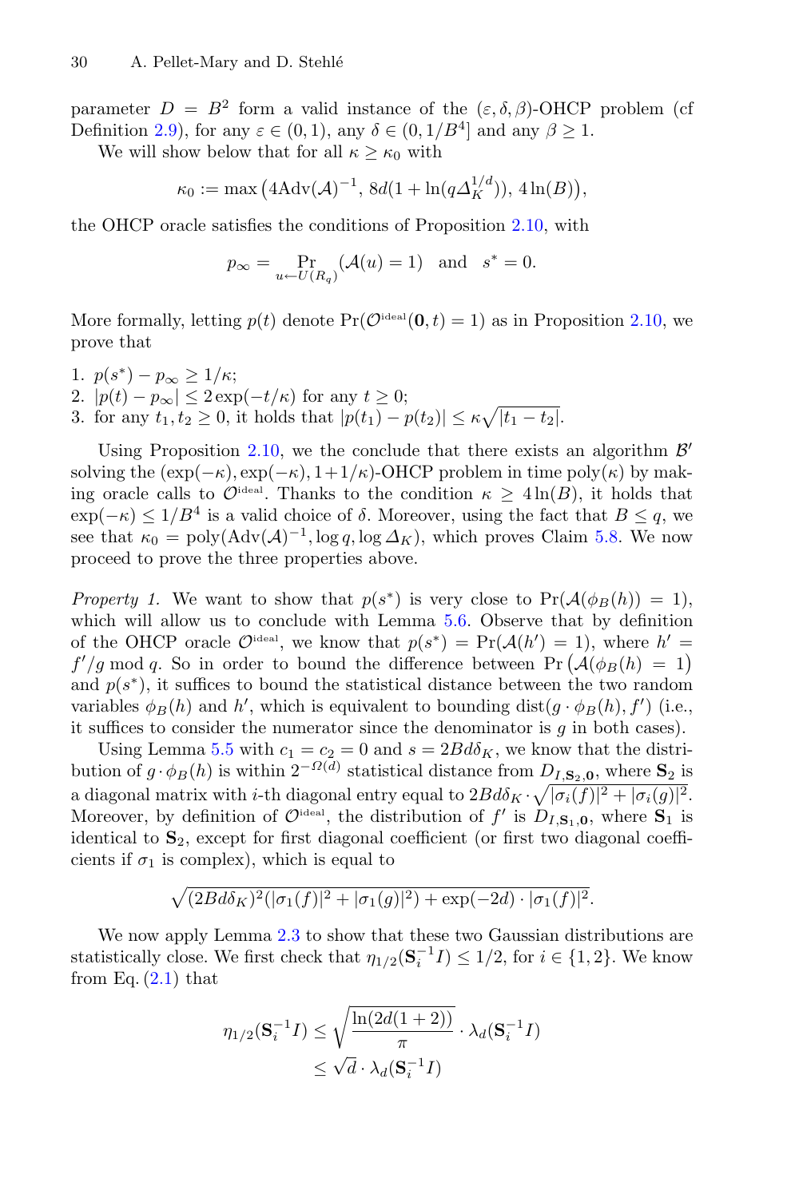parameter $D = B^2$ form a valid instance of the $(\varepsilon, \delta, \beta)$-OHCP problem (cf Definition 2.9), for any $\varepsilon \in (0, 1)$, any $\delta \in (0, 1/B^4]$ and any $\beta \geq 1$.

We will show below that for all $\kappa \geq \kappa_0$ with

$$\kappa_0 := \max\left(4\mathrm{Adv}(\mathcal{A})^{-1},\, 8d(1 + \ln(q\Delta_K^{1/d})),\, 4\ln(B)\right),$$

the OHCP oracle satisfies the conditions of Proposition 2.10, with

$$p_\infty = \Pr_{u \leftarrow U(R_q)}(\mathcal{A}(u) = 1) \quad \text{and} \quad s^* = 0.$$

More formally, letting $p(t)$ denote $\Pr(\mathcal{O}^{\text{ideal}}(\mathbf{0}, t) = 1)$ as in Proposition 2.10, we prove that

1. $p(s^*) - p_\infty \geq 1/\kappa$;
2. $|p(t) - p_\infty| \leq 2\exp(-t/\kappa)$ for any $t \geq 0$;
3. for any $t_1, t_2 \geq 0$, it holds that $|p(t_1) - p(t_2)| \leq \kappa\sqrt{|t_1 - t_2|}$.

Using Proposition 2.10, we the conclude that there exists an algorithm $\mathcal{B}'$ solving the $(\exp(-\kappa), \exp(-\kappa), 1+1/\kappa)$-OHCP problem in time $\mathrm{poly}(\kappa)$ by making oracle calls to $\mathcal{O}^{\text{ideal}}$. Thanks to the condition $\kappa \geq 4\ln(B)$, it holds that $\exp(-\kappa) \leq 1/B^4$ is a valid choice of $\delta$. Moreover, using the fact that $B \leq q$, we see that $\kappa_0 = \mathrm{poly}(\mathrm{Adv}(\mathcal{A})^{-1}, \log q, \log \Delta_K)$, which proves Claim 5.8. We now proceed to prove the three properties above.

*Property 1.* We want to show that $p(s^*)$ is very close to $\Pr(\mathcal{A}(\phi_B(h)) = 1)$, which will allow us to conclude with Lemma 5.6. Observe that by definition of the OHCP oracle $\mathcal{O}^{\text{ideal}}$, we know that $p(s^*) = \Pr(\mathcal{A}(h') = 1)$, where $h' = f'/g \bmod q$. So in order to bound the difference between $\Pr\left(\mathcal{A}(\phi_B(h) = 1\right)$ and $p(s^*)$, it suffices to bound the statistical distance between the two random variables $\phi_B(h)$ and $h'$, which is equivalent to bounding $\mathrm{dist}(g \cdot \phi_B(h), f')$ (i.e., it suffices to consider the numerator since the denominator is $g$ in both cases).

Using Lemma 5.5 with $c_1 = c_2 = 0$ and $s = 2Bd\delta_K$, we know that the distribution of $g \cdot \phi_B(h)$ is within $2^{-\Omega(d)}$ statistical distance from $D_{I,\mathbf{S}_2,\mathbf{0}}$, where $\mathbf{S}_2$ is a diagonal matrix with $i$-th diagonal entry equal to $2Bd\delta_K \cdot \sqrt{|\sigma_i(f)|^2 + |\sigma_i(g)|^2}$. Moreover, by definition of $\mathcal{O}^{\text{ideal}}$, the distribution of $f'$ is $D_{I,\mathbf{S}_1,\mathbf{0}}$, where $\mathbf{S}_1$ is identical to $\mathbf{S}_2$, except for first diagonal coefficient (or first two diagonal coefficients if $\sigma_1$ is complex), which is equal to

$$\sqrt{(2Bd\delta_K)^2(|\sigma_1(f)|^2 + |\sigma_1(g)|^2) + \exp(-2d) \cdot |\sigma_1(f)|^2}.$$

We now apply Lemma 2.3 to show that these two Gaussian distributions are statistically close. We first check that $\eta_{1/2}(\mathbf{S}_i^{-1}I) \leq 1/2$, for $i \in \{1, 2\}$. We know from Eq. (2.1) that

$$\begin{aligned}
\eta_{1/2}(\mathbf{S}_i^{-1}I) &\leq \sqrt{\frac{\ln(2d(1+2))}{\pi}} \cdot \lambda_d(\mathbf{S}_i^{-1}I) \\
&\leq \sqrt{d} \cdot \lambda_d(\mathbf{S}_i^{-1}I)
\end{aligned}$$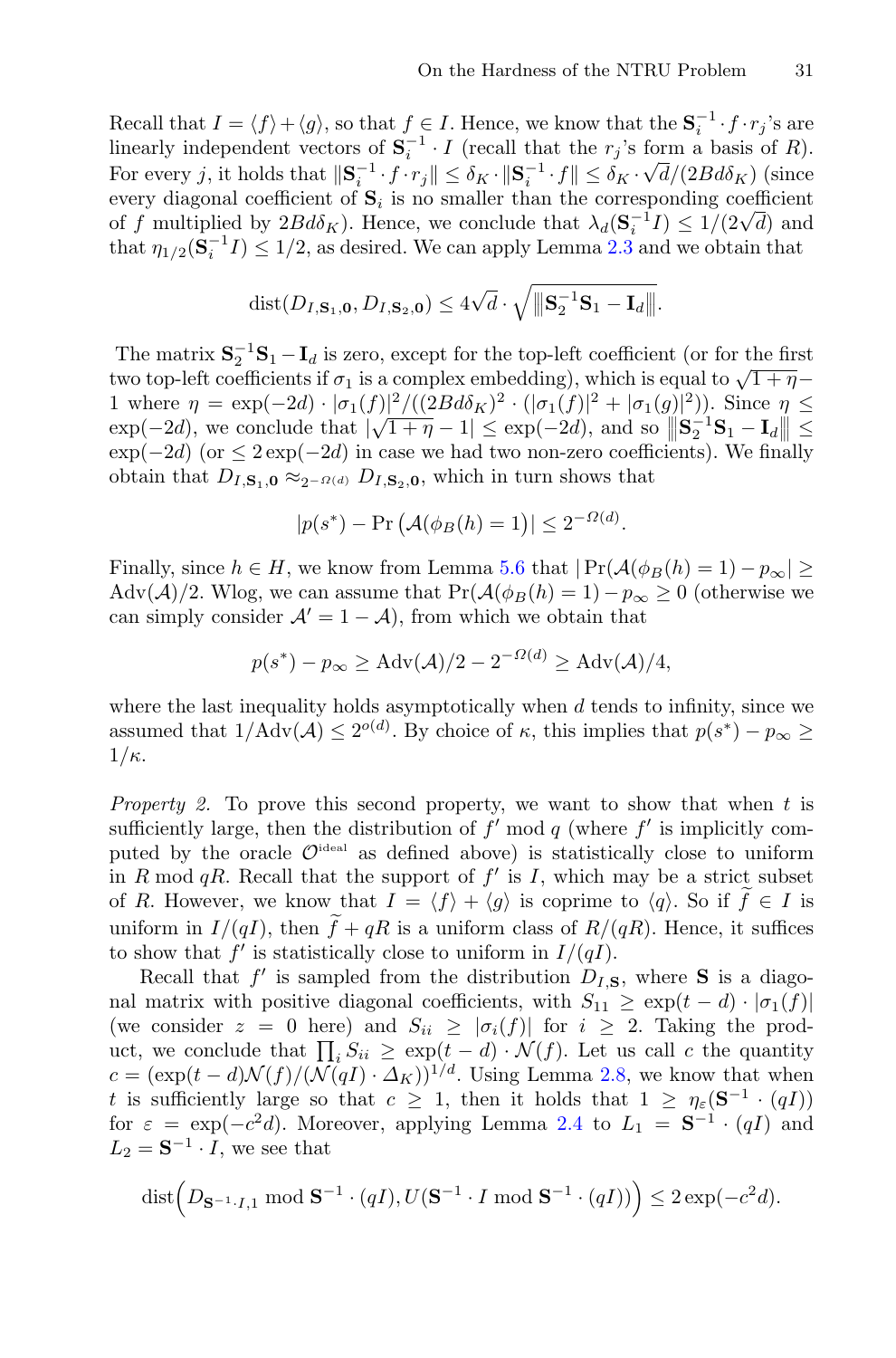Recall that $I = \langle f \rangle + \langle g \rangle$, so that $f \in I$. Hence, we know that the $\mathbf{S}_i^{-1} \cdot f \cdot r_j$'s are linearly independent vectors of $\mathbf{S}_i^{-1} \cdot I$ (recall that the $r_j$'s form a basis of $R$). For every $j$, it holds that $\|\mathbf{S}_i^{-1} \cdot f \cdot r_j\| \leq \delta_K \cdot \|\mathbf{S}_i^{-1} \cdot f\| \leq \delta_K \cdot \sqrt{d}/(2Bd\delta_K)$ (since every diagonal coefficient of $\mathbf{S}_i$ is no smaller than the corresponding coefficient of $f$ multiplied by $2Bd\delta_K$). Hence, we conclude that $\lambda_d(\mathbf{S}_i^{-1} I) \leq 1/(2\sqrt{d})$ and that $\eta_{1/2}(\mathbf{S}_i^{-1} I) \leq 1/2$, as desired. We can apply Lemma 2.3 and we obtain that

$$\mathrm{dist}(D_{I,\mathbf{S}_1,\mathbf{0}}, D_{I,\mathbf{S}_2,\mathbf{0}}) \leq 4\sqrt{d} \cdot \sqrt{\left\|\mathbf{S}_2^{-1}\mathbf{S}_1 - \mathbf{I}_d\right\|}.$$

The matrix $\mathbf{S}_2^{-1}\mathbf{S}_1 - \mathbf{I}_d$ is zero, except for the top-left coefficient (or for the first two top-left coefficients if $\sigma_1$ is a complex embedding), which is equal to $\sqrt{1+\eta} - 1$ where $\eta = \exp(-2d) \cdot |\sigma_1(f)|^2/((2Bd\delta_K)^2 \cdot (|\sigma_1(f)|^2 + |\sigma_1(g)|^2))$. Since $\eta \leq \exp(-2d)$, we conclude that $|\sqrt{1+\eta} - 1| \leq \exp(-2d)$, and so $\left\|\mathbf{S}_2^{-1}\mathbf{S}_1 - \mathbf{I}_d\right\| \leq \exp(-2d)$ (or $\leq 2\exp(-2d)$ in case we had two non-zero coefficients). We finally obtain that $D_{I,\mathbf{S}_1,\mathbf{0}} \approx_{2^{-\Omega(d)}} D_{I,\mathbf{S}_2,\mathbf{0}}$, which in turn shows that

$$|p(s^*) - \Pr\left(\mathcal{A}(\phi_B(h) = 1\right)| \leq 2^{-\Omega(d)}.$$

Finally, since $h \in H$, we know from Lemma 5.6 that $|\Pr(\mathcal{A}(\phi_B(h) = 1) - p_\infty| \geq \mathrm{Adv}(\mathcal{A})/2$. Wlog, we can assume that $\Pr(\mathcal{A}(\phi_B(h) = 1) - p_\infty \geq 0$ (otherwise we can simply consider $\mathcal{A}' = 1 - \mathcal{A}$), from which we obtain that

$$p(s^*) - p_\infty \geq \mathrm{Adv}(\mathcal{A})/2 - 2^{-\Omega(d)} \geq \mathrm{Adv}(\mathcal{A})/4,$$

where the last inequality holds asymptotically when $d$ tends to infinity, since we assumed that $1/\mathrm{Adv}(\mathcal{A}) \leq 2^{o(d)}$. By choice of $\kappa$, this implies that $p(s^*) - p_\infty \geq 1/\kappa$.

*Property 2.* To prove this second property, we want to show that when $t$ is sufficiently large, then the distribution of $f' \bmod q$ (where $f'$ is implicitly computed by the oracle $\mathcal{O}^{\text{ideal}}$ as defined above) is statistically close to uniform in $R \bmod qR$. Recall that the support of $f'$ is $I$, which may be a strict subset of $R$. However, we know that $I = \langle f \rangle + \langle g \rangle$ is coprime to $\langle q \rangle$. So if $\widetilde{f} \in I$ is uniform in $I/(qI)$, then $\widetilde{f} + qR$ is a uniform class of $R/(qR)$. Hence, it suffices to show that $f'$ is statistically close to uniform in $I/(qI)$.

Recall that $f'$ is sampled from the distribution $D_{I,\mathbf{S}}$, where $\mathbf{S}$ is a diagonal matrix with positive diagonal coefficients, with $S_{11} \geq \exp(t-d) \cdot |\sigma_1(f)|$ (we consider $z = 0$ here) and $S_{ii} \geq |\sigma_i(f)|$ for $i \geq 2$. Taking the product, we conclude that $\prod_i S_{ii} \geq \exp(t-d) \cdot \mathcal{N}(f)$. Let us call $c$ the quantity $c = (\exp(t-d)\mathcal{N}(f)/(\mathcal{N}(qI) \cdot \Delta_K))^{1/d}$. Using Lemma 2.8, we know that when $t$ is sufficiently large so that $c \geq 1$, then it holds that $1 \geq \eta_\varepsilon(\mathbf{S}^{-1} \cdot (qI))$ for $\varepsilon = \exp(-c^2 d)$. Moreover, applying Lemma 2.4 to $L_1 = \mathbf{S}^{-1} \cdot (qI)$ and $L_2 = \mathbf{S}^{-1} \cdot I$, we see that

$$\mathrm{dist}\Big(D_{\mathbf{S}^{-1}\cdot I,1} \bmod \mathbf{S}^{-1} \cdot (qI), U(\mathbf{S}^{-1} \cdot I \bmod \mathbf{S}^{-1} \cdot (qI))\Big) \leq 2\exp(-c^2 d).$$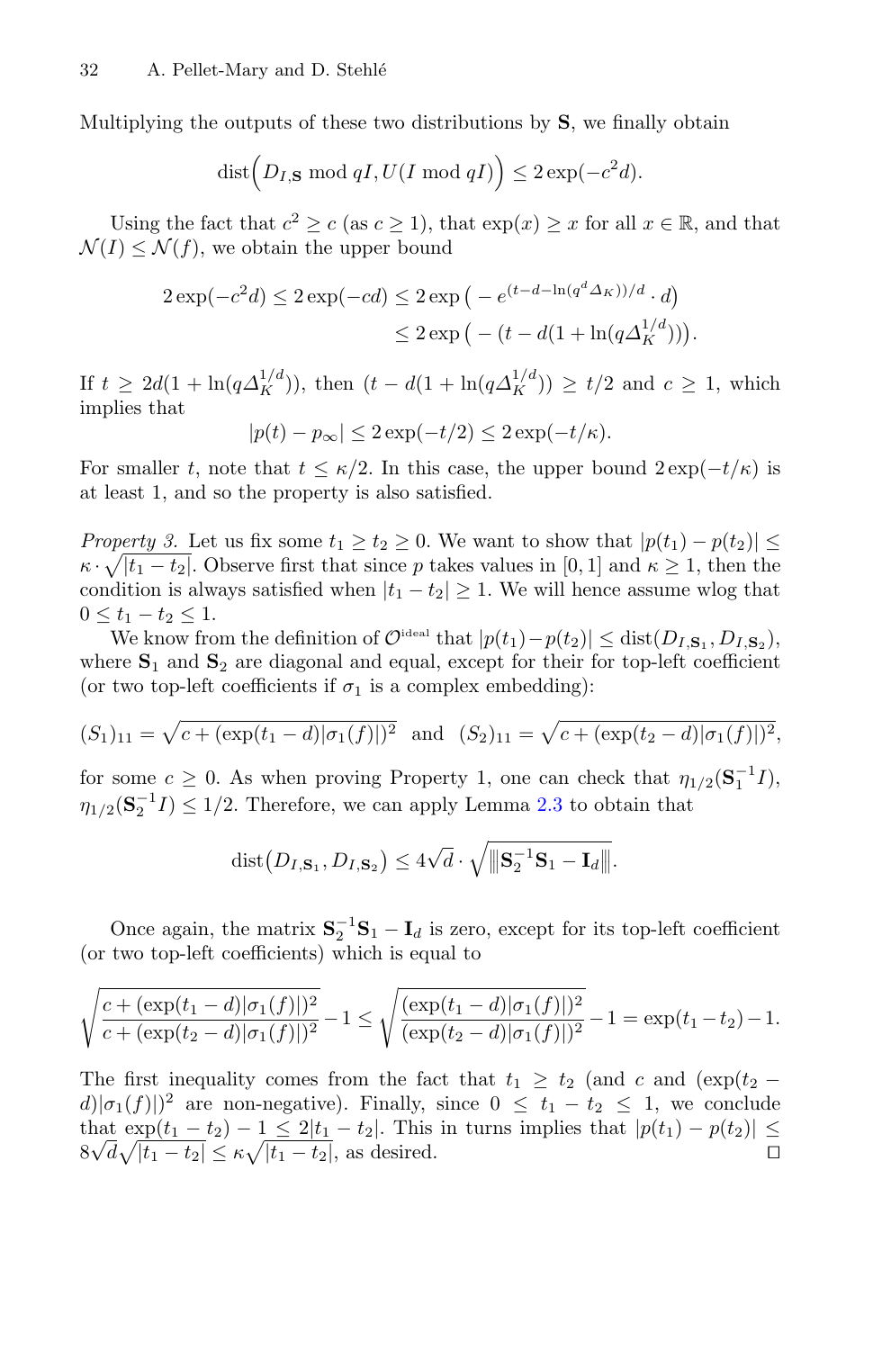Multiplying the outputs of these two distributions by $\mathbf{S}$, we finally obtain

$$\mathrm{dist}\Big(D_{I,\mathbf{S}} \bmod qI, U(I \bmod qI)\Big) \leq 2\exp(-c^2 d).$$

Using the fact that $c^2 \geq c$ (as $c \geq 1$), that $\exp(x) \geq x$ for all $x \in \mathbb{R}$, and that $\mathcal{N}(I) \leq \mathcal{N}(f)$, we obtain the upper bound

$$\begin{aligned} 2\exp(-c^2 d) \leq 2\exp(-cd) &\leq 2\exp\big(-e^{(t-d-\ln(q^d \Delta_K))/d} \cdot d\big) \\ &\leq 2\exp\big(-(t - d(1 + \ln(q\Delta_K^{1/d})))\big). \end{aligned}$$

If $t \geq 2d(1 + \ln(q\Delta_K^{1/d}))$, then $(t - d(1 + \ln(q\Delta_K^{1/d})) \geq t/2$ and $c \geq 1$, which implies that

$$|p(t) - p_\infty| \leq 2\exp(-t/2) \leq 2\exp(-t/\kappa).$$

For smaller $t$, note that $t \leq \kappa/2$. In this case, the upper bound $2\exp(-t/\kappa)$ is at least 1, and so the property is also satisfied.

*Property 3.* Let us fix some $t_1 \geq t_2 \geq 0$. We want to show that $|p(t_1) - p(t_2)| \leq \kappa \cdot \sqrt{|t_1 - t_2|}$. Observe first that since $p$ takes values in $[0,1]$ and $\kappa \geq 1$, then the condition is always satisfied when $|t_1 - t_2| \geq 1$. We will hence assume wlog that $0 \leq t_1 - t_2 \leq 1$.

We know from the definition of $\mathcal{O}^{\text{ideal}}$ that $|p(t_1) - p(t_2)| \leq \mathrm{dist}(D_{I,\mathbf{S}_1}, D_{I,\mathbf{S}_2})$, where $\mathbf{S}_1$ and $\mathbf{S}_2$ are diagonal and equal, except for their for top-left coefficient (or two top-left coefficients if $\sigma_1$ is a complex embedding):

$$(S_1)_{11} = \sqrt{c + (\exp(t_1 - d)|\sigma_1(f)|)^2} \;\; \text{and} \;\; (S_2)_{11} = \sqrt{c + (\exp(t_2 - d)|\sigma_1(f)|)^2},$$

for some $c \geq 0$. As when proving Property 1, one can check that $\eta_{1/2}(\mathbf{S}_1^{-1} I)$, $\eta_{1/2}(\mathbf{S}_2^{-1} I) \leq 1/2$. Therefore, we can apply Lemma 2.3 to obtain that

$$\mathrm{dist}\big(D_{I,\mathbf{S}_1}, D_{I,\mathbf{S}_2}\big) \leq 4\sqrt{d} \cdot \sqrt{\big\|\mathbf{S}_2^{-1}\mathbf{S}_1 - \mathbf{I}_d\big\|}.$$

Once again, the matrix $\mathbf{S}_2^{-1}\mathbf{S}_1 - \mathbf{I}_d$ is zero, except for its top-left coefficient (or two top-left coefficients) which is equal to

$$\sqrt{\frac{c + (\exp(t_1 - d)|\sigma_1(f)|)^2}{c + (\exp(t_2 - d)|\sigma_1(f)|)^2}} - 1 \leq \sqrt{\frac{(\exp(t_1 - d)|\sigma_1(f)|)^2}{(\exp(t_2 - d)|\sigma_1(f)|)^2}} - 1 = \exp(t_1 - t_2) - 1.$$

The first inequality comes from the fact that $t_1 \geq t_2$ (and $c$ and $(\exp(t_2 - d)|\sigma_1(f)|)^2$ are non-negative). Finally, since $0 \leq t_1 - t_2 \leq 1$, we conclude that $\exp(t_1 - t_2) - 1 \leq 2|t_1 - t_2|$. This in turns implies that $|p(t_1) - p(t_2)| \leq 8\sqrt{d}\sqrt{|t_1 - t_2|} \leq \kappa\sqrt{|t_1 - t_2|}$, as desired. $\square$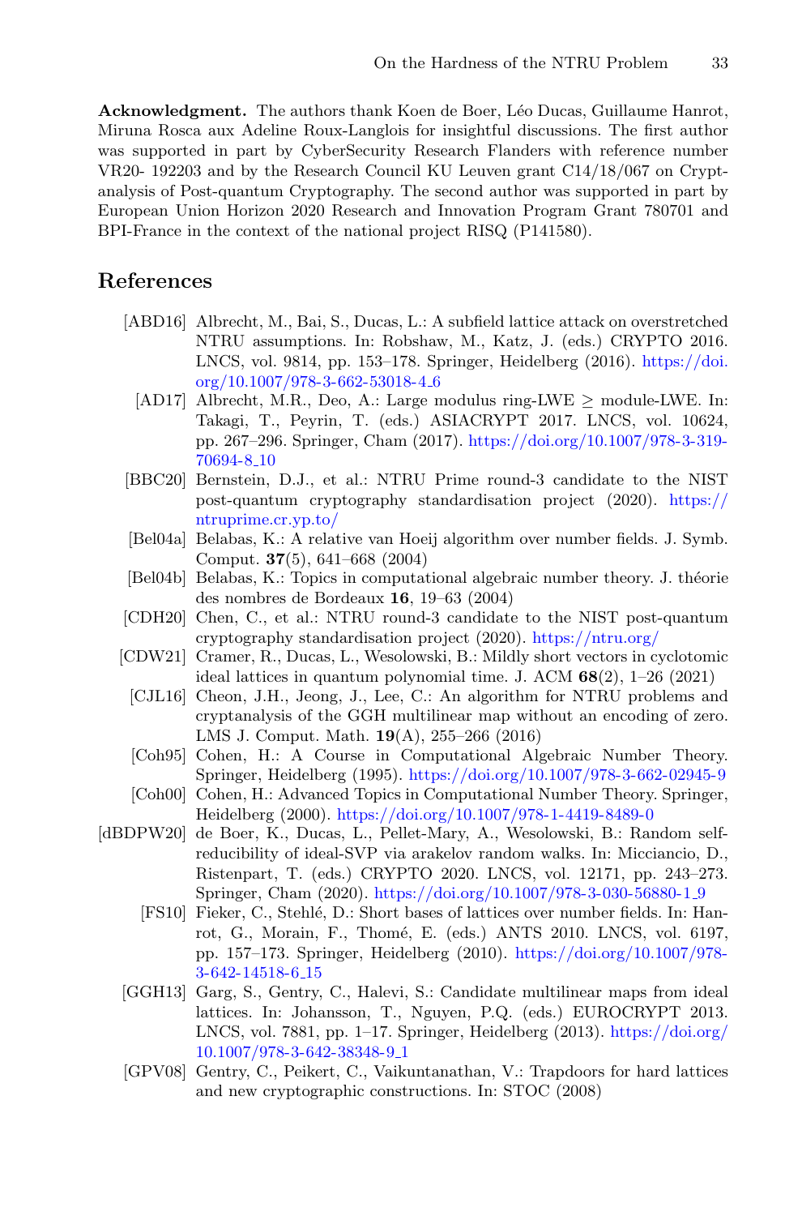**Acknowledgment.** The authors thank Koen de Boer, Léo Ducas, Guillaume Hanrot, Miruna Rosca aux Adeline Roux-Langlois for insightful discussions. The first author was supported in part by CyberSecurity Research Flanders with reference number VR20- 192203 and by the Research Council KU Leuven grant C14/18/067 on Cryptanalysis of Post-quantum Cryptography. The second author was supported in part by European Union Horizon 2020 Research and Innovation Program Grant 780701 and BPI-France in the context of the national project RISQ (P141580).

## References

[ABD16] Albrecht, M., Bai, S., Ducas, L.: A subfield lattice attack on overstretched NTRU assumptions. In: Robshaw, M., Katz, J. (eds.) CRYPTO 2016. LNCS, vol. 9814, pp. 153–178. Springer, Heidelberg (2016). https://doi.org/10.1007/978-3-662-53018-4_6

[AD17] Albrecht, M.R., Deo, A.: Large modulus ring-LWE $\geq$ module-LWE. In: Takagi, T., Peyrin, T. (eds.) ASIACRYPT 2017. LNCS, vol. 10624, pp. 267–296. Springer, Cham (2017). https://doi.org/10.1007/978-3-319-70694-8_10

[BBC20] Bernstein, D.J., et al.: NTRU Prime round-3 candidate to the NIST post-quantum cryptography standardisation project (2020). https://ntruprime.cr.yp.to/

[Bel04a] Belabas, K.: A relative van Hoeij algorithm over number fields. J. Symb. Comput. **37**(5), 641–668 (2004)

[Bel04b] Belabas, K.: Topics in computational algebraic number theory. J. théorie des nombres de Bordeaux **16**, 19–63 (2004)

[CDH20] Chen, C., et al.: NTRU round-3 candidate to the NIST post-quantum cryptography standardisation project (2020). https://ntru.org/

[CDW21] Cramer, R., Ducas, L., Wesolowski, B.: Mildly short vectors in cyclotomic ideal lattices in quantum polynomial time. J. ACM **68**(2), 1–26 (2021)

[CJL16] Cheon, J.H., Jeong, J., Lee, C.: An algorithm for NTRU problems and cryptanalysis of the GGH multilinear map without an encoding of zero. LMS J. Comput. Math. **19**(A), 255–266 (2016)

[Coh95] Cohen, H.: A Course in Computational Algebraic Number Theory. Springer, Heidelberg (1995). https://doi.org/10.1007/978-3-662-02945-9

[Coh00] Cohen, H.: Advanced Topics in Computational Number Theory. Springer, Heidelberg (2000). https://doi.org/10.1007/978-1-4419-8489-0

[dBDPW20] de Boer, K., Ducas, L., Pellet-Mary, A., Wesolowski, B.: Random self-reducibility of ideal-SVP via arakelov random walks. In: Micciancio, D., Ristenpart, T. (eds.) CRYPTO 2020. LNCS, vol. 12171, pp. 243–273. Springer, Cham (2020). https://doi.org/10.1007/978-3-030-56880-1_9

[FS10] Fieker, C., Stehlé, D.: Short bases of lattices over number fields. In: Hanrot, G., Morain, F., Thomé, E. (eds.) ANTS 2010. LNCS, vol. 6197, pp. 157–173. Springer, Heidelberg (2010). https://doi.org/10.1007/978-3-642-14518-6_15

[GGH13] Garg, S., Gentry, C., Halevi, S.: Candidate multilinear maps from ideal lattices. In: Johansson, T., Nguyen, P.Q. (eds.) EUROCRYPT 2013. LNCS, vol. 7881, pp. 1–17. Springer, Heidelberg (2013). https://doi.org/10.1007/978-3-642-38348-9_1

[GPV08] Gentry, C., Peikert, C., Vaikuntanathan, V.: Trapdoors for hard lattices and new cryptographic constructions. In: STOC (2008)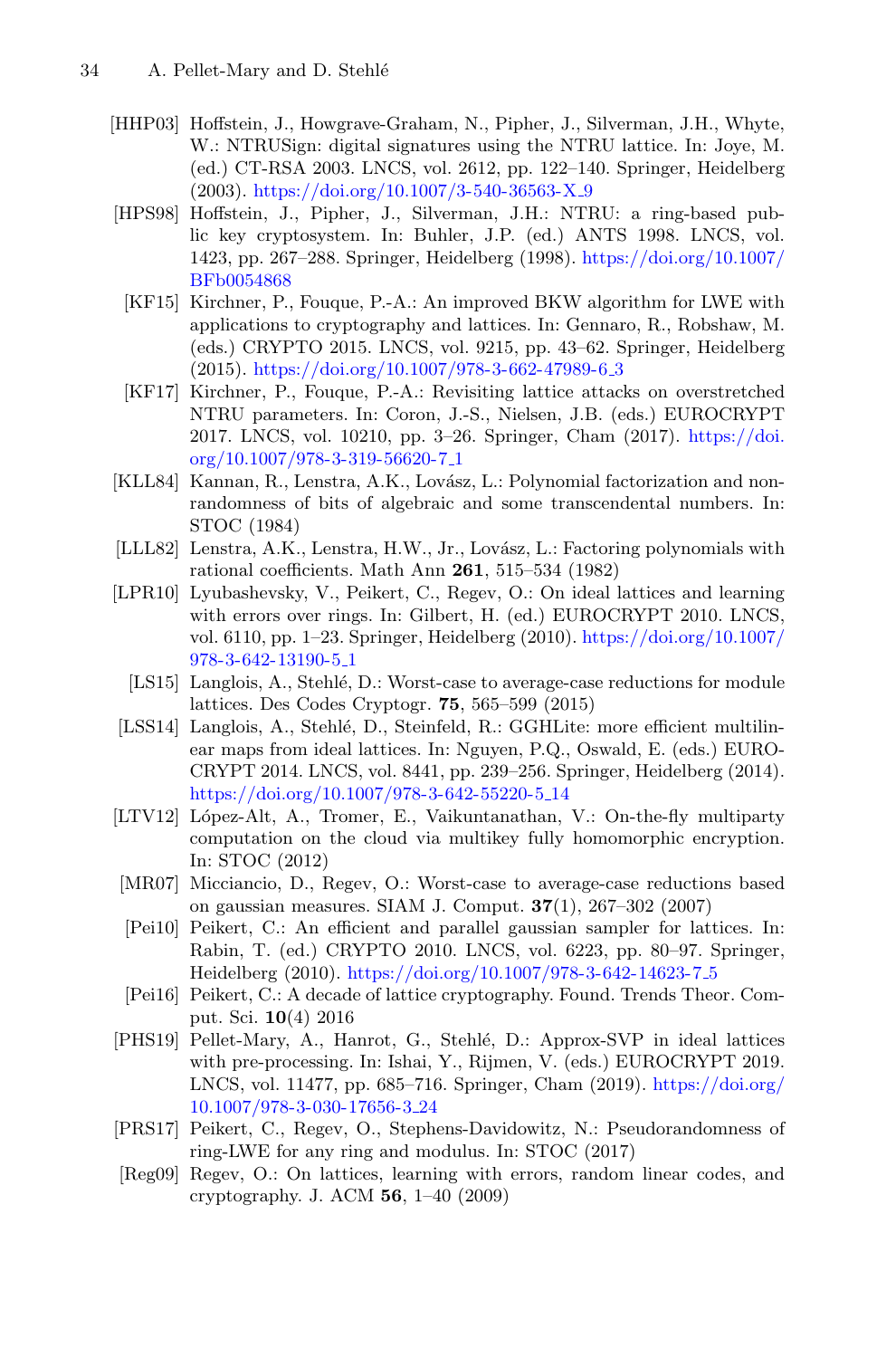[HHP03] Hoffstein, J., Howgrave-Graham, N., Pipher, J., Silverman, J.H., Whyte, W.: NTRUSign: digital signatures using the NTRU lattice. In: Joye, M. (ed.) CT-RSA 2003. LNCS, vol. 2612, pp. 122–140. Springer, Heidelberg (2003). https://doi.org/10.1007/3-540-36563-X_9

[HPS98] Hoffstein, J., Pipher, J., Silverman, J.H.: NTRU: a ring-based public key cryptosystem. In: Buhler, J.P. (ed.) ANTS 1998. LNCS, vol. 1423, pp. 267–288. Springer, Heidelberg (1998). https://doi.org/10.1007/BFb0054868

[KF15] Kirchner, P., Fouque, P.-A.: An improved BKW algorithm for LWE with applications to cryptography and lattices. In: Gennaro, R., Robshaw, M. (eds.) CRYPTO 2015. LNCS, vol. 9215, pp. 43–62. Springer, Heidelberg (2015). https://doi.org/10.1007/978-3-662-47989-6_3

[KF17] Kirchner, P., Fouque, P.-A.: Revisiting lattice attacks on overstretched NTRU parameters. In: Coron, J.-S., Nielsen, J.B. (eds.) EUROCRYPT 2017. LNCS, vol. 10210, pp. 3–26. Springer, Cham (2017). https://doi.org/10.1007/978-3-319-56620-7_1

[KLL84] Kannan, R., Lenstra, A.K., Lovász, L.: Polynomial factorization and nonrandomness of bits of algebraic and some transcendental numbers. In: STOC (1984)

[LLL82] Lenstra, A.K., Lenstra, H.W., Jr., Lovász, L.: Factoring polynomials with rational coefficients. Math Ann **261**, 515–534 (1982)

[LPR10] Lyubashevsky, V., Peikert, C., Regev, O.: On ideal lattices and learning with errors over rings. In: Gilbert, H. (ed.) EUROCRYPT 2010. LNCS, vol. 6110, pp. 1–23. Springer, Heidelberg (2010). https://doi.org/10.1007/978-3-642-13190-5_1

[LS15] Langlois, A., Stehlé, D.: Worst-case to average-case reductions for module lattices. Des Codes Cryptogr. **75**, 565–599 (2015)

[LSS14] Langlois, A., Stehlé, D., Steinfeld, R.: GGHLite: more efficient multilinear maps from ideal lattices. In: Nguyen, P.Q., Oswald, E. (eds.) EUROCRYPT 2014. LNCS, vol. 8441, pp. 239–256. Springer, Heidelberg (2014). https://doi.org/10.1007/978-3-642-55220-5_14

[LTV12] López-Alt, A., Tromer, E., Vaikuntanathan, V.: On-the-fly multiparty computation on the cloud via multikey fully homomorphic encryption. In: STOC (2012)

[MR07] Micciancio, D., Regev, O.: Worst-case to average-case reductions based on gaussian measures. SIAM J. Comput. **37**(1), 267–302 (2007)

[Pei10] Peikert, C.: An efficient and parallel gaussian sampler for lattices. In: Rabin, T. (ed.) CRYPTO 2010. LNCS, vol. 6223, pp. 80–97. Springer, Heidelberg (2010). https://doi.org/10.1007/978-3-642-14623-7_5

[Pei16] Peikert, C.: A decade of lattice cryptography. Found. Trends Theor. Comput. Sci. **10**(4) 2016

[PHS19] Pellet-Mary, A., Hanrot, G., Stehlé, D.: Approx-SVP in ideal lattices with pre-processing. In: Ishai, Y., Rijmen, V. (eds.) EUROCRYPT 2019. LNCS, vol. 11477, pp. 685–716. Springer, Cham (2019). https://doi.org/10.1007/978-3-030-17656-3_24

[PRS17] Peikert, C., Regev, O., Stephens-Davidowitz, N.: Pseudorandomness of ring-LWE for any ring and modulus. In: STOC (2017)

[Reg09] Regev, O.: On lattices, learning with errors, random linear codes, and cryptography. J. ACM **56**, 1–40 (2009)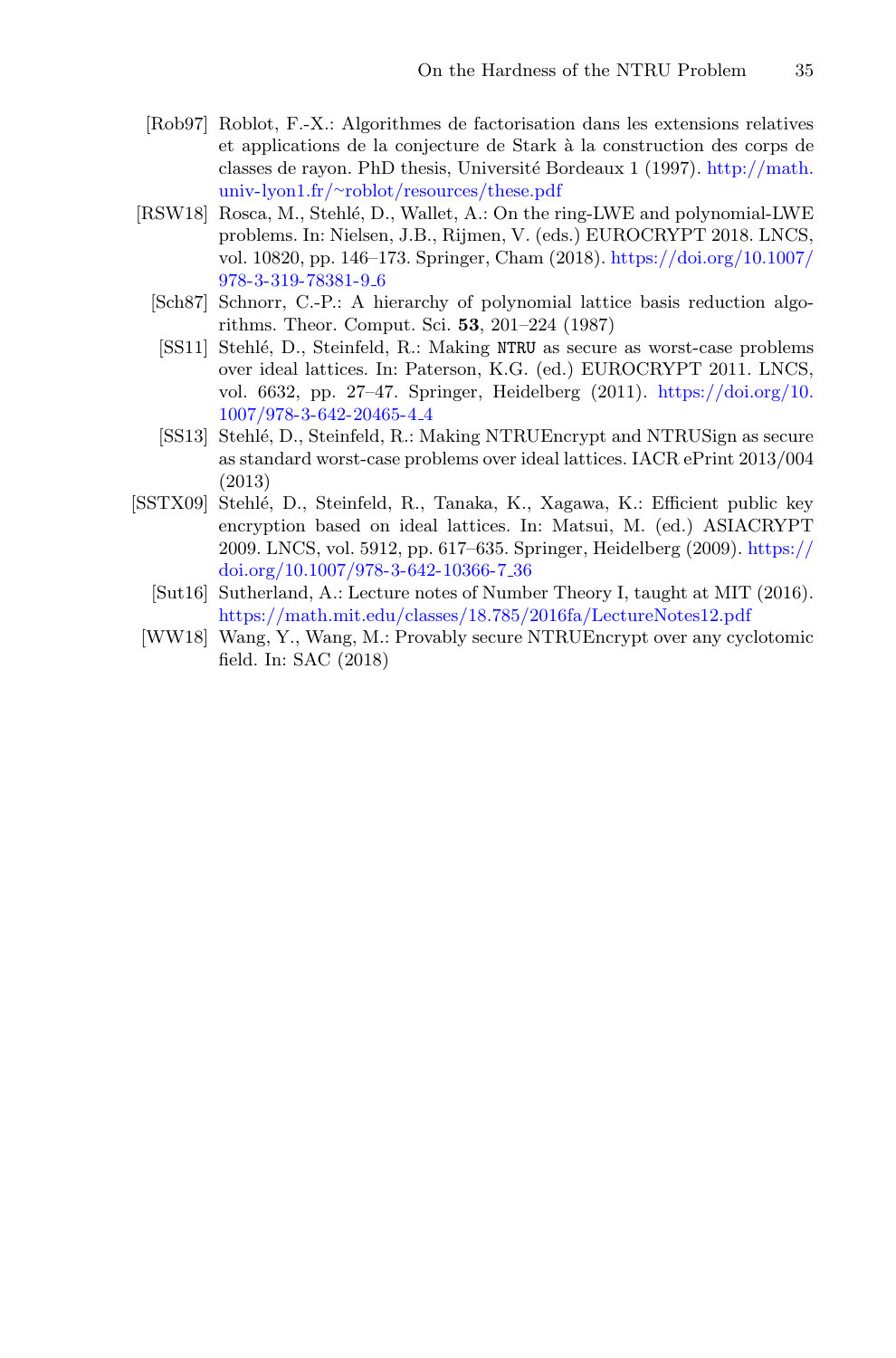[Rob97] Roblot, F.-X.: Algorithmes de factorisation dans les extensions relatives et applications de la conjecture de Stark à la construction des corps de classes de rayon. PhD thesis, Université Bordeaux 1 (1997). http://math.univ-lyon1.fr/~roblot/resources/these.pdf

[RSW18] Rosca, M., Stehlé, D., Wallet, A.: On the ring-LWE and polynomial-LWE problems. In: Nielsen, J.B., Rijmen, V. (eds.) EUROCRYPT 2018. LNCS, vol. 10820, pp. 146–173. Springer, Cham (2018). https://doi.org/10.1007/978-3-319-78381-9_6

[Sch87] Schnorr, C.-P.: A hierarchy of polynomial lattice basis reduction algorithms. Theor. Comput. Sci. **53**, 201–224 (1987)

[SS11] Stehlé, D., Steinfeld, R.: Making NTRU as secure as worst-case problems over ideal lattices. In: Paterson, K.G. (ed.) EUROCRYPT 2011. LNCS, vol. 6632, pp. 27–47. Springer, Heidelberg (2011). https://doi.org/10.1007/978-3-642-20465-4_4

[SS13] Stehlé, D., Steinfeld, R.: Making NTRUEncrypt and NTRUSign as secure as standard worst-case problems over ideal lattices. IACR ePrint 2013/004 (2013)

[SSTX09] Stehlé, D., Steinfeld, R., Tanaka, K., Xagawa, K.: Efficient public key encryption based on ideal lattices. In: Matsui, M. (ed.) ASIACRYPT 2009. LNCS, vol. 5912, pp. 617–635. Springer, Heidelberg (2009). https://doi.org/10.1007/978-3-642-10366-7_36

[Sut16] Sutherland, A.: Lecture notes of Number Theory I, taught at MIT (2016). https://math.mit.edu/classes/18.785/2016fa/LectureNotes12.pdf

[WW18] Wang, Y., Wang, M.: Provably secure NTRUEncrypt over any cyclotomic field. In: SAC (2018)